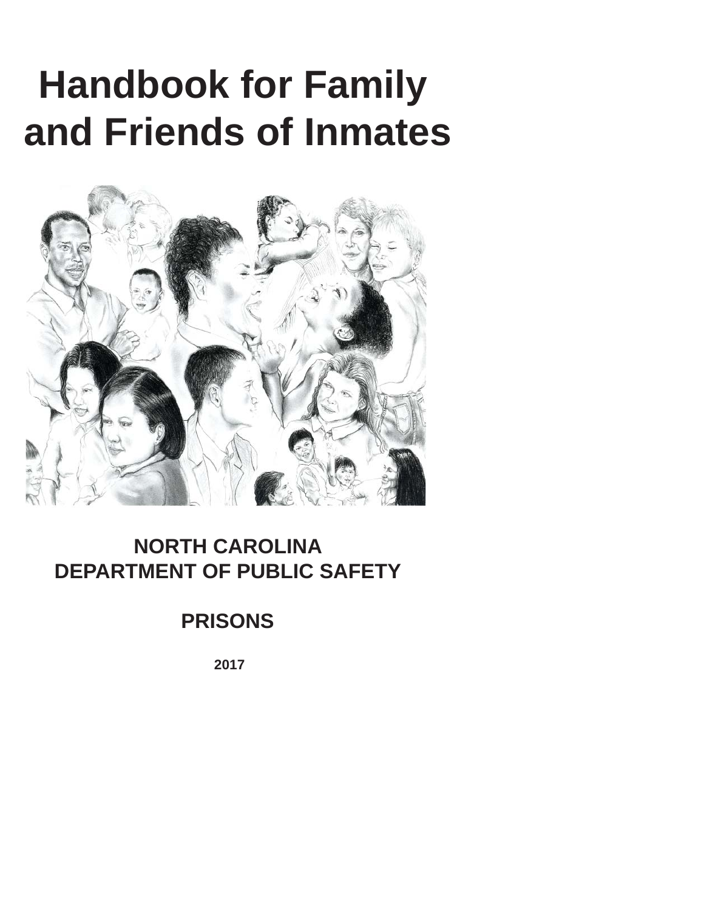# Handbook for Family and Friends of Inmates

**NORTH CAROLINA**
**DEPARTMENT OF PUBLIC SAFETY**

**PRISONS**

**2017**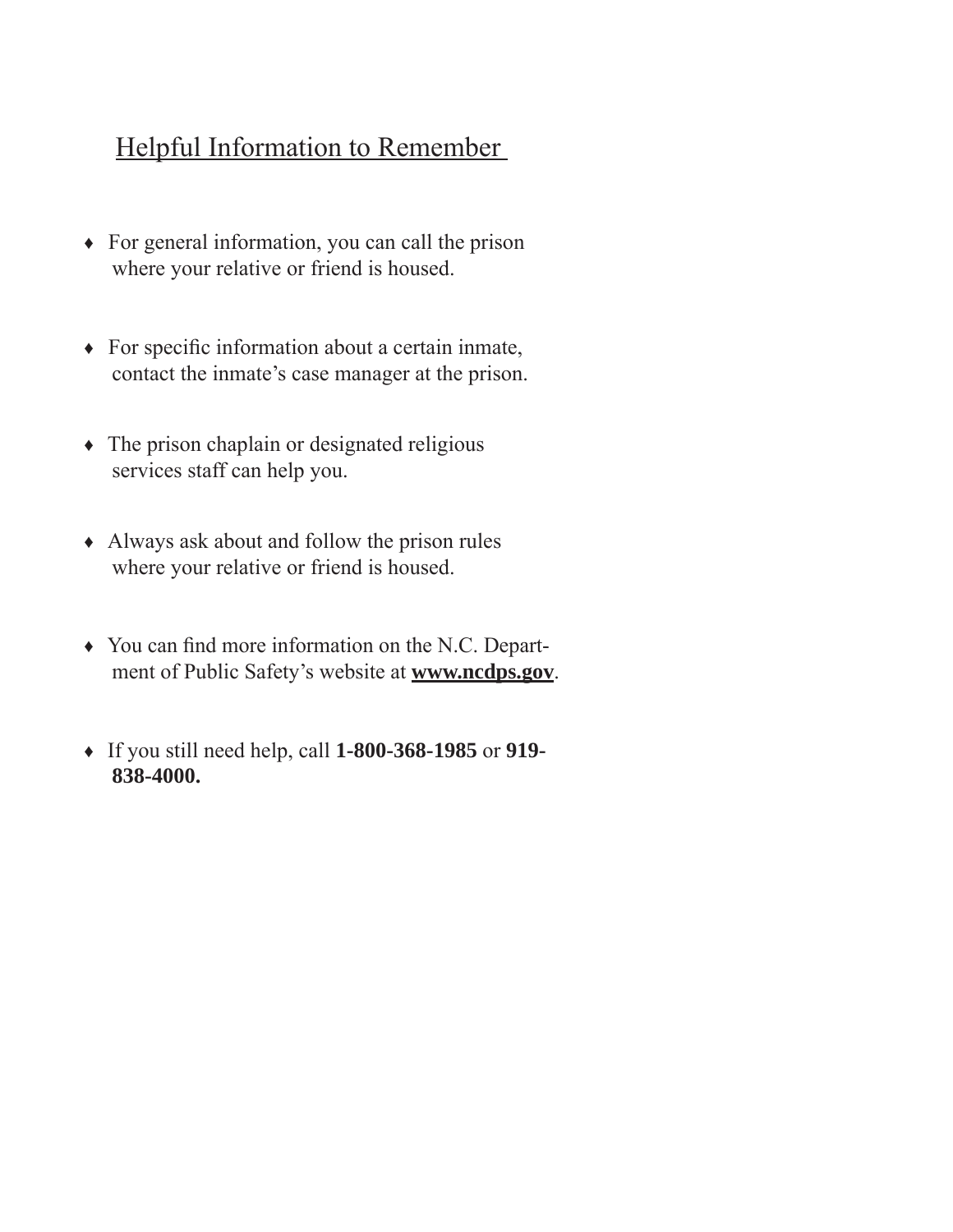## Helpful Information to Remember

- For general information, you can call the prison where your relative or friend is housed.

- For specific information about a certain inmate, contact the inmate's case manager at the prison.

- The prison chaplain or designated religious services staff can help you.

- Always ask about and follow the prison rules where your relative or friend is housed.

- You can find more information on the N.C. Department of Public Safety's website at **www.ncdps.gov**.

- If you still need help, call **1-800-368-1985** or **919-838-4000.**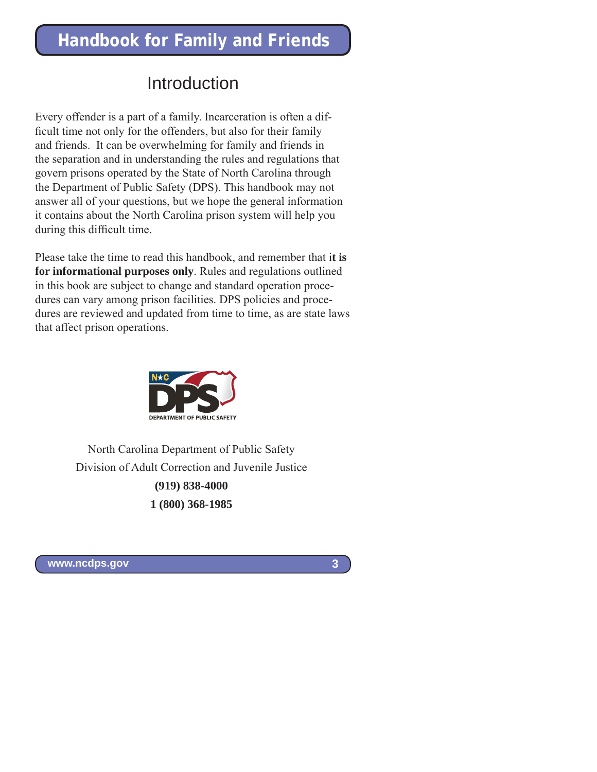# Introduction

Every offender is a part of a family. Incarceration is often a difficult time not only for the offenders, but also for their family and friends. It can be overwhelming for family and friends in the separation and in understanding the rules and regulations that govern prisons operated by the State of North Carolina through the Department of Public Safety (DPS). This handbook may not answer all of your questions, but we hope the general information it contains about the North Carolina prison system will help you during this difficult time.

Please take the time to read this handbook, and remember that i**t is for informational purposes only**. Rules and regulations outlined in this book are subject to change and standard operation procedures can vary among prison facilities. DPS policies and procedures are reviewed and updated from time to time, as are state laws that affect prison operations.

North Carolina Department of Public Safety
Division of Adult Correction and Juvenile Justice

**(919) 838-4000**

**1 (800) 368-1985**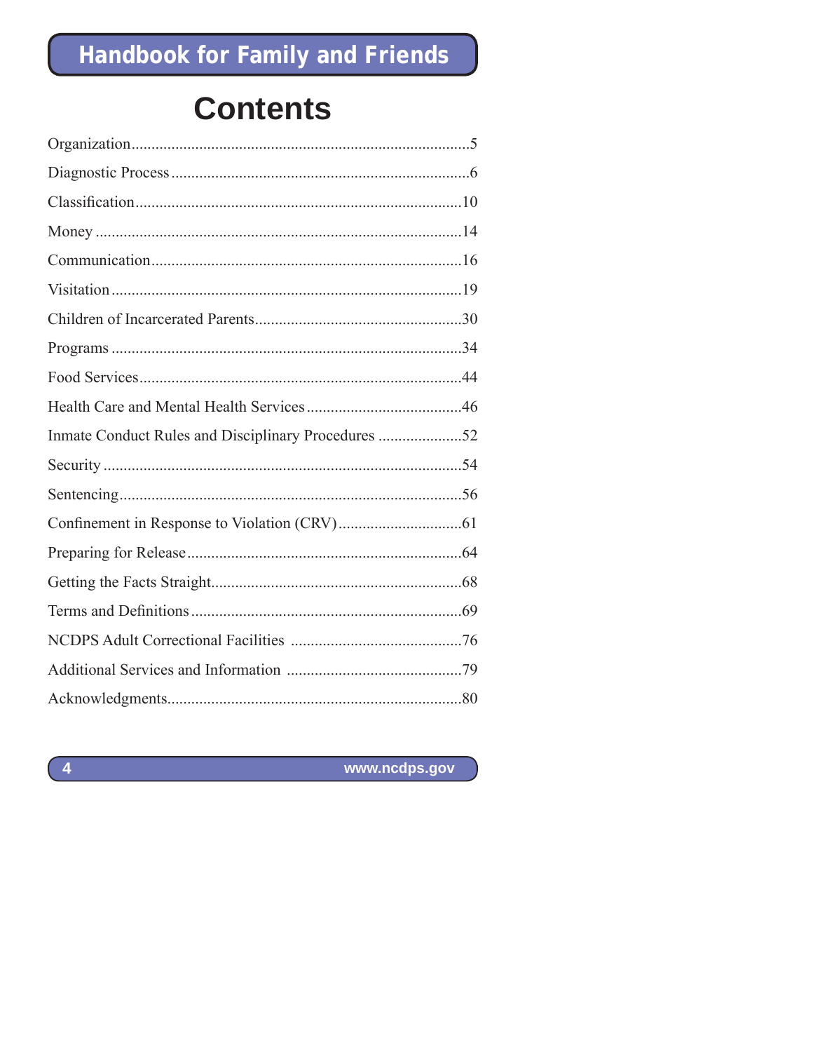# Contents

| Section | Page |
|---|---|
| Organization | 5 |
| Diagnostic Process | 6 |
| Classification | 10 |
| Money | 14 |
| Communication | 16 |
| Visitation | 19 |
| Children of Incarcerated Parents | 30 |
| Programs | 34 |
| Food Services | 44 |
| Health Care and Mental Health Services | 46 |
| Inmate Conduct Rules and Disciplinary Procedures | 52 |
| Security | 54 |
| Sentencing | 56 |
| Confinement in Response to Violation (CRV) | 61 |
| Preparing for Release | 64 |
| Getting the Facts Straight | 68 |
| Terms and Definitions | 69 |
| NCDPS Adult Correctional Facilities | 76 |
| Additional Services and Information | 79 |
| Acknowledgments | 80 |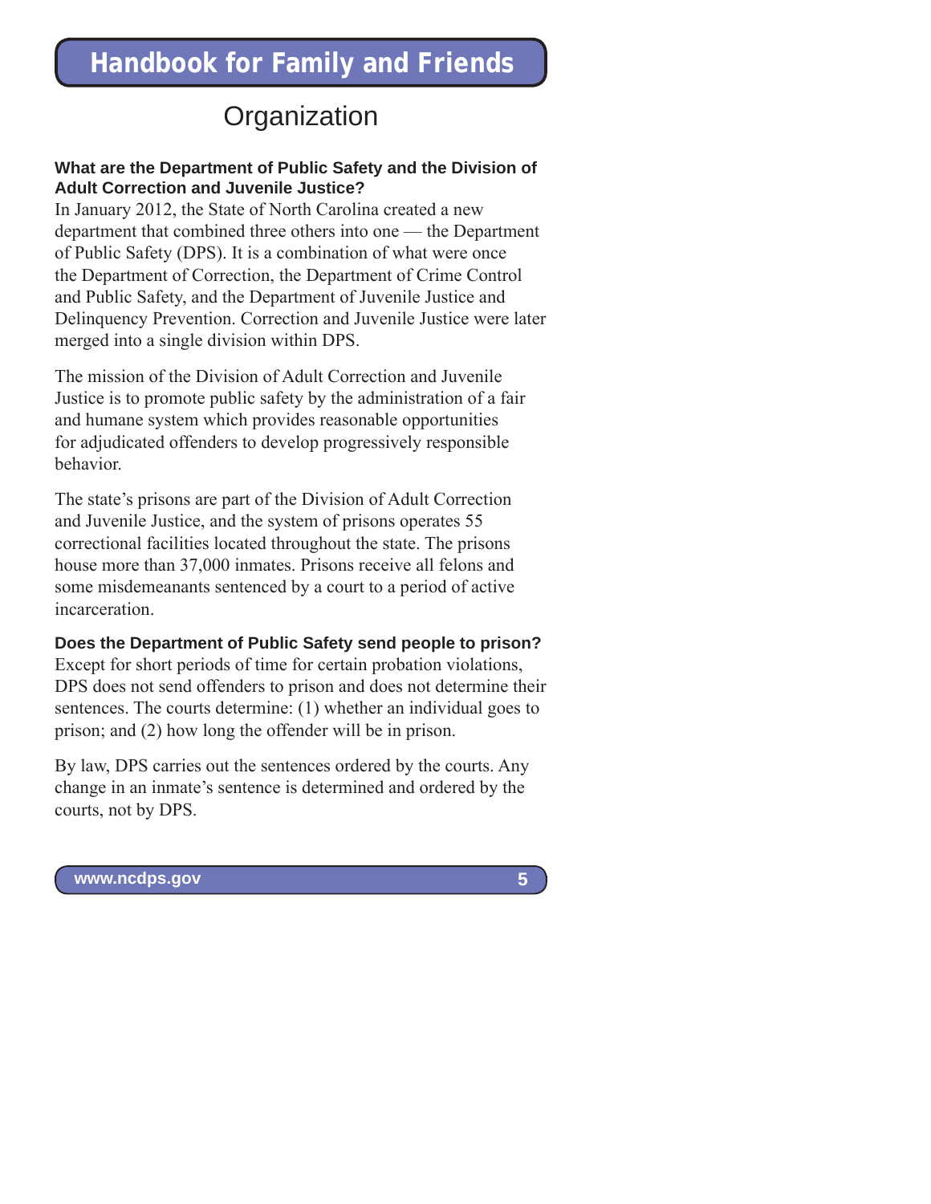## Organization

**What are the Department of Public Safety and the Division of Adult Correction and Juvenile Justice?**

In January 2012, the State of North Carolina created a new department that combined three others into one — the Department of Public Safety (DPS). It is a combination of what were once the Department of Correction, the Department of Crime Control and Public Safety, and the Department of Juvenile Justice and Delinquency Prevention. Correction and Juvenile Justice were later merged into a single division within DPS.

The mission of the Division of Adult Correction and Juvenile Justice is to promote public safety by the administration of a fair and humane system which provides reasonable opportunities for adjudicated offenders to develop progressively responsible behavior.

The state's prisons are part of the Division of Adult Correction and Juvenile Justice, and the system of prisons operates 55 correctional facilities located throughout the state. The prisons house more than 37,000 inmates. Prisons receive all felons and some misdemeanants sentenced by a court to a period of active incarceration.

**Does the Department of Public Safety send people to prison?**

Except for short periods of time for certain probation violations, DPS does not send offenders to prison and does not determine their sentences. The courts determine: (1) whether an individual goes to prison; and (2) how long the offender will be in prison.

By law, DPS carries out the sentences ordered by the courts. Any change in an inmate's sentence is determined and ordered by the courts, not by DPS.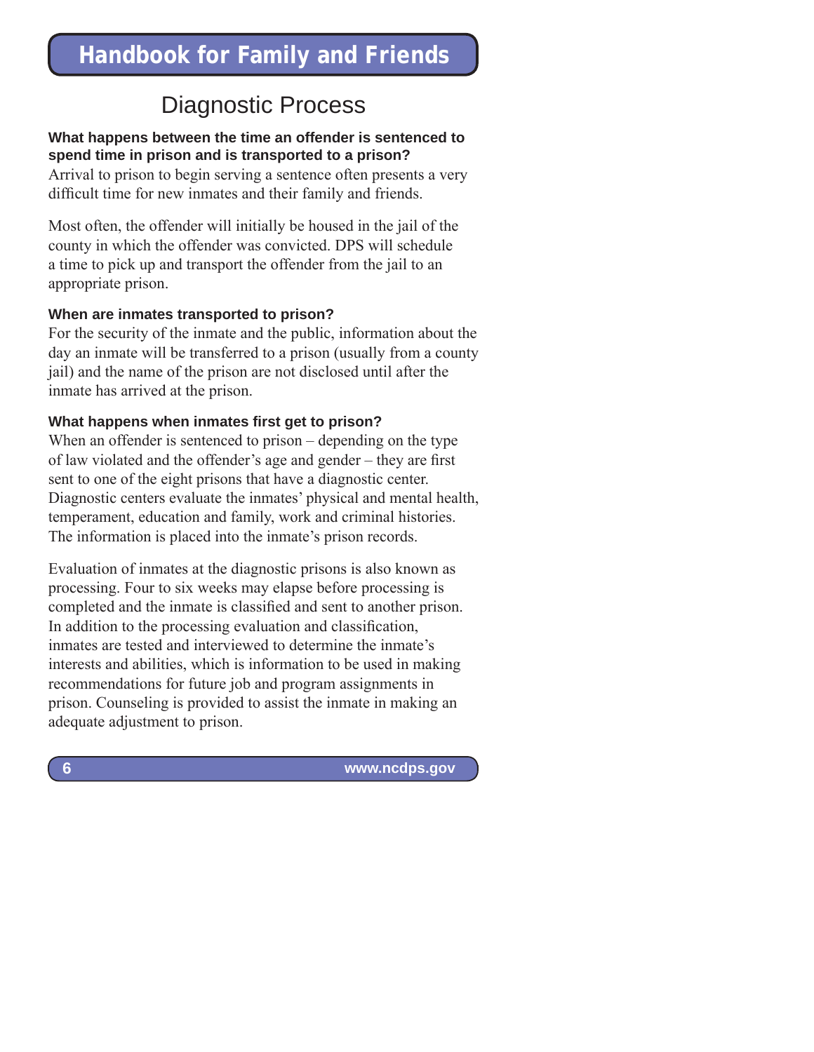## Diagnostic Process

**What happens between the time an offender is sentenced to spend time in prison and is transported to a prison?**

Arrival to prison to begin serving a sentence often presents a very difficult time for new inmates and their family and friends.

Most often, the offender will initially be housed in the jail of the county in which the offender was convicted. DPS will schedule a time to pick up and transport the offender from the jail to an appropriate prison.

**When are inmates transported to prison?**

For the security of the inmate and the public, information about the day an inmate will be transferred to a prison (usually from a county jail) and the name of the prison are not disclosed until after the inmate has arrived at the prison.

**What happens when inmates first get to prison?**

When an offender is sentenced to prison – depending on the type of law violated and the offender's age and gender – they are first sent to one of the eight prisons that have a diagnostic center. Diagnostic centers evaluate the inmates' physical and mental health, temperament, education and family, work and criminal histories. The information is placed into the inmate's prison records.

Evaluation of inmates at the diagnostic prisons is also known as processing. Four to six weeks may elapse before processing is completed and the inmate is classified and sent to another prison. In addition to the processing evaluation and classification, inmates are tested and interviewed to determine the inmate's interests and abilities, which is information to be used in making recommendations for future job and program assignments in prison. Counseling is provided to assist the inmate in making an adequate adjustment to prison.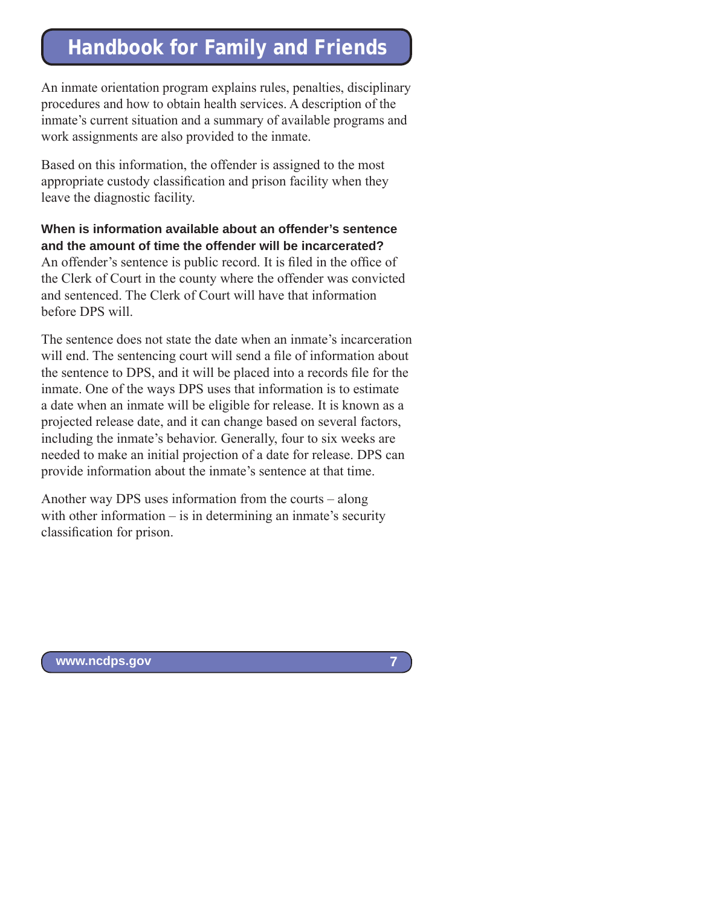An inmate orientation program explains rules, penalties, disciplinary procedures and how to obtain health services. A description of the inmate's current situation and a summary of available programs and work assignments are also provided to the inmate.

Based on this information, the offender is assigned to the most appropriate custody classification and prison facility when they leave the diagnostic facility.

**When is information available about an offender's sentence and the amount of time the offender will be incarcerated?**

An offender's sentence is public record. It is filed in the office of the Clerk of Court in the county where the offender was convicted and sentenced. The Clerk of Court will have that information before DPS will.

The sentence does not state the date when an inmate's incarceration will end. The sentencing court will send a file of information about the sentence to DPS, and it will be placed into a records file for the inmate. One of the ways DPS uses that information is to estimate a date when an inmate will be eligible for release. It is known as a projected release date, and it can change based on several factors, including the inmate's behavior. Generally, four to six weeks are needed to make an initial projection of a date for release. DPS can provide information about the inmate's sentence at that time.

Another way DPS uses information from the courts – along with other information – is in determining an inmate's security classification for prison.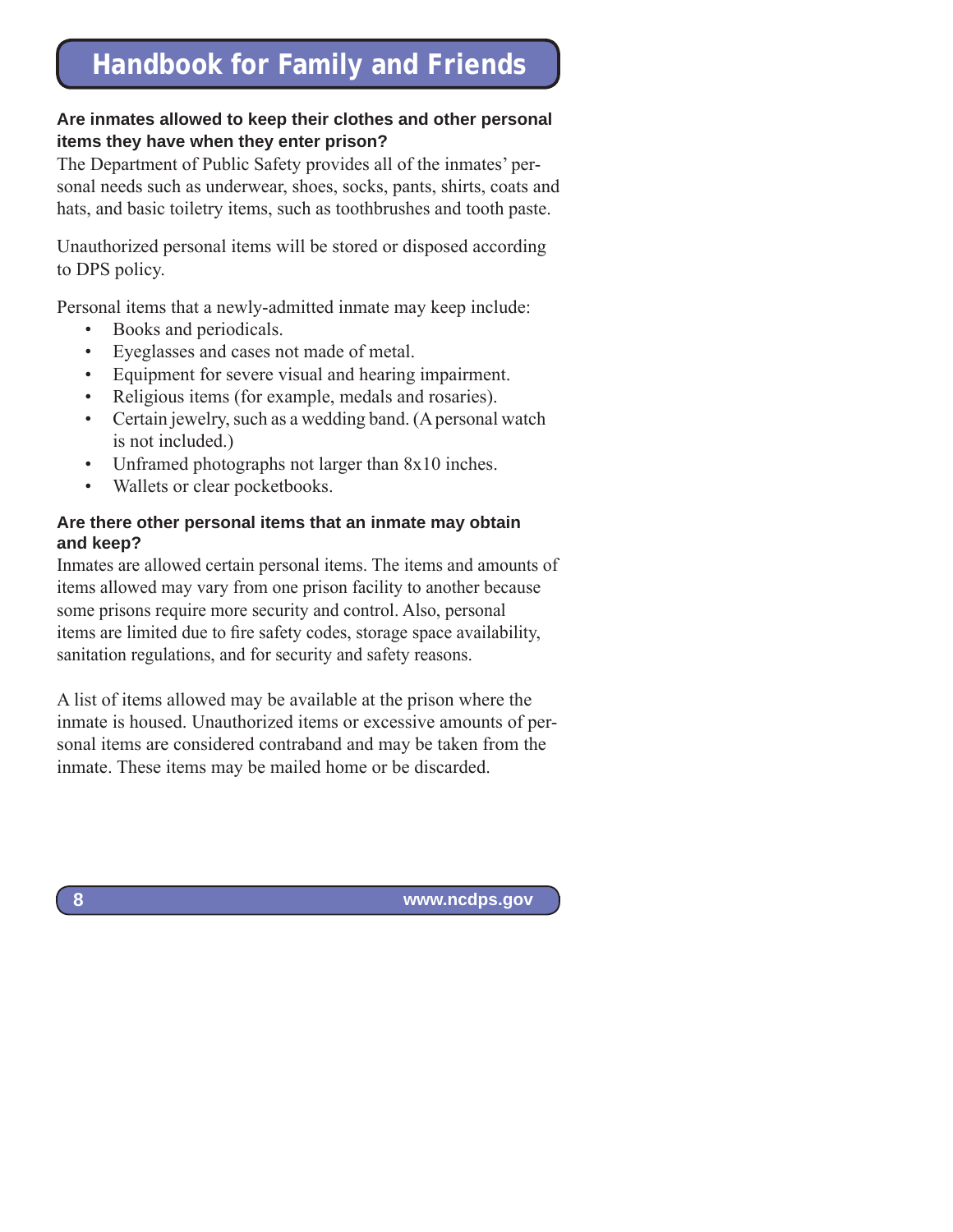**Are inmates allowed to keep their clothes and other personal items they have when they enter prison?**

The Department of Public Safety provides all of the inmates' personal needs such as underwear, shoes, socks, pants, shirts, coats and hats, and basic toiletry items, such as toothbrushes and tooth paste.

Unauthorized personal items will be stored or disposed according to DPS policy.

Personal items that a newly-admitted inmate may keep include:

- Books and periodicals.
- Eyeglasses and cases not made of metal.
- Equipment for severe visual and hearing impairment.
- Religious items (for example, medals and rosaries).
- Certain jewelry, such as a wedding band. (A personal watch is not included.)
- Unframed photographs not larger than 8x10 inches.
- Wallets or clear pocketbooks.

**Are there other personal items that an inmate may obtain and keep?**

Inmates are allowed certain personal items. The items and amounts of items allowed may vary from one prison facility to another because some prisons require more security and control. Also, personal items are limited due to fire safety codes, storage space availability, sanitation regulations, and for security and safety reasons.

A list of items allowed may be available at the prison where the inmate is housed. Unauthorized items or excessive amounts of personal items are considered contraband and may be taken from the inmate. These items may be mailed home or be discarded.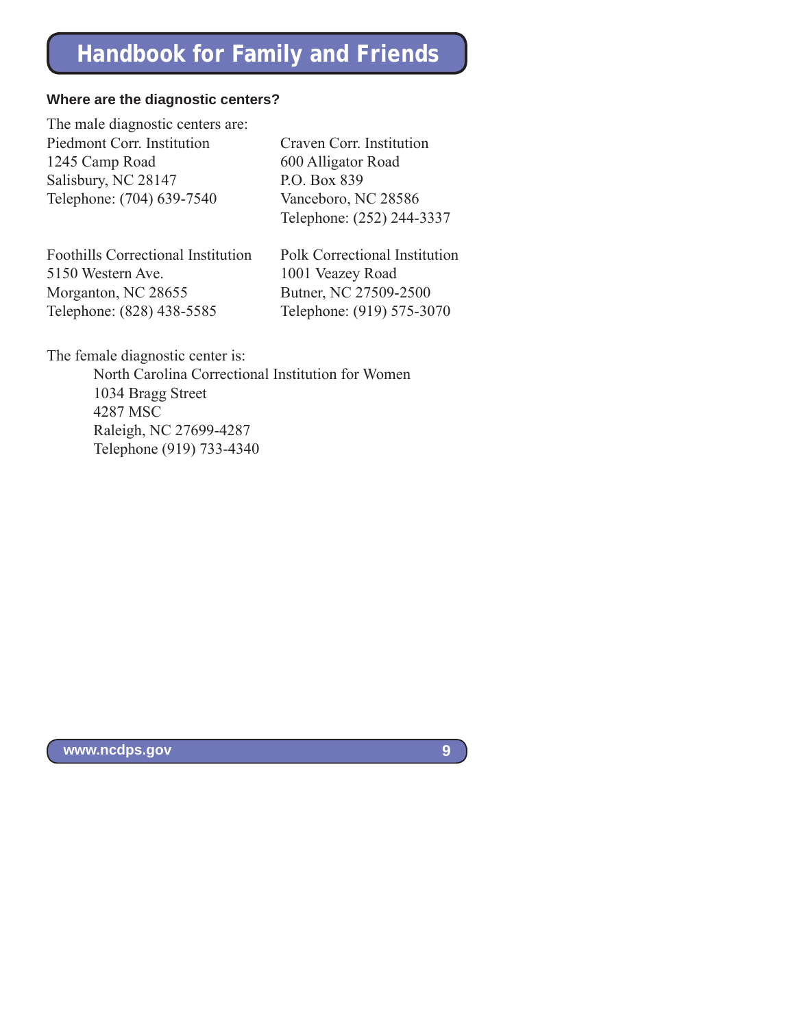### Where are the diagnostic centers?

The male diagnostic centers are:

Piedmont Corr. Institution
1245 Camp Road
Salisbury, NC 28147
Telephone: (704) 639-7540

Craven Corr. Institution
600 Alligator Road
P.O. Box 839
Vanceboro, NC 28586
Telephone: (252) 244-3337

Foothills Correctional Institution
5150 Western Ave.
Morganton, NC 28655
Telephone: (828) 438-5585

Polk Correctional Institution
1001 Veazey Road
Butner, NC 27509-2500
Telephone: (919) 575-3070

The female diagnostic center is:

North Carolina Correctional Institution for Women
1034 Bragg Street
4287 MSC
Raleigh, NC 27699-4287
Telephone (919) 733-4340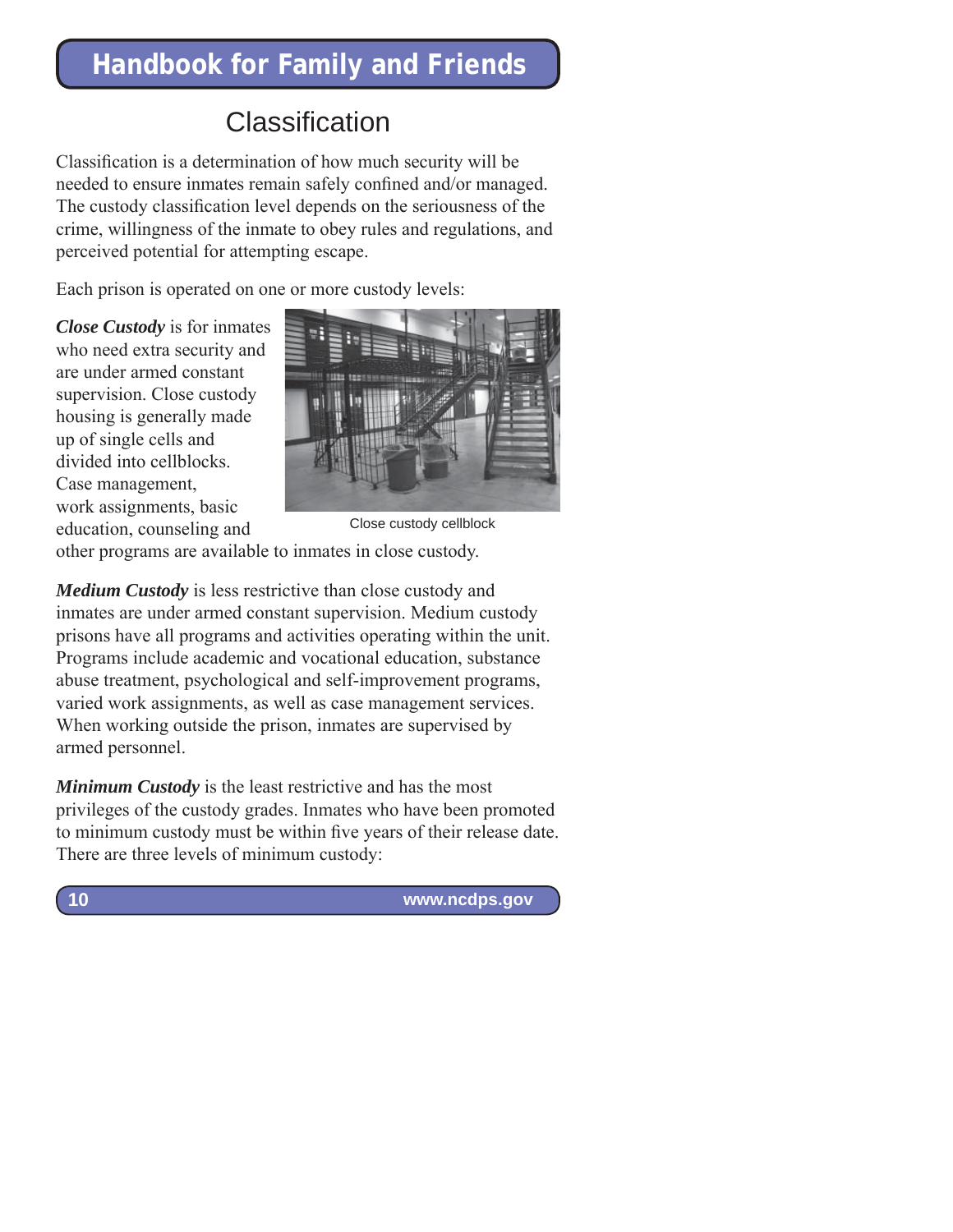# Classification

Classification is a determination of how much security will be needed to ensure inmates remain safely confined and/or managed. The custody classification level depends on the seriousness of the crime, willingness of the inmate to obey rules and regulations, and perceived potential for attempting escape.

Each prison is operated on one or more custody levels:

***Close Custody*** is for inmates who need extra security and are under armed constant supervision. Close custody housing is generally made up of single cells and divided into cellblocks. Case management, work assignments, basic education, counseling and other programs are available to inmates in close custody.

Close custody cellblock

***Medium Custody*** is less restrictive than close custody and inmates are under armed constant supervision. Medium custody prisons have all programs and activities operating within the unit. Programs include academic and vocational education, substance abuse treatment, psychological and self-improvement programs, varied work assignments, as well as case management services. When working outside the prison, inmates are supervised by armed personnel.

***Minimum Custody*** is the least restrictive and has the most privileges of the custody grades. Inmates who have been promoted to minimum custody must be within five years of their release date. There are three levels of minimum custody: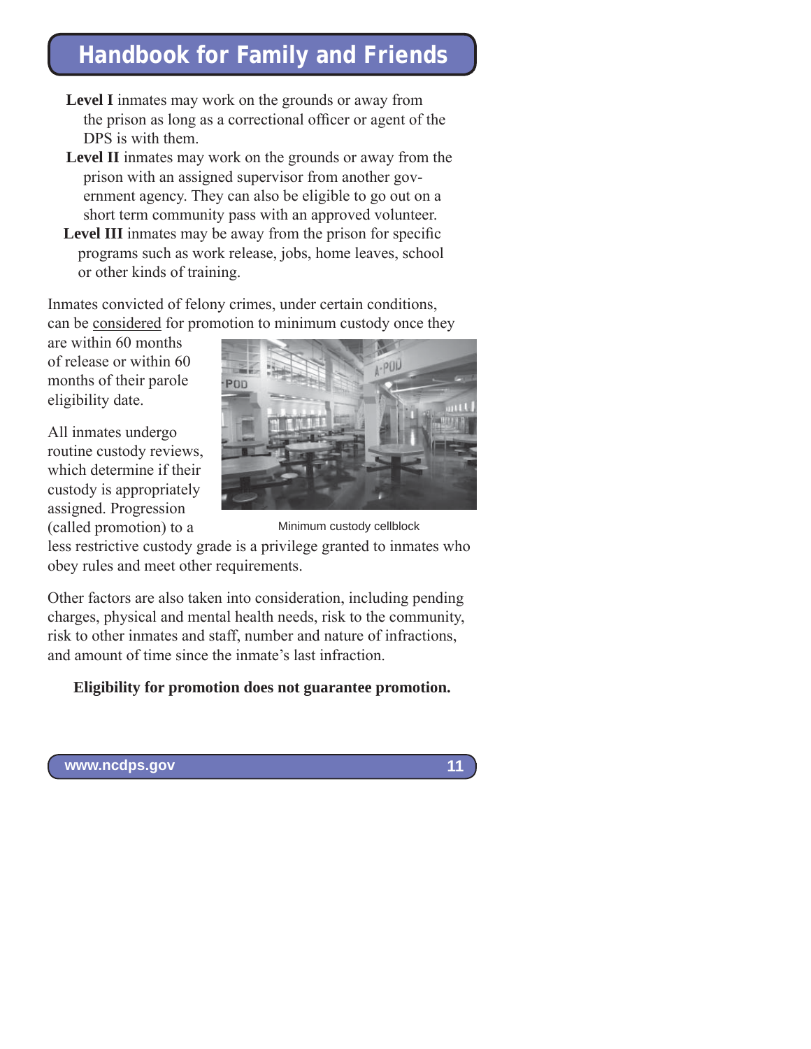**Level I** inmates may work on the grounds or away from the prison as long as a correctional officer or agent of the DPS is with them.

**Level II** inmates may work on the grounds or away from the prison with an assigned supervisor from another government agency. They can also be eligible to go out on a short term community pass with an approved volunteer.

**Level III** inmates may be away from the prison for specific programs such as work release, jobs, home leaves, school or other kinds of training.

Inmates convicted of felony crimes, under certain conditions, can be considered for promotion to minimum custody once they are within 60 months of release or within 60 months of their parole eligibility date.

Minimum custody cellblock

All inmates undergo routine custody reviews, which determine if their custody is appropriately assigned. Progression (called promotion) to a less restrictive custody grade is a privilege granted to inmates who obey rules and meet other requirements.

Other factors are also taken into consideration, including pending charges, physical and mental health needs, risk to the community, risk to other inmates and staff, number and nature of infractions, and amount of time since the inmate's last infraction.

**Eligibility for promotion does not guarantee promotion.**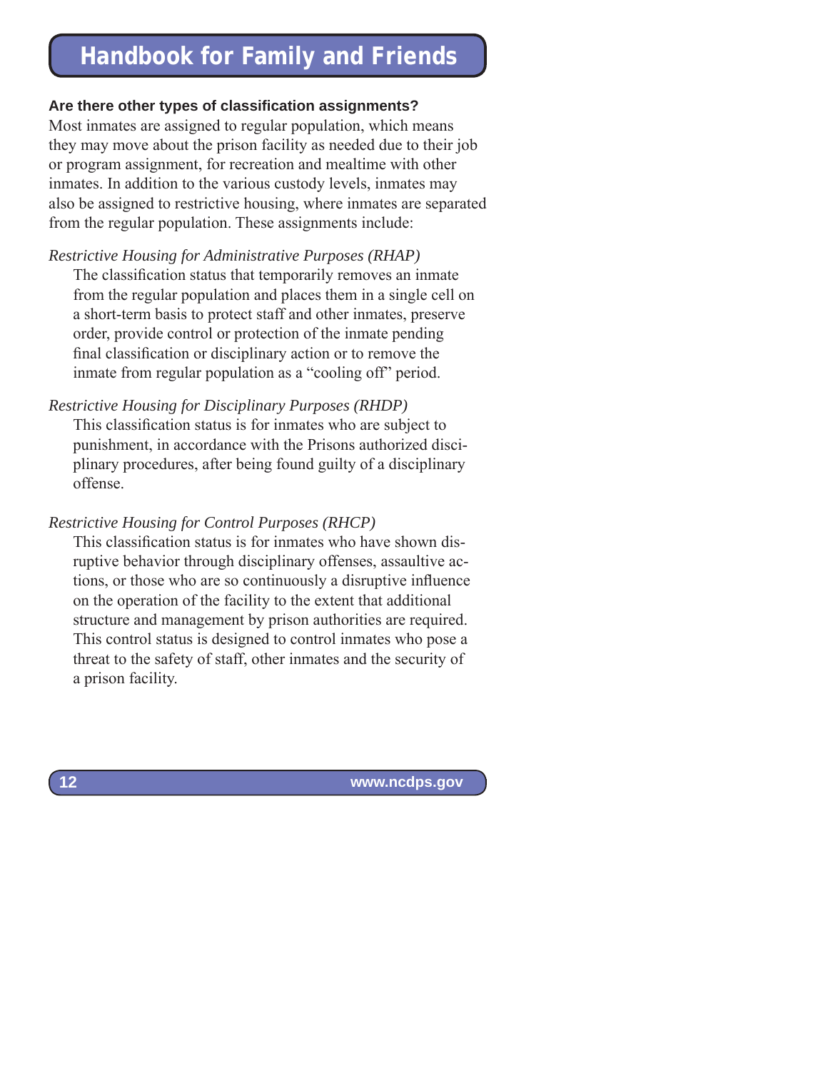**Are there other types of classification assignments?**

Most inmates are assigned to regular population, which means they may move about the prison facility as needed due to their job or program assignment, for recreation and mealtime with other inmates. In addition to the various custody levels, inmates may also be assigned to restrictive housing, where inmates are separated from the regular population. These assignments include:

*Restrictive Housing for Administrative Purposes (RHAP)*

The classification status that temporarily removes an inmate from the regular population and places them in a single cell on a short-term basis to protect staff and other inmates, preserve order, provide control or protection of the inmate pending final classification or disciplinary action or to remove the inmate from regular population as a "cooling off" period.

*Restrictive Housing for Disciplinary Purposes (RHDP)*

This classification status is for inmates who are subject to punishment, in accordance with the Prisons authorized disciplinary procedures, after being found guilty of a disciplinary offense.

*Restrictive Housing for Control Purposes (RHCP)*

This classification status is for inmates who have shown disruptive behavior through disciplinary offenses, assaultive actions, or those who are so continuously a disruptive influence on the operation of the facility to the extent that additional structure and management by prison authorities are required. This control status is designed to control inmates who pose a threat to the safety of staff, other inmates and the security of a prison facility.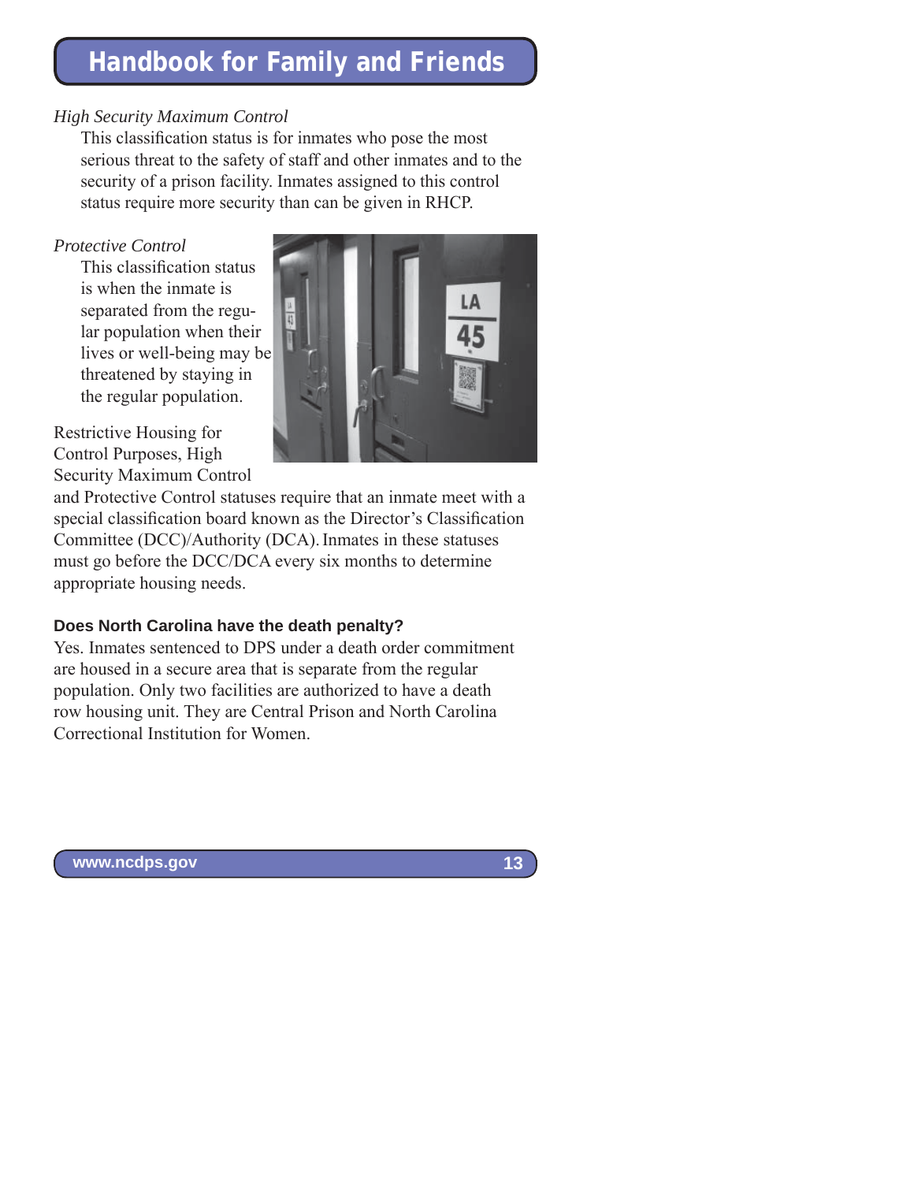*High Security Maximum Control*

This classification status is for inmates who pose the most serious threat to the safety of staff and other inmates and to the security of a prison facility. Inmates assigned to this control status require more security than can be given in RHCP.

*Protective Control*

This classification status is when the inmate is separated from the regular population when their lives or well-being may be threatened by staying in the regular population.

Restrictive Housing for Control Purposes, High Security Maximum Control and Protective Control statuses require that an inmate meet with a special classification board known as the Director's Classification Committee (DCC)/Authority (DCA). Inmates in these statuses must go before the DCC/DCA every six months to determine appropriate housing needs.

**Does North Carolina have the death penalty?**

Yes. Inmates sentenced to DPS under a death order commitment are housed in a secure area that is separate from the regular population. Only two facilities are authorized to have a death row housing unit. They are Central Prison and North Carolina Correctional Institution for Women.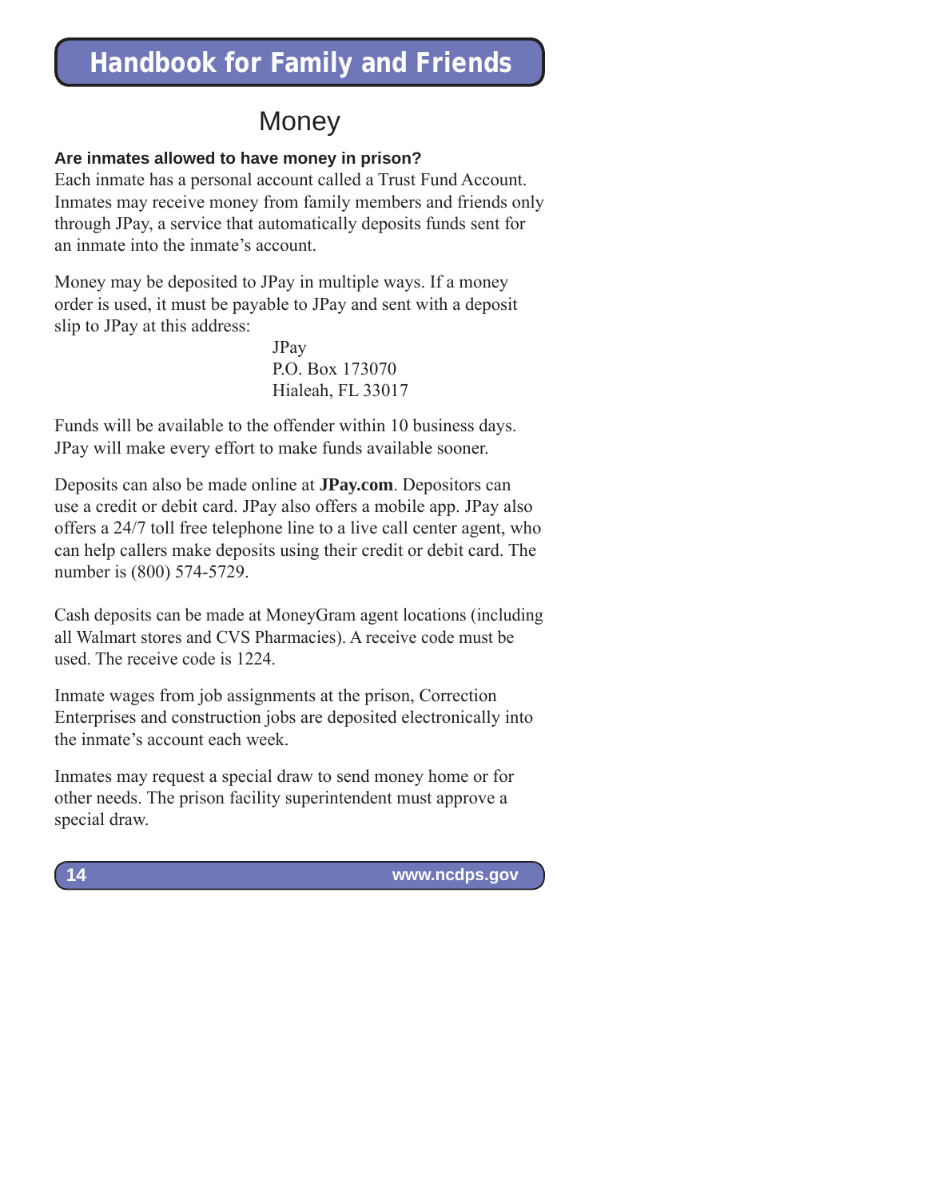## Money

**Are inmates allowed to have money in prison?**

Each inmate has a personal account called a Trust Fund Account. Inmates may receive money from family members and friends only through JPay, a service that automatically deposits funds sent for an inmate into the inmate's account.

Money may be deposited to JPay in multiple ways. If a money order is used, it must be payable to JPay and sent with a deposit slip to JPay at this address:

JPay
P.O. Box 173070
Hialeah, FL 33017

Funds will be available to the offender within 10 business days. JPay will make every effort to make funds available sooner.

Deposits can also be made online at **JPay.com**. Depositors can use a credit or debit card. JPay also offers a mobile app. JPay also offers a 24/7 toll free telephone line to a live call center agent, who can help callers make deposits using their credit or debit card. The number is (800) 574-5729.

Cash deposits can be made at MoneyGram agent locations (including all Walmart stores and CVS Pharmacies). A receive code must be used. The receive code is 1224.

Inmate wages from job assignments at the prison, Correction Enterprises and construction jobs are deposited electronically into the inmate's account each week.

Inmates may request a special draw to send money home or for other needs. The prison facility superintendent must approve a special draw.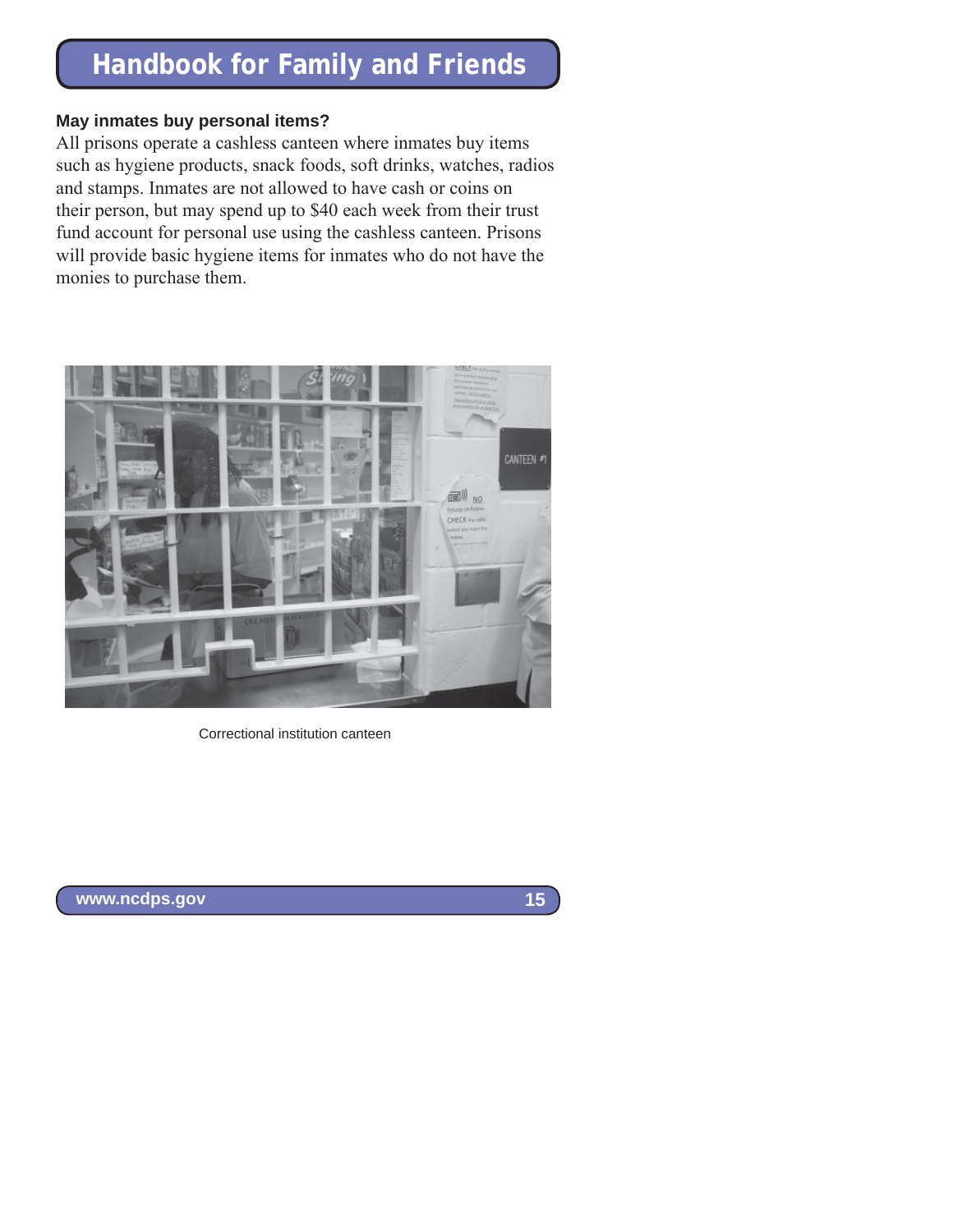### May inmates buy personal items?

All prisons operate a cashless canteen where inmates buy items such as hygiene products, snack foods, soft drinks, watches, radios and stamps. Inmates are not allowed to have cash or coins on their person, but may spend up to $40 each week from their trust fund account for personal use using the cashless canteen. Prisons will provide basic hygiene items for inmates who do not have the monies to purchase them.

Correctional institution canteen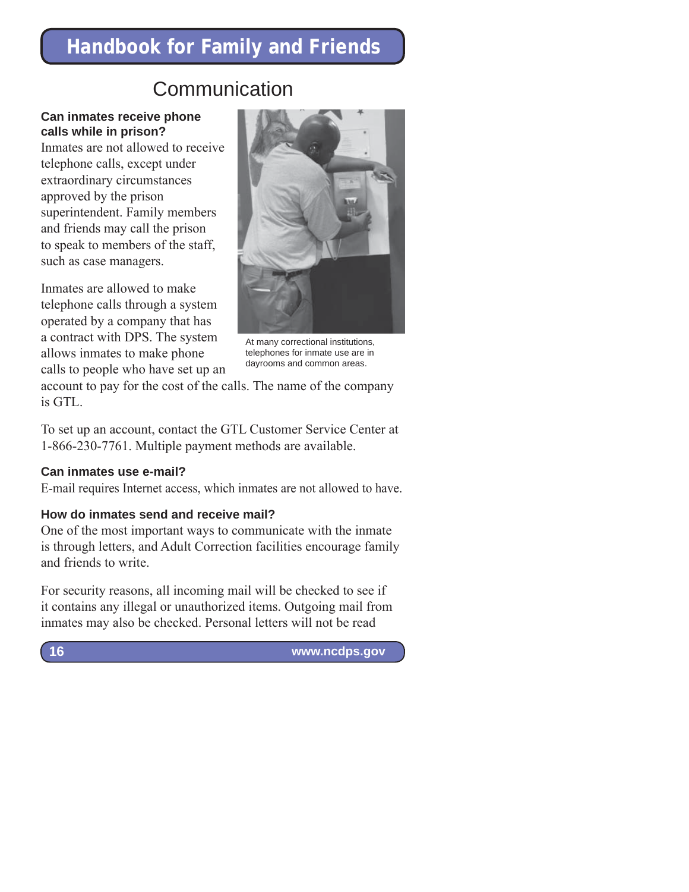## Communication

**Can inmates receive phone calls while in prison?**
Inmates are not allowed to receive telephone calls, except under extraordinary circumstances approved by the prison superintendent. Family members and friends may call the prison to speak to members of the staff, such as case managers.

Inmates are allowed to make telephone calls through a system operated by a company that has a contract with DPS. The system allows inmates to make phone calls to people who have set up an account to pay for the cost of the calls. The name of the company is GTL.

At many correctional institutions, telephones for inmate use are in dayrooms and common areas.

To set up an account, contact the GTL Customer Service Center at 1-866-230-7761. Multiple payment methods are available.

**Can inmates use e-mail?**
E-mail requires Internet access, which inmates are not allowed to have.

**How do inmates send and receive mail?**
One of the most important ways to communicate with the inmate is through letters, and Adult Correction facilities encourage family and friends to write.

For security reasons, all incoming mail will be checked to see if it contains any illegal or unauthorized items. Outgoing mail from inmates may also be checked. Personal letters will not be read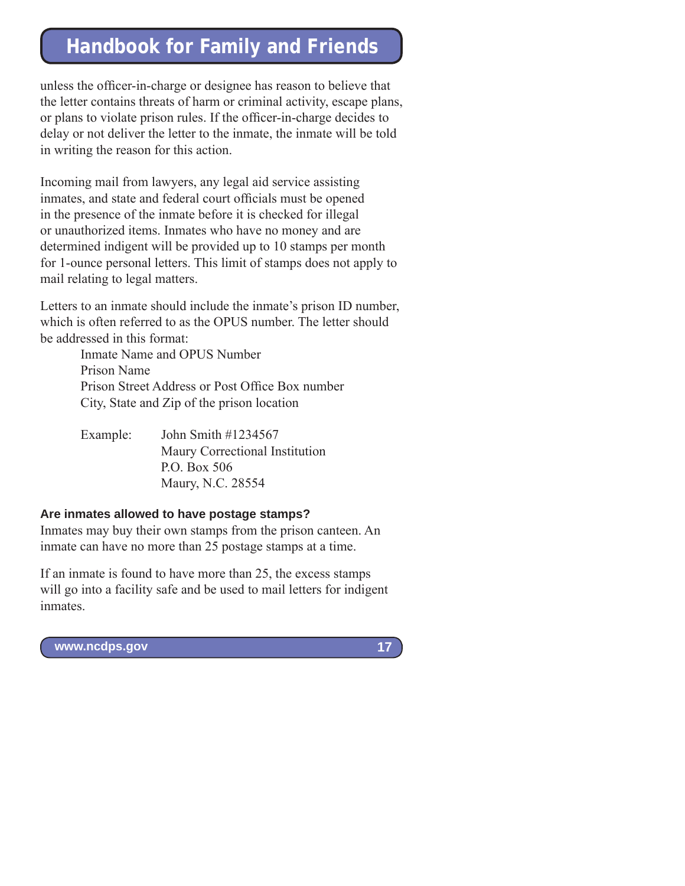unless the officer-in-charge or designee has reason to believe that the letter contains threats of harm or criminal activity, escape plans, or plans to violate prison rules. If the officer-in-charge decides to delay or not deliver the letter to the inmate, the inmate will be told in writing the reason for this action.

Incoming mail from lawyers, any legal aid service assisting inmates, and state and federal court officials must be opened in the presence of the inmate before it is checked for illegal or unauthorized items. Inmates who have no money and are determined indigent will be provided up to 10 stamps per month for 1-ounce personal letters. This limit of stamps does not apply to mail relating to legal matters.

Letters to an inmate should include the inmate's prison ID number, which is often referred to as the OPUS number. The letter should be addressed in this format:

> Inmate Name and OPUS Number
> Prison Name
> Prison Street Address or Post Office Box number
> City, State and Zip of the prison location

> Example: John Smith #1234567
> Maury Correctional Institution
> P.O. Box 506
> Maury, N.C. 28554

**Are inmates allowed to have postage stamps?**

Inmates may buy their own stamps from the prison canteen. An inmate can have no more than 25 postage stamps at a time.

If an inmate is found to have more than 25, the excess stamps will go into a facility safe and be used to mail letters for indigent inmates.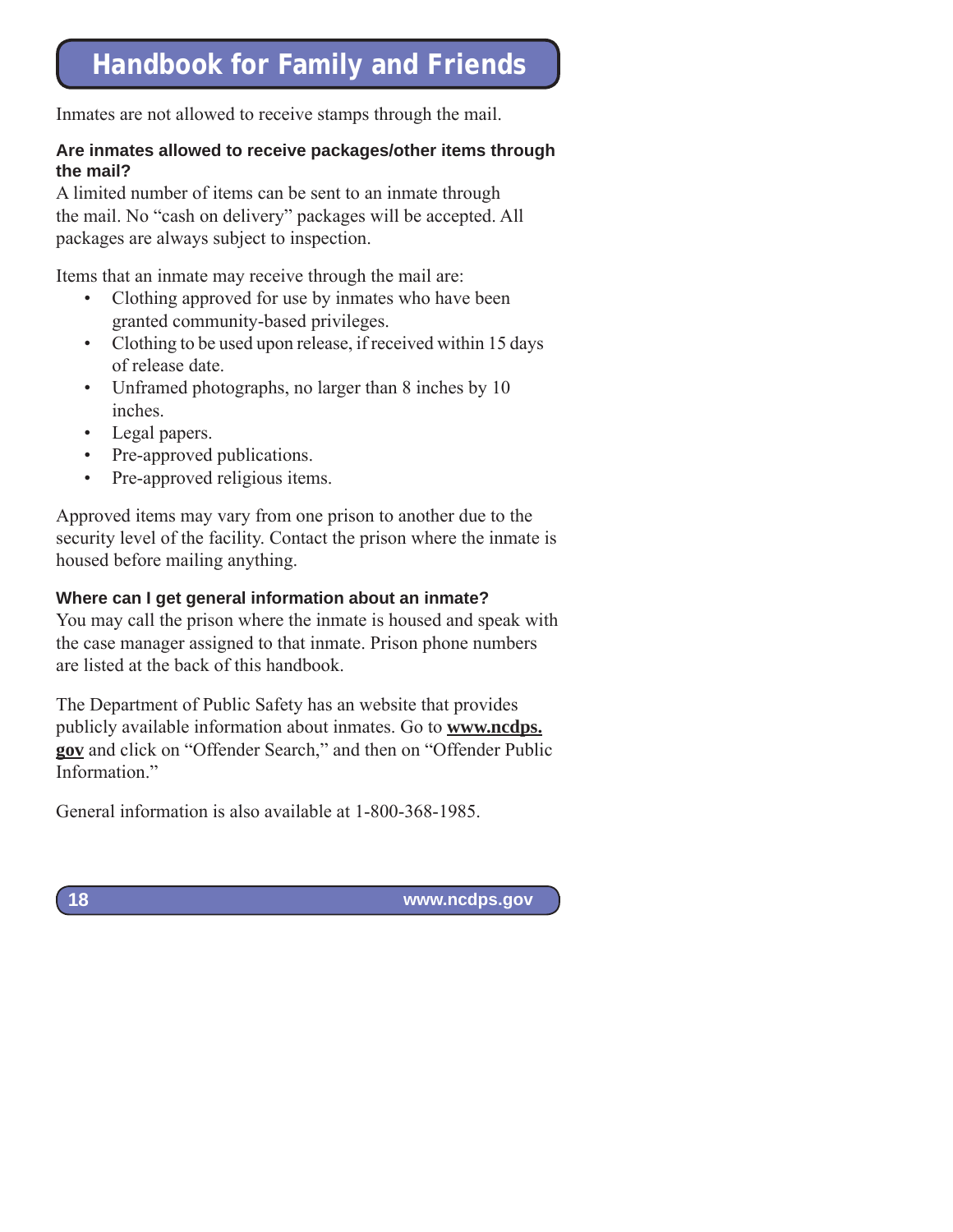Inmates are not allowed to receive stamps through the mail.

**Are inmates allowed to receive packages/other items through the mail?**

A limited number of items can be sent to an inmate through the mail. No "cash on delivery" packages will be accepted. All packages are always subject to inspection.

Items that an inmate may receive through the mail are:

- Clothing approved for use by inmates who have been granted community-based privileges.
- Clothing to be used upon release, if received within 15 days of release date.
- Unframed photographs, no larger than 8 inches by 10 inches.
- Legal papers.
- Pre-approved publications.
- Pre-approved religious items.

Approved items may vary from one prison to another due to the security level of the facility. Contact the prison where the inmate is housed before mailing anything.

**Where can I get general information about an inmate?**

You may call the prison where the inmate is housed and speak with the case manager assigned to that inmate. Prison phone numbers are listed at the back of this handbook.

The Department of Public Safety has an website that provides publicly available information about inmates. Go to **www.ncdps.gov** and click on "Offender Search," and then on "Offender Public Information."

General information is also available at 1-800-368-1985.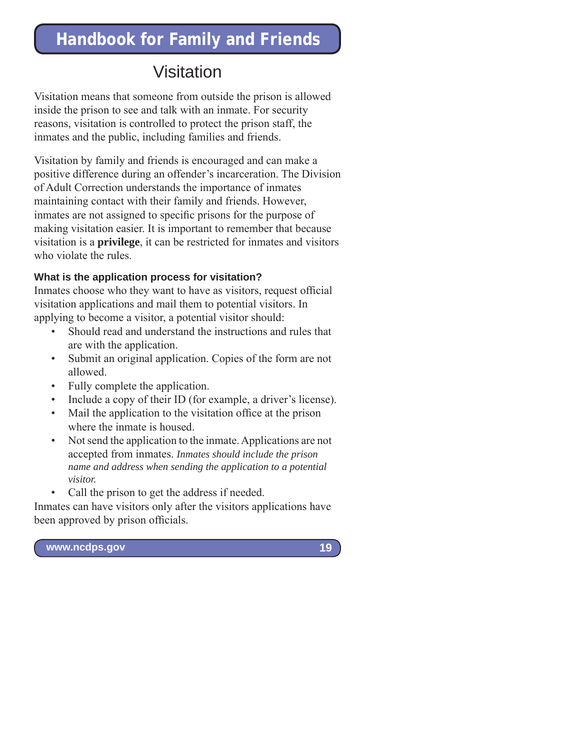# Visitation

Visitation means that someone from outside the prison is allowed inside the prison to see and talk with an inmate. For security reasons, visitation is controlled to protect the prison staff, the inmates and the public, including families and friends.

Visitation by family and friends is encouraged and can make a positive difference during an offender's incarceration. The Division of Adult Correction understands the importance of inmates maintaining contact with their family and friends. However, inmates are not assigned to specific prisons for the purpose of making visitation easier. It is important to remember that because visitation is a **privilege**, it can be restricted for inmates and visitors who violate the rules.

### What is the application process for visitation?

Inmates choose who they want to have as visitors, request official visitation applications and mail them to potential visitors. In applying to become a visitor, a potential visitor should:

- Should read and understand the instructions and rules that are with the application.
- Submit an original application. Copies of the form are not allowed.
- Fully complete the application.
- Include a copy of their ID (for example, a driver's license).
- Mail the application to the visitation office at the prison where the inmate is housed.
- Not send the application to the inmate. Applications are not accepted from inmates. *Inmates should include the prison name and address when sending the application to a potential visitor.*
- Call the prison to get the address if needed.

Inmates can have visitors only after the visitors applications have been approved by prison officials.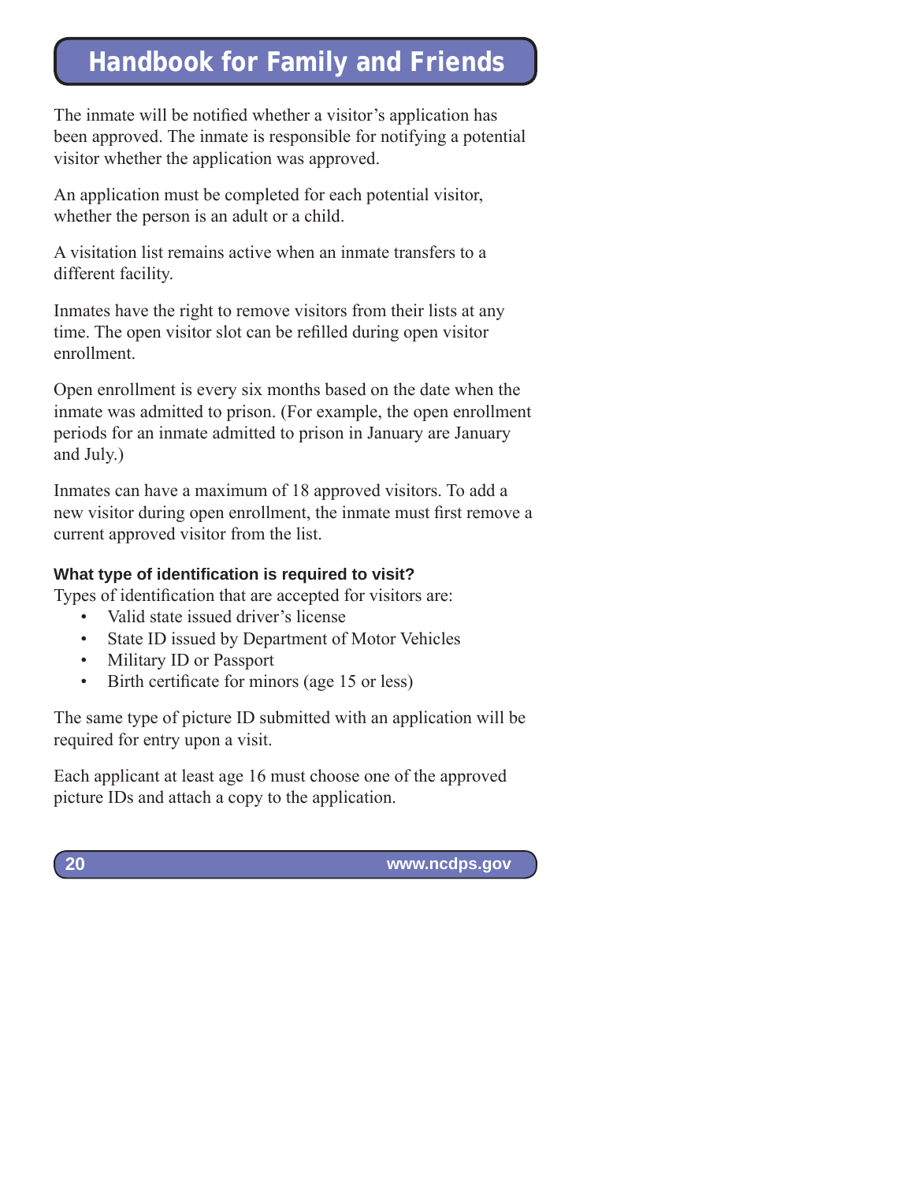The inmate will be notified whether a visitor's application has been approved. The inmate is responsible for notifying a potential visitor whether the application was approved.

An application must be completed for each potential visitor, whether the person is an adult or a child.

A visitation list remains active when an inmate transfers to a different facility.

Inmates have the right to remove visitors from their lists at any time. The open visitor slot can be refilled during open visitor enrollment.

Open enrollment is every six months based on the date when the inmate was admitted to prison. (For example, the open enrollment periods for an inmate admitted to prison in January are January and July.)

Inmates can have a maximum of 18 approved visitors. To add a new visitor during open enrollment, the inmate must first remove a current approved visitor from the list.

**What type of identification is required to visit?**

Types of identification that are accepted for visitors are:

- Valid state issued driver's license
- State ID issued by Department of Motor Vehicles
- Military ID or Passport
- Birth certificate for minors (age 15 or less)

The same type of picture ID submitted with an application will be required for entry upon a visit.

Each applicant at least age 16 must choose one of the approved picture IDs and attach a copy to the application.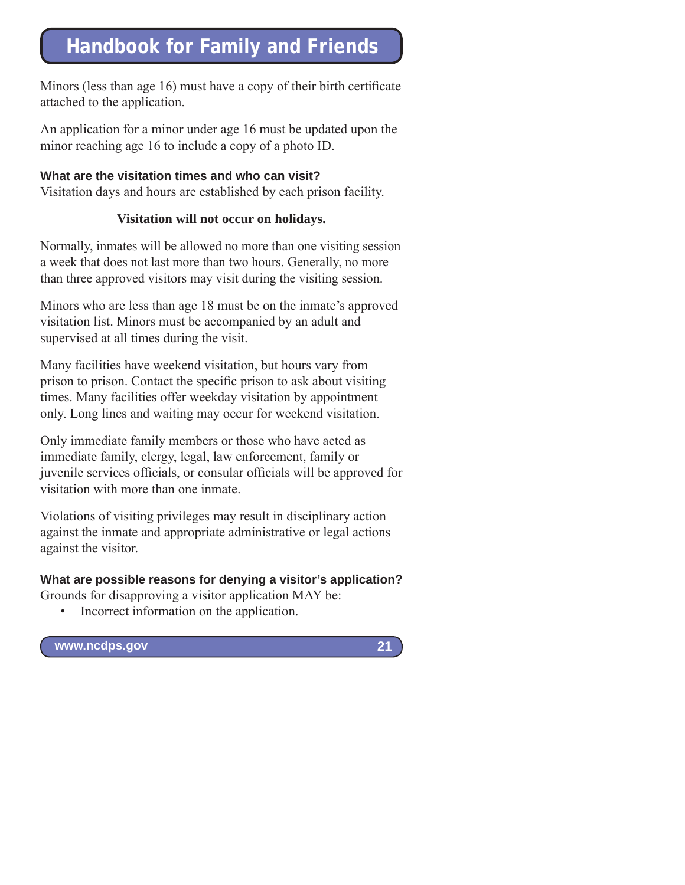Minors (less than age 16) must have a copy of their birth certificate attached to the application.

An application for a minor under age 16 must be updated upon the minor reaching age 16 to include a copy of a photo ID.

### What are the visitation times and who can visit?

Visitation days and hours are established by each prison facility.

**Visitation will not occur on holidays.**

Normally, inmates will be allowed no more than one visiting session a week that does not last more than two hours. Generally, no more than three approved visitors may visit during the visiting session.

Minors who are less than age 18 must be on the inmate's approved visitation list. Minors must be accompanied by an adult and supervised at all times during the visit.

Many facilities have weekend visitation, but hours vary from prison to prison. Contact the specific prison to ask about visiting times. Many facilities offer weekday visitation by appointment only. Long lines and waiting may occur for weekend visitation.

Only immediate family members or those who have acted as immediate family, clergy, legal, law enforcement, family or juvenile services officials, or consular officials will be approved for visitation with more than one inmate.

Violations of visiting privileges may result in disciplinary action against the inmate and appropriate administrative or legal actions against the visitor.

### What are possible reasons for denying a visitor's application?

Grounds for disapproving a visitor application MAY be:

- Incorrect information on the application.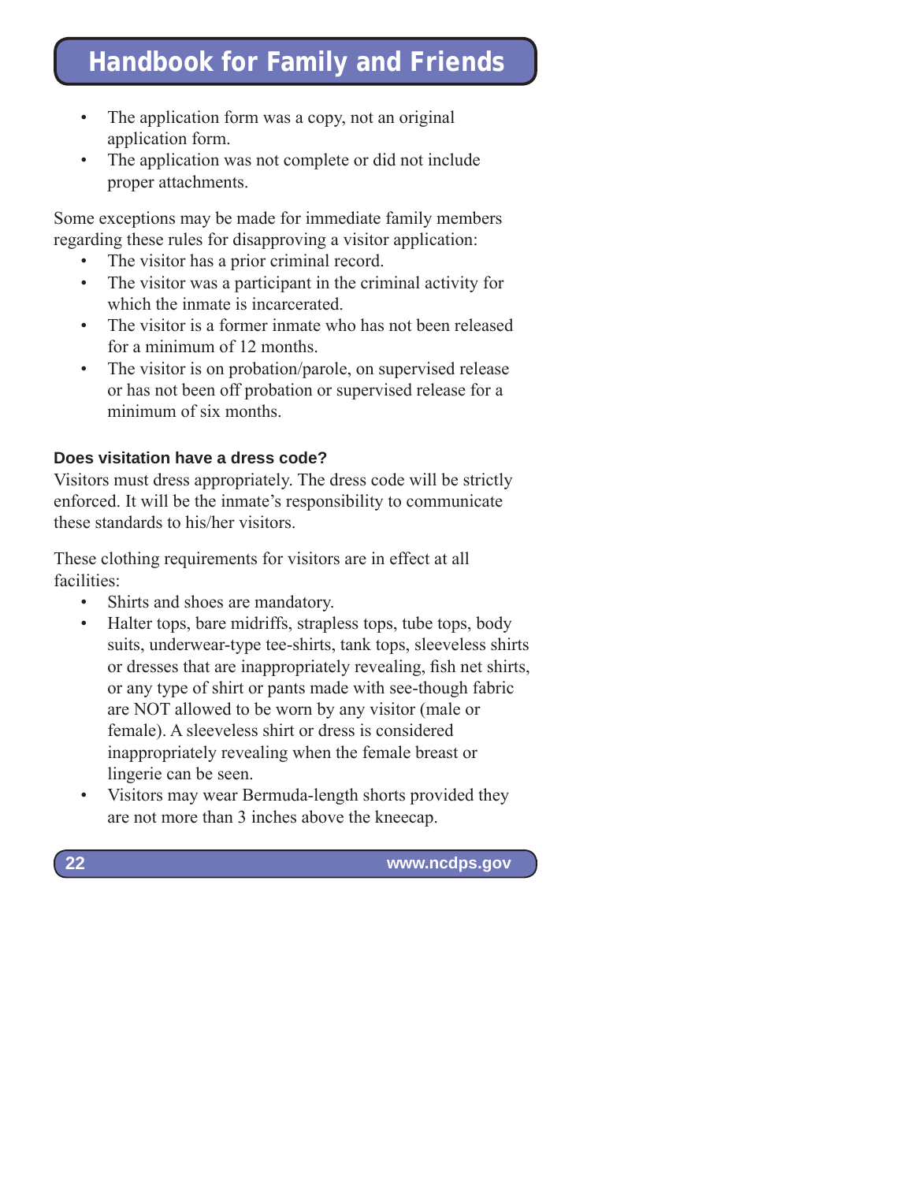- The application form was a copy, not an original application form.
- The application was not complete or did not include proper attachments.

Some exceptions may be made for immediate family members regarding these rules for disapproving a visitor application:

- The visitor has a prior criminal record.
- The visitor was a participant in the criminal activity for which the inmate is incarcerated.
- The visitor is a former inmate who has not been released for a minimum of 12 months.
- The visitor is on probation/parole, on supervised release or has not been off probation or supervised release for a minimum of six months.

### Does visitation have a dress code?

Visitors must dress appropriately. The dress code will be strictly enforced. It will be the inmate's responsibility to communicate these standards to his/her visitors.

These clothing requirements for visitors are in effect at all facilities:

- Shirts and shoes are mandatory.
- Halter tops, bare midriffs, strapless tops, tube tops, body suits, underwear-type tee-shirts, tank tops, sleeveless shirts or dresses that are inappropriately revealing, fish net shirts, or any type of shirt or pants made with see-though fabric are NOT allowed to be worn by any visitor (male or female). A sleeveless shirt or dress is considered inappropriately revealing when the female breast or lingerie can be seen.
- Visitors may wear Bermuda-length shorts provided they are not more than 3 inches above the kneecap.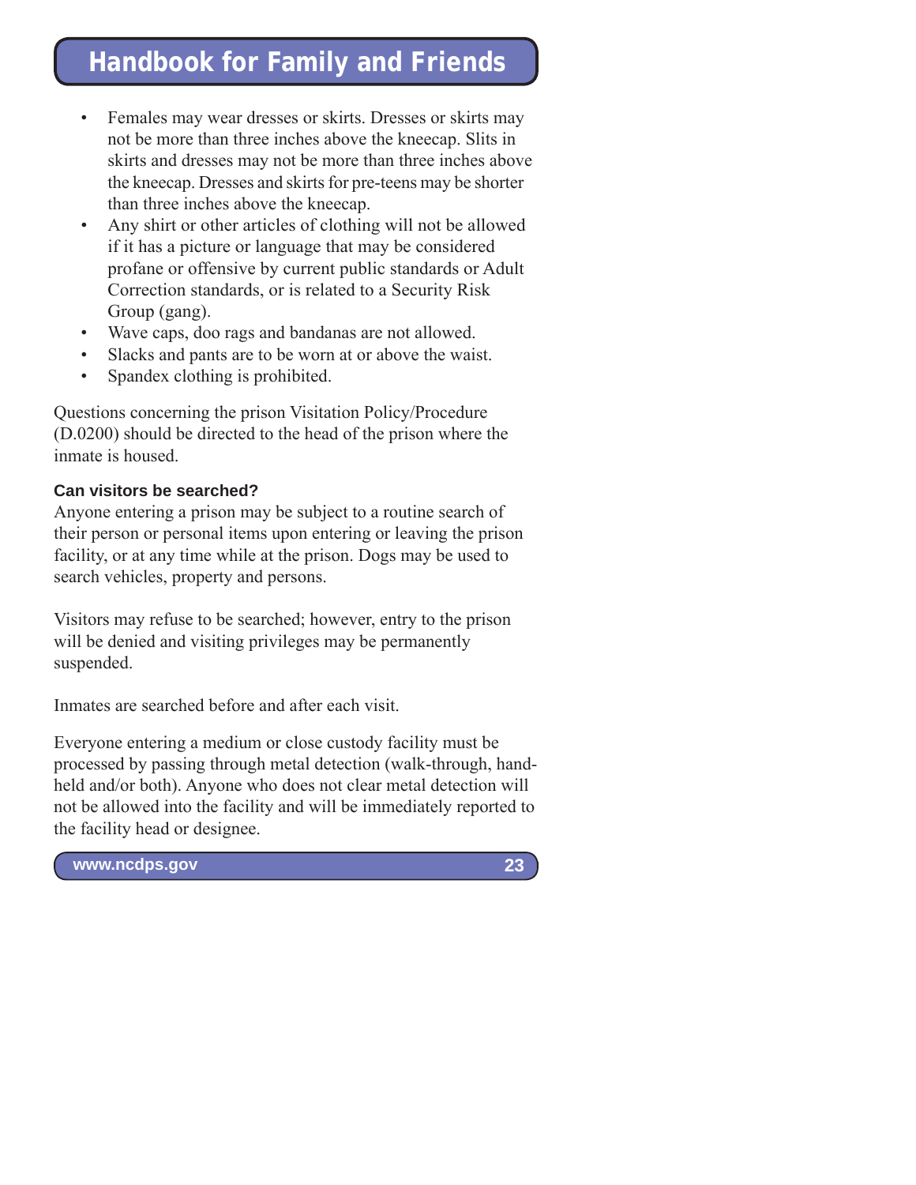- Females may wear dresses or skirts. Dresses or skirts may not be more than three inches above the kneecap. Slits in skirts and dresses may not be more than three inches above the kneecap. Dresses and skirts for pre-teens may be shorter than three inches above the kneecap.
- Any shirt or other articles of clothing will not be allowed if it has a picture or language that may be considered profane or offensive by current public standards or Adult Correction standards, or is related to a Security Risk Group (gang).
- Wave caps, doo rags and bandanas are not allowed.
- Slacks and pants are to be worn at or above the waist.
- Spandex clothing is prohibited.

Questions concerning the prison Visitation Policy/Procedure (D.0200) should be directed to the head of the prison where the inmate is housed.

**Can visitors be searched?**

Anyone entering a prison may be subject to a routine search of their person or personal items upon entering or leaving the prison facility, or at any time while at the prison. Dogs may be used to search vehicles, property and persons.

Visitors may refuse to be searched; however, entry to the prison will be denied and visiting privileges may be permanently suspended.

Inmates are searched before and after each visit.

Everyone entering a medium or close custody facility must be processed by passing through metal detection (walk-through, hand-held and/or both). Anyone who does not clear metal detection will not be allowed into the facility and will be immediately reported to the facility head or designee.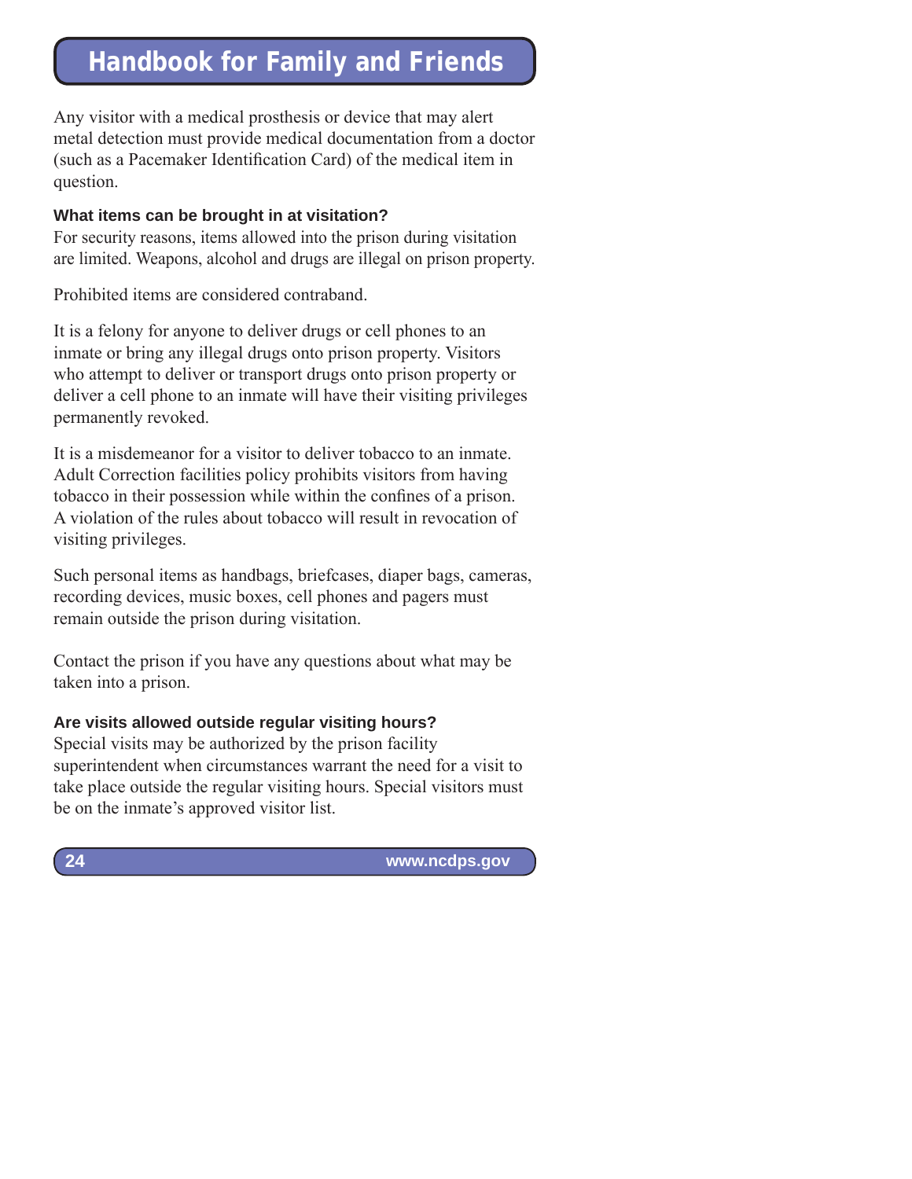Any visitor with a medical prosthesis or device that may alert metal detection must provide medical documentation from a doctor (such as a Pacemaker Identification Card) of the medical item in question.

### What items can be brought in at visitation?

For security reasons, items allowed into the prison during visitation are limited. Weapons, alcohol and drugs are illegal on prison property.

Prohibited items are considered contraband.

It is a felony for anyone to deliver drugs or cell phones to an inmate or bring any illegal drugs onto prison property. Visitors who attempt to deliver or transport drugs onto prison property or deliver a cell phone to an inmate will have their visiting privileges permanently revoked.

It is a misdemeanor for a visitor to deliver tobacco to an inmate. Adult Correction facilities policy prohibits visitors from having tobacco in their possession while within the confines of a prison. A violation of the rules about tobacco will result in revocation of visiting privileges.

Such personal items as handbags, briefcases, diaper bags, cameras, recording devices, music boxes, cell phones and pagers must remain outside the prison during visitation.

Contact the prison if you have any questions about what may be taken into a prison.

### Are visits allowed outside regular visiting hours?

Special visits may be authorized by the prison facility superintendent when circumstances warrant the need for a visit to take place outside the regular visiting hours. Special visitors must be on the inmate's approved visitor list.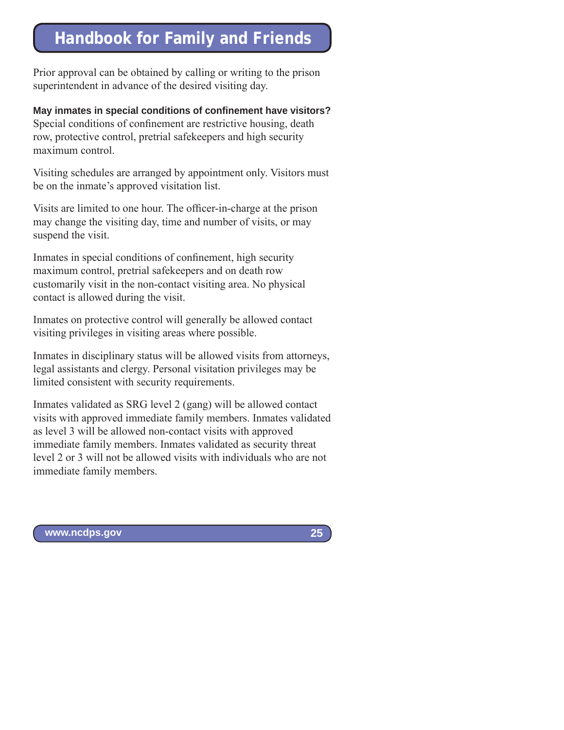Prior approval can be obtained by calling or writing to the prison superintendent in advance of the desired visiting day.

**May inmates in special conditions of confinement have visitors?**
Special conditions of confinement are restrictive housing, death row, protective control, pretrial safekeepers and high security maximum control.

Visiting schedules are arranged by appointment only. Visitors must be on the inmate's approved visitation list.

Visits are limited to one hour. The officer-in-charge at the prison may change the visiting day, time and number of visits, or may suspend the visit.

Inmates in special conditions of confinement, high security maximum control, pretrial safekeepers and on death row customarily visit in the non-contact visiting area. No physical contact is allowed during the visit.

Inmates on protective control will generally be allowed contact visiting privileges in visiting areas where possible.

Inmates in disciplinary status will be allowed visits from attorneys, legal assistants and clergy. Personal visitation privileges may be limited consistent with security requirements.

Inmates validated as SRG level 2 (gang) will be allowed contact visits with approved immediate family members. Inmates validated as level 3 will be allowed non-contact visits with approved immediate family members. Inmates validated as security threat level 2 or 3 will not be allowed visits with individuals who are not immediate family members.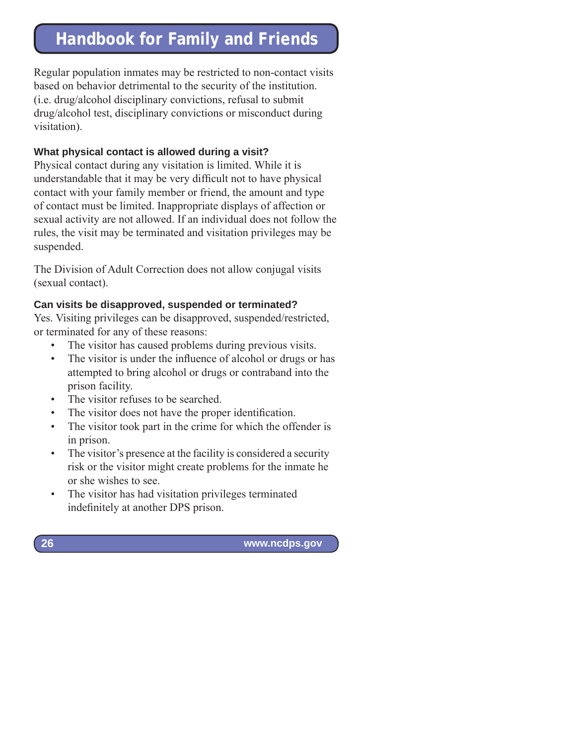Regular population inmates may be restricted to non-contact visits based on behavior detrimental to the security of the institution. (i.e. drug/alcohol disciplinary convictions, refusal to submit drug/alcohol test, disciplinary convictions or misconduct during visitation).

### What physical contact is allowed during a visit?

Physical contact during any visitation is limited. While it is understandable that it may be very difficult not to have physical contact with your family member or friend, the amount and type of contact must be limited. Inappropriate displays of affection or sexual activity are not allowed. If an individual does not follow the rules, the visit may be terminated and visitation privileges may be suspended.

The Division of Adult Correction does not allow conjugal visits (sexual contact).

### Can visits be disapproved, suspended or terminated?

Yes. Visiting privileges can be disapproved, suspended/restricted, or terminated for any of these reasons:

- The visitor has caused problems during previous visits.
- The visitor is under the influence of alcohol or drugs or has attempted to bring alcohol or drugs or contraband into the prison facility.
- The visitor refuses to be searched.
- The visitor does not have the proper identification.
- The visitor took part in the crime for which the offender is in prison.
- The visitor's presence at the facility is considered a security risk or the visitor might create problems for the inmate he or she wishes to see.
- The visitor has had visitation privileges terminated indefinitely at another DPS prison.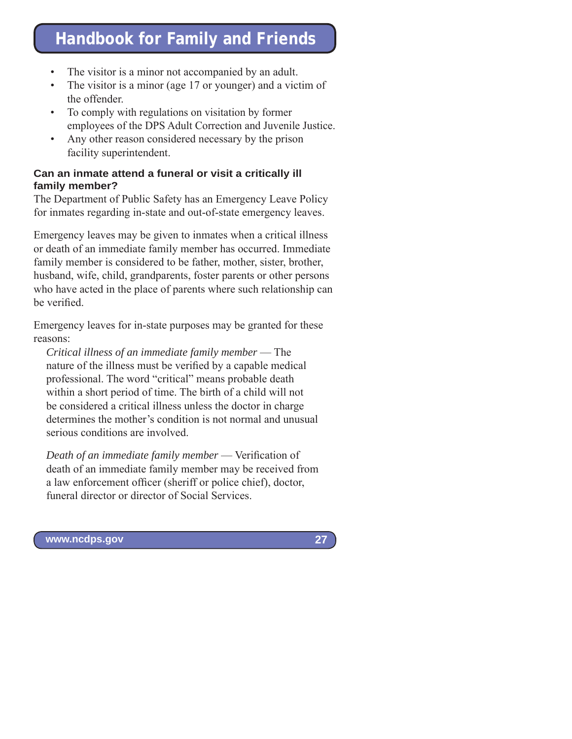- The visitor is a minor not accompanied by an adult.
- The visitor is a minor (age 17 or younger) and a victim of the offender.
- To comply with regulations on visitation by former employees of the DPS Adult Correction and Juvenile Justice.
- Any other reason considered necessary by the prison facility superintendent.

### Can an inmate attend a funeral or visit a critically ill family member?

The Department of Public Safety has an Emergency Leave Policy for inmates regarding in-state and out-of-state emergency leaves.

Emergency leaves may be given to inmates when a critical illness or death of an immediate family member has occurred. Immediate family member is considered to be father, mother, sister, brother, husband, wife, child, grandparents, foster parents or other persons who have acted in the place of parents where such relationship can be verified.

Emergency leaves for in-state purposes may be granted for these reasons:

*Critical illness of an immediate family member* — The nature of the illness must be verified by a capable medical professional. The word "critical" means probable death within a short period of time. The birth of a child will not be considered a critical illness unless the doctor in charge determines the mother's condition is not normal and unusual serious conditions are involved.

*Death of an immediate family member* — Verification of death of an immediate family member may be received from a law enforcement officer (sheriff or police chief), doctor, funeral director or director of Social Services.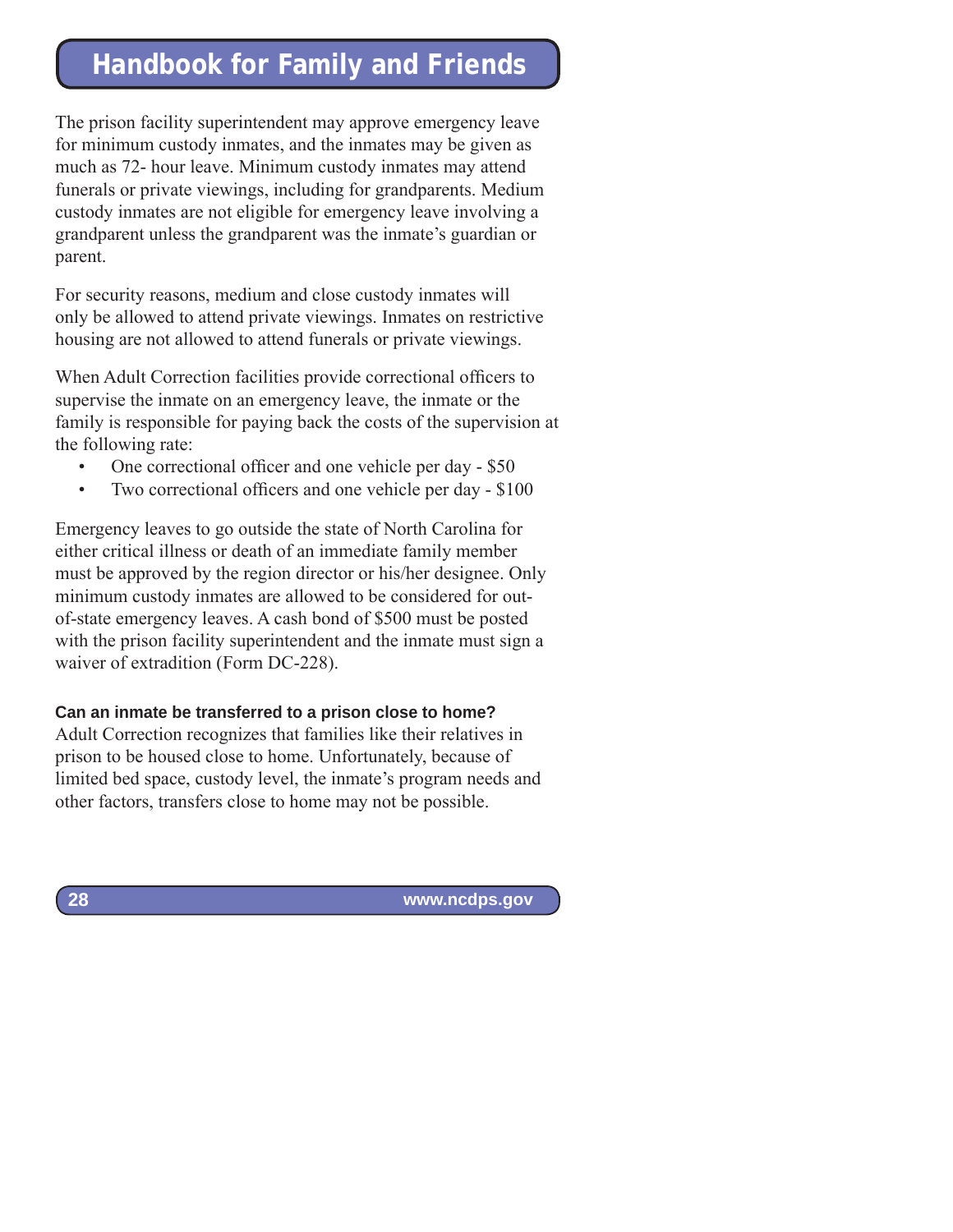The prison facility superintendent may approve emergency leave for minimum custody inmates, and the inmates may be given as much as 72- hour leave. Minimum custody inmates may attend funerals or private viewings, including for grandparents. Medium custody inmates are not eligible for emergency leave involving a grandparent unless the grandparent was the inmate's guardian or parent.

For security reasons, medium and close custody inmates will only be allowed to attend private viewings. Inmates on restrictive housing are not allowed to attend funerals or private viewings.

When Adult Correction facilities provide correctional officers to supervise the inmate on an emergency leave, the inmate or the family is responsible for paying back the costs of the supervision at the following rate:

- One correctional officer and one vehicle per day - $50
- Two correctional officers and one vehicle per day - $100

Emergency leaves to go outside the state of North Carolina for either critical illness or death of an immediate family member must be approved by the region director or his/her designee. Only minimum custody inmates are allowed to be considered for out-of-state emergency leaves. A cash bond of $500 must be posted with the prison facility superintendent and the inmate must sign a waiver of extradition (Form DC-228).

**Can an inmate be transferred to a prison close to home?**

Adult Correction recognizes that families like their relatives in prison to be housed close to home. Unfortunately, because of limited bed space, custody level, the inmate's program needs and other factors, transfers close to home may not be possible.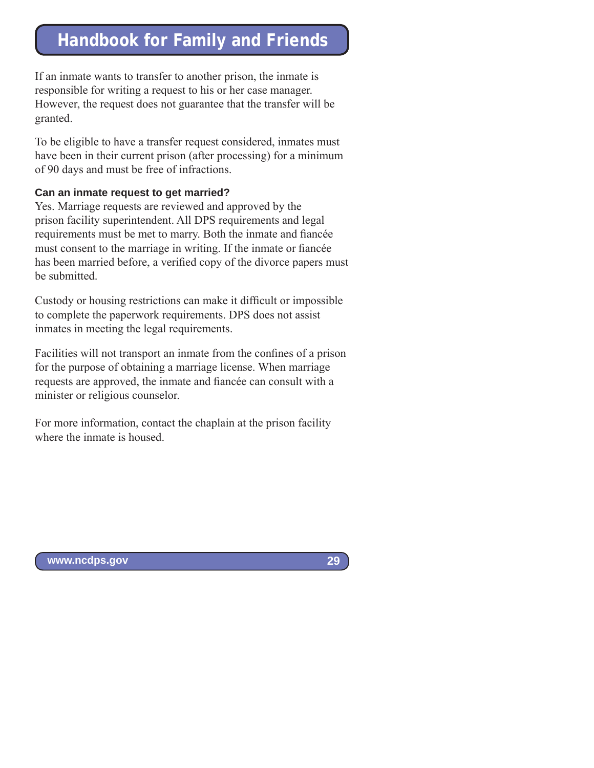If an inmate wants to transfer to another prison, the inmate is responsible for writing a request to his or her case manager. However, the request does not guarantee that the transfer will be granted.

To be eligible to have a transfer request considered, inmates must have been in their current prison (after processing) for a minimum of 90 days and must be free of infractions.

**Can an inmate request to get married?**

Yes. Marriage requests are reviewed and approved by the prison facility superintendent. All DPS requirements and legal requirements must be met to marry. Both the inmate and fiancée must consent to the marriage in writing. If the inmate or fiancée has been married before, a verified copy of the divorce papers must be submitted.

Custody or housing restrictions can make it difficult or impossible to complete the paperwork requirements. DPS does not assist inmates in meeting the legal requirements.

Facilities will not transport an inmate from the confines of a prison for the purpose of obtaining a marriage license. When marriage requests are approved, the inmate and fiancée can consult with a minister or religious counselor.

For more information, contact the chaplain at the prison facility where the inmate is housed.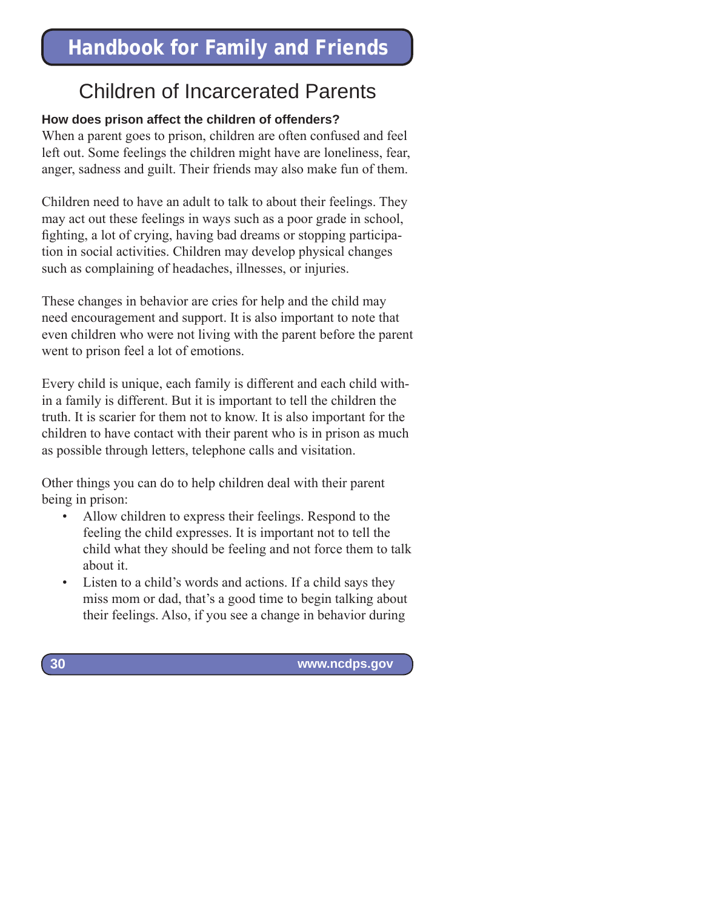## Children of Incarcerated Parents

**How does prison affect the children of offenders?**
When a parent goes to prison, children are often confused and feel left out. Some feelings the children might have are loneliness, fear, anger, sadness and guilt. Their friends may also make fun of them.

Children need to have an adult to talk to about their feelings. They may act out these feelings in ways such as a poor grade in school, fighting, a lot of crying, having bad dreams or stopping participation in social activities. Children may develop physical changes such as complaining of headaches, illnesses, or injuries.

These changes in behavior are cries for help and the child may need encouragement and support. It is also important to note that even children who were not living with the parent before the parent went to prison feel a lot of emotions.

Every child is unique, each family is different and each child within a family is different. But it is important to tell the children the truth. It is scarier for them not to know. It is also important for the children to have contact with their parent who is in prison as much as possible through letters, telephone calls and visitation.

Other things you can do to help children deal with their parent being in prison:

- Allow children to express their feelings. Respond to the feeling the child expresses. It is important not to tell the child what they should be feeling and not force them to talk about it.
- Listen to a child's words and actions. If a child says they miss mom or dad, that's a good time to begin talking about their feelings. Also, if you see a change in behavior during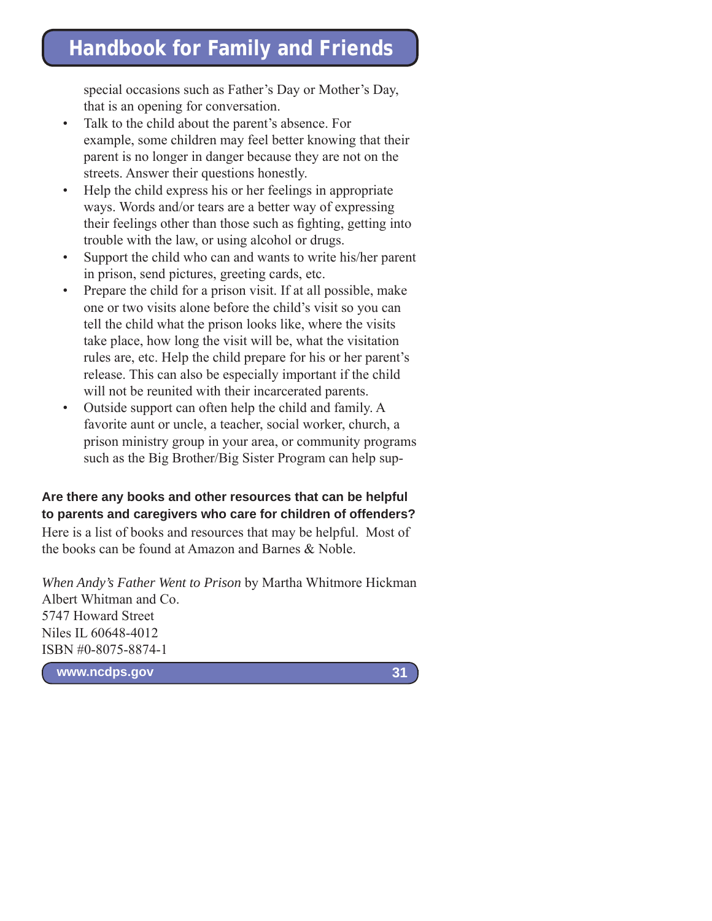special occasions such as Father's Day or Mother's Day, that is an opening for conversation.

- Talk to the child about the parent's absence. For example, some children may feel better knowing that their parent is no longer in danger because they are not on the streets. Answer their questions honestly.
- Help the child express his or her feelings in appropriate ways. Words and/or tears are a better way of expressing their feelings other than those such as fighting, getting into trouble with the law, or using alcohol or drugs.
- Support the child who can and wants to write his/her parent in prison, send pictures, greeting cards, etc.
- Prepare the child for a prison visit. If at all possible, make one or two visits alone before the child's visit so you can tell the child what the prison looks like, where the visits take place, how long the visit will be, what the visitation rules are, etc. Help the child prepare for his or her parent's release. This can also be especially important if the child will not be reunited with their incarcerated parents.
- Outside support can often help the child and family. A favorite aunt or uncle, a teacher, social worker, church, a prison ministry group in your area, or community programs such as the Big Brother/Big Sister Program can help sup-

**Are there any books and other resources that can be helpful to parents and caregivers who care for children of offenders?**

Here is a list of books and resources that may be helpful. Most of the books can be found at Amazon and Barnes & Noble.

*When Andy's Father Went to Prison* by Martha Whitmore Hickman
Albert Whitman and Co.
5747 Howard Street
Niles IL 60648-4012
ISBN #0-8075-8874-1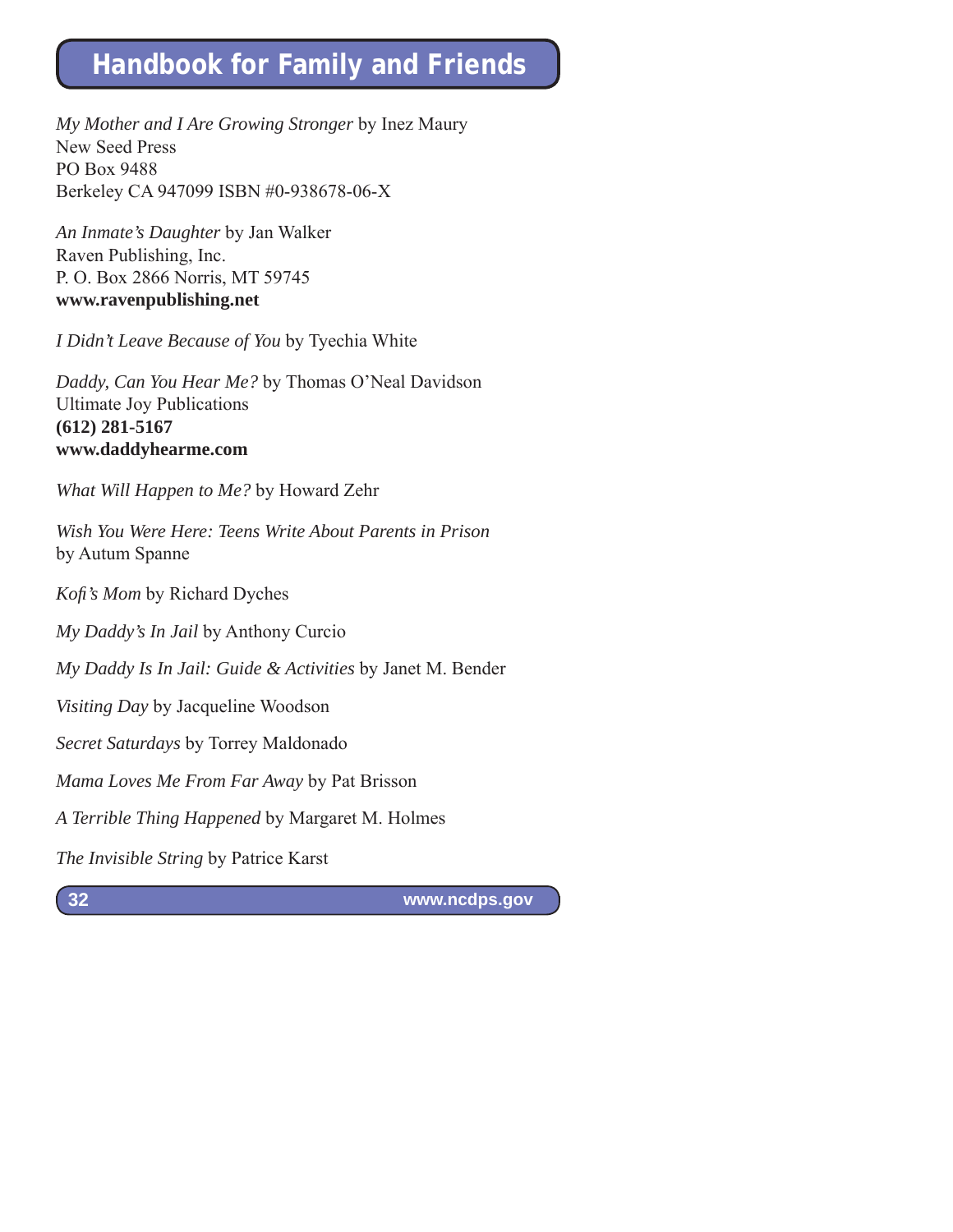*My Mother and I Are Growing Stronger* by Inez Maury
New Seed Press
PO Box 9488
Berkeley CA 947099 ISBN #0-938678-06-X

*An Inmate's Daughter* by Jan Walker
Raven Publishing, Inc.
P. O. Box 2866 Norris, MT 59745
**www.ravenpublishing.net**

*I Didn't Leave Because of You* by Tyechia White

*Daddy, Can You Hear Me?* by Thomas O'Neal Davidson
Ultimate Joy Publications
**(612) 281-5167**
**www.daddyhearme.com**

*What Will Happen to Me?* by Howard Zehr

*Wish You Were Here: Teens Write About Parents in Prison* by Autum Spanne

*Kofi's Mom* by Richard Dyches

*My Daddy's In Jail* by Anthony Curcio

*My Daddy Is In Jail: Guide & Activities* by Janet M. Bender

*Visiting Day* by Jacqueline Woodson

*Secret Saturdays* by Torrey Maldonado

*Mama Loves Me From Far Away* by Pat Brisson

*A Terrible Thing Happened* by Margaret M. Holmes

*The Invisible String* by Patrice Karst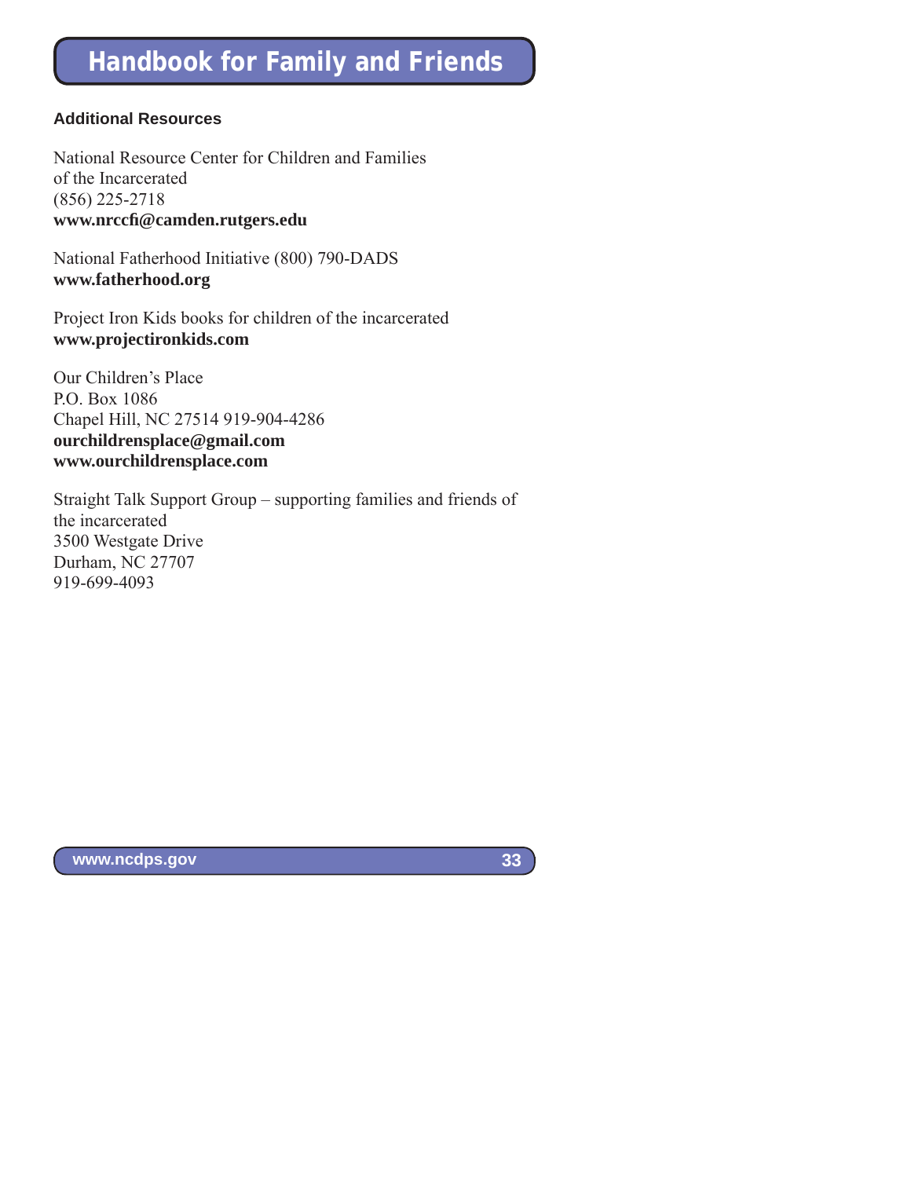### Additional Resources

National Resource Center for Children and Families
of the Incarcerated
(856) 225-2718
**www.nrccfi@camden.rutgers.edu**

National Fatherhood Initiative (800) 790-DADS
**www.fatherhood.org**

Project Iron Kids books for children of the incarcerated
**www.projectironkids.com**

Our Children's Place
P.O. Box 1086
Chapel Hill, NC 27514 919-904-4286
**ourchildrensplace@gmail.com**
**www.ourchildrensplace.com**

Straight Talk Support Group – supporting families and friends of the incarcerated
3500 Westgate Drive
Durham, NC 27707
919-699-4093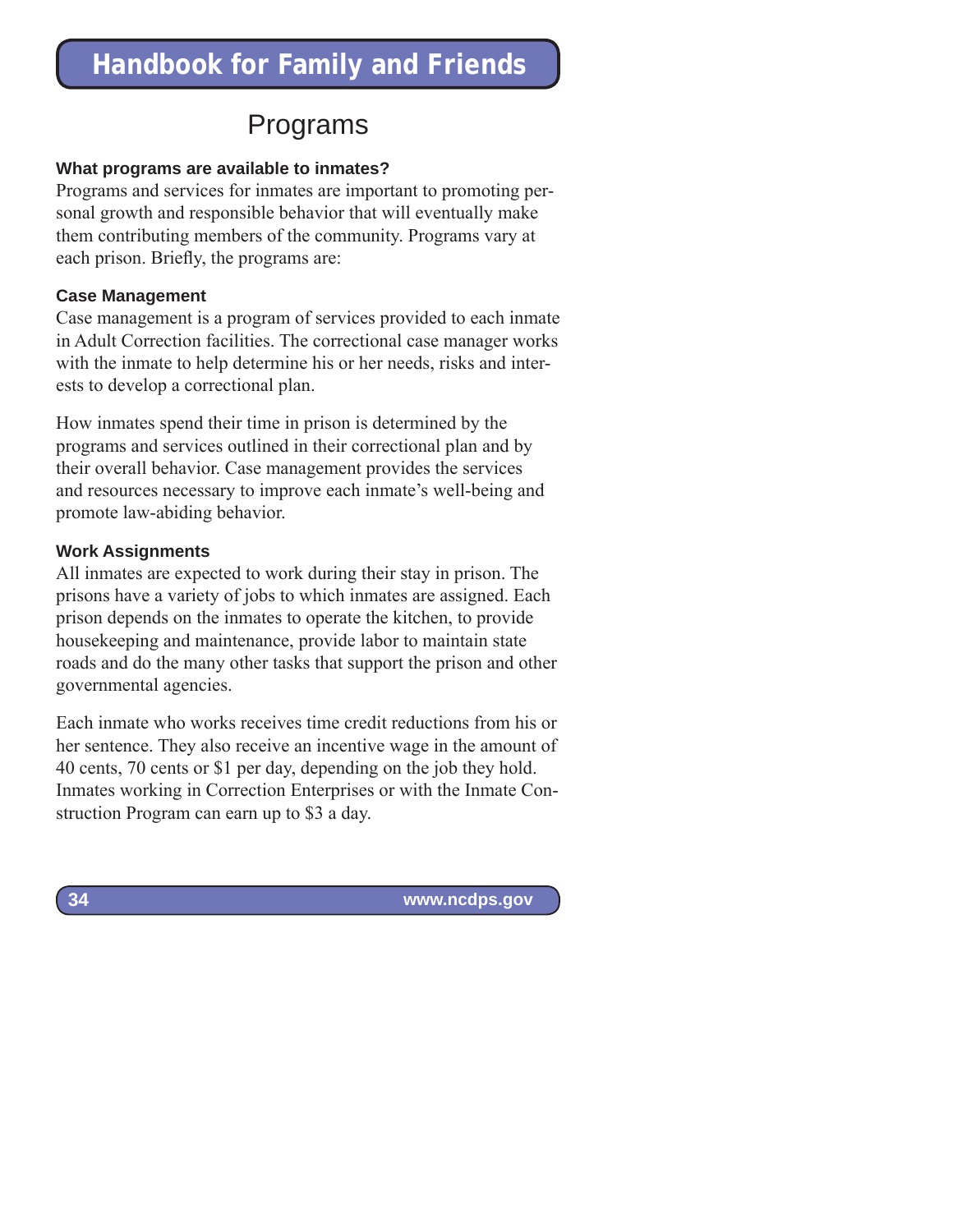# Programs

### What programs are available to inmates?

Programs and services for inmates are important to promoting personal growth and responsible behavior that will eventually make them contributing members of the community. Programs vary at each prison. Briefly, the programs are:

### Case Management

Case management is a program of services provided to each inmate in Adult Correction facilities. The correctional case manager works with the inmate to help determine his or her needs, risks and interests to develop a correctional plan.

How inmates spend their time in prison is determined by the programs and services outlined in their correctional plan and by their overall behavior. Case management provides the services and resources necessary to improve each inmate's well-being and promote law-abiding behavior.

### Work Assignments

All inmates are expected to work during their stay in prison. The prisons have a variety of jobs to which inmates are assigned. Each prison depends on the inmates to operate the kitchen, to provide housekeeping and maintenance, provide labor to maintain state roads and do the many other tasks that support the prison and other governmental agencies.

Each inmate who works receives time credit reductions from his or her sentence. They also receive an incentive wage in the amount of 40 cents, 70 cents or $1 per day, depending on the job they hold. Inmates working in Correction Enterprises or with the Inmate Construction Program can earn up to $3 a day.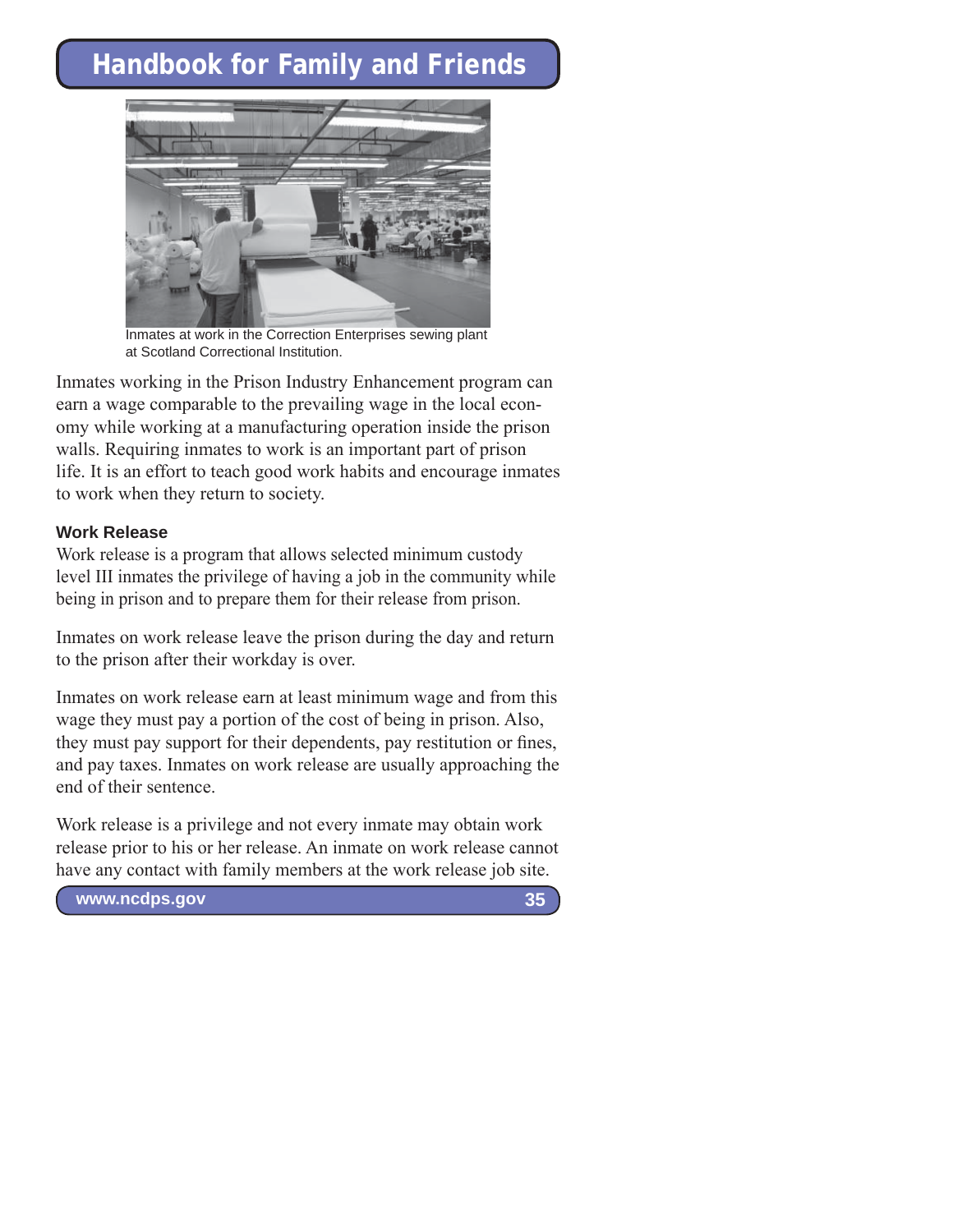Inmates at work in the Correction Enterprises sewing plant at Scotland Correctional Institution.

Inmates working in the Prison Industry Enhancement program can earn a wage comparable to the prevailing wage in the local economy while working at a manufacturing operation inside the prison walls. Requiring inmates to work is an important part of prison life. It is an effort to teach good work habits and encourage inmates to work when they return to society.

**Work Release**

Work release is a program that allows selected minimum custody level III inmates the privilege of having a job in the community while being in prison and to prepare them for their release from prison.

Inmates on work release leave the prison during the day and return to the prison after their workday is over.

Inmates on work release earn at least minimum wage and from this wage they must pay a portion of the cost of being in prison. Also, they must pay support for their dependents, pay restitution or fines, and pay taxes. Inmates on work release are usually approaching the end of their sentence.

Work release is a privilege and not every inmate may obtain work release prior to his or her release. An inmate on work release cannot have any contact with family members at the work release job site.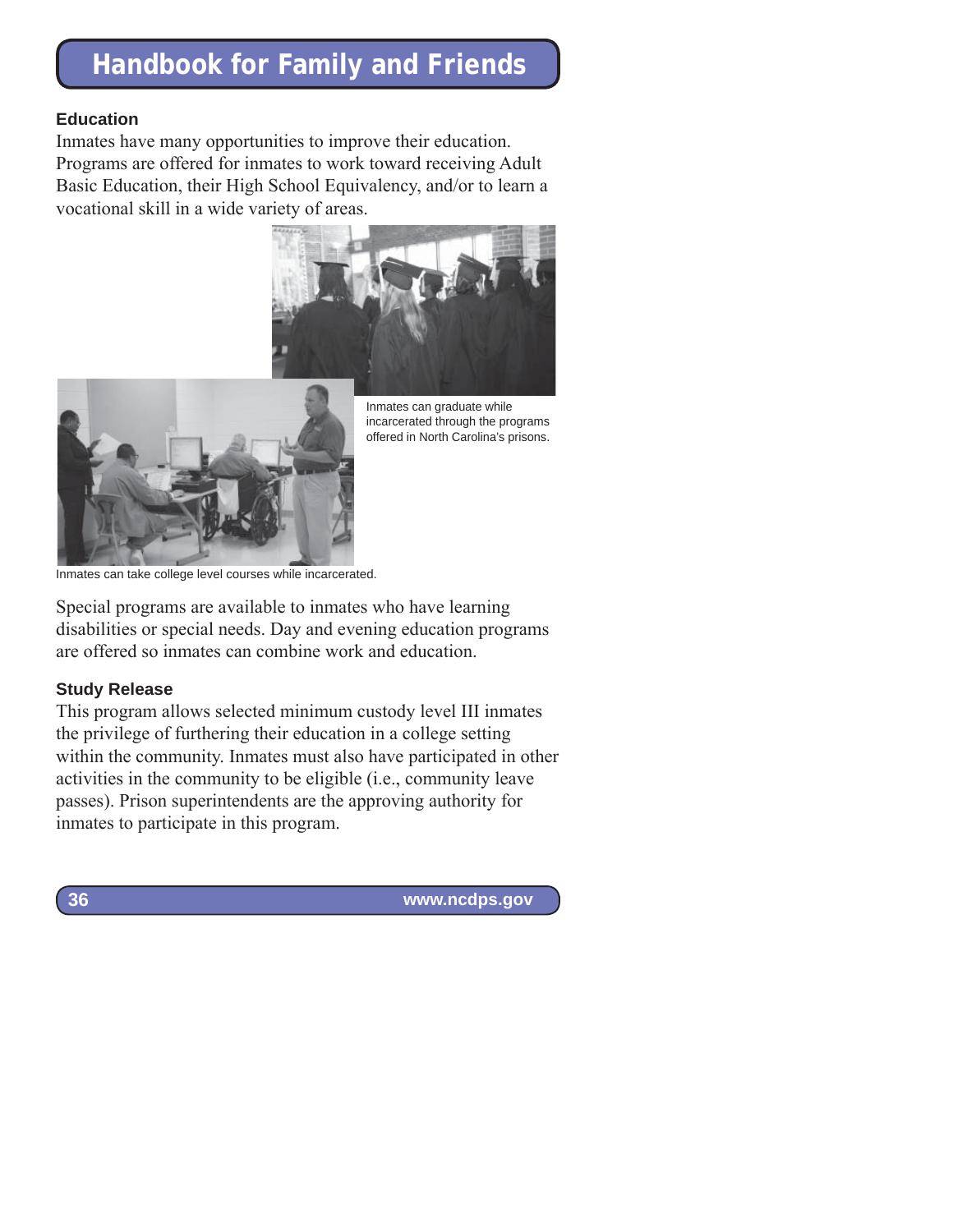## Education

Inmates have many opportunities to improve their education. Programs are offered for inmates to work toward receiving Adult Basic Education, their High School Equivalency, and/or to learn a vocational skill in a wide variety of areas.

Inmates can graduate while incarcerated through the programs offered in North Carolina's prisons.

Inmates can take college level courses while incarcerated.

Special programs are available to inmates who have learning disabilities or special needs. Day and evening education programs are offered so inmates can combine work and education.

## Study Release

This program allows selected minimum custody level III inmates the privilege of furthering their education in a college setting within the community. Inmates must also have participated in other activities in the community to be eligible (i.e., community leave passes). Prison superintendents are the approving authority for inmates to participate in this program.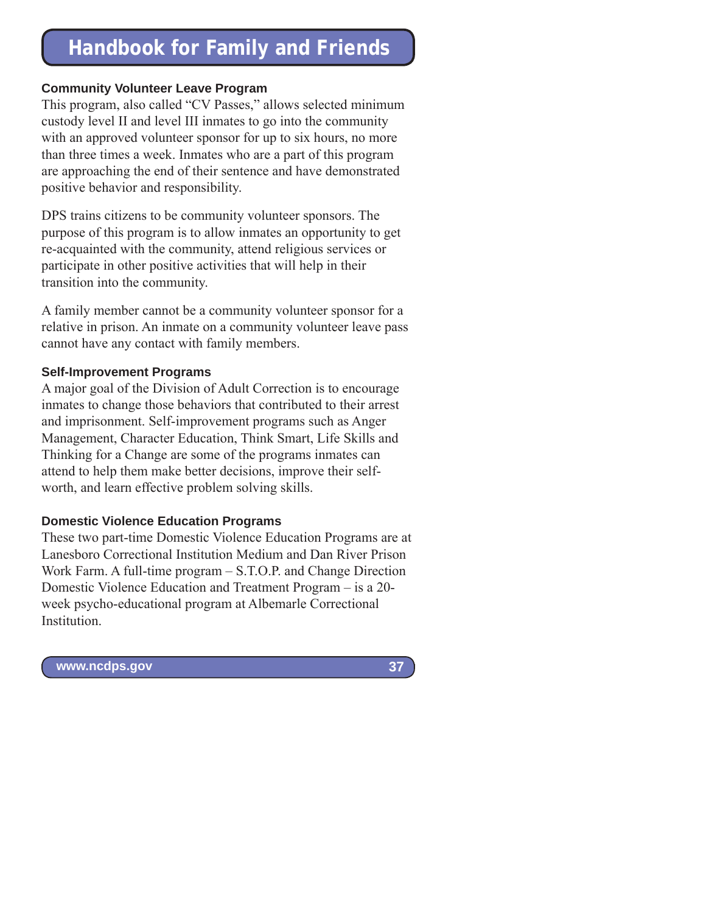### Community Volunteer Leave Program

This program, also called "CV Passes," allows selected minimum custody level II and level III inmates to go into the community with an approved volunteer sponsor for up to six hours, no more than three times a week. Inmates who are a part of this program are approaching the end of their sentence and have demonstrated positive behavior and responsibility.

DPS trains citizens to be community volunteer sponsors. The purpose of this program is to allow inmates an opportunity to get re-acquainted with the community, attend religious services or participate in other positive activities that will help in their transition into the community.

A family member cannot be a community volunteer sponsor for a relative in prison. An inmate on a community volunteer leave pass cannot have any contact with family members.

### Self-Improvement Programs

A major goal of the Division of Adult Correction is to encourage inmates to change those behaviors that contributed to their arrest and imprisonment. Self-improvement programs such as Anger Management, Character Education, Think Smart, Life Skills and Thinking for a Change are some of the programs inmates can attend to help them make better decisions, improve their self-worth, and learn effective problem solving skills.

### Domestic Violence Education Programs

These two part-time Domestic Violence Education Programs are at Lanesboro Correctional Institution Medium and Dan River Prison Work Farm. A full-time program – S.T.O.P. and Change Direction Domestic Violence Education and Treatment Program – is a 20-week psycho-educational program at Albemarle Correctional Institution.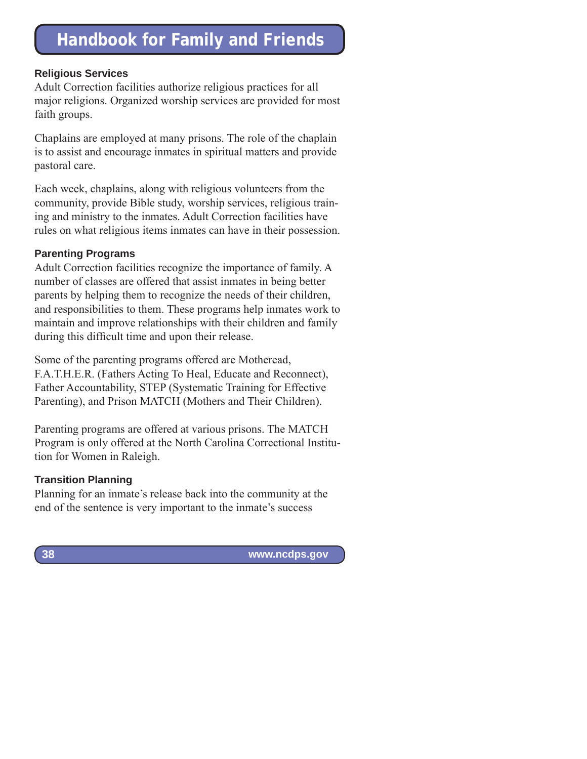## Religious Services

Adult Correction facilities authorize religious practices for all major religions. Organized worship services are provided for most faith groups.

Chaplains are employed at many prisons. The role of the chaplain is to assist and encourage inmates in spiritual matters and provide pastoral care.

Each week, chaplains, along with religious volunteers from the community, provide Bible study, worship services, religious training and ministry to the inmates. Adult Correction facilities have rules on what religious items inmates can have in their possession.

## Parenting Programs

Adult Correction facilities recognize the importance of family. A number of classes are offered that assist inmates in being better parents by helping them to recognize the needs of their children, and responsibilities to them. These programs help inmates work to maintain and improve relationships with their children and family during this difficult time and upon their release.

Some of the parenting programs offered are Motheread, F.A.T.H.E.R. (Fathers Acting To Heal, Educate and Reconnect), Father Accountability, STEP (Systematic Training for Effective Parenting), and Prison MATCH (Mothers and Their Children).

Parenting programs are offered at various prisons. The MATCH Program is only offered at the North Carolina Correctional Institution for Women in Raleigh.

## Transition Planning

Planning for an inmate's release back into the community at the end of the sentence is very important to the inmate's success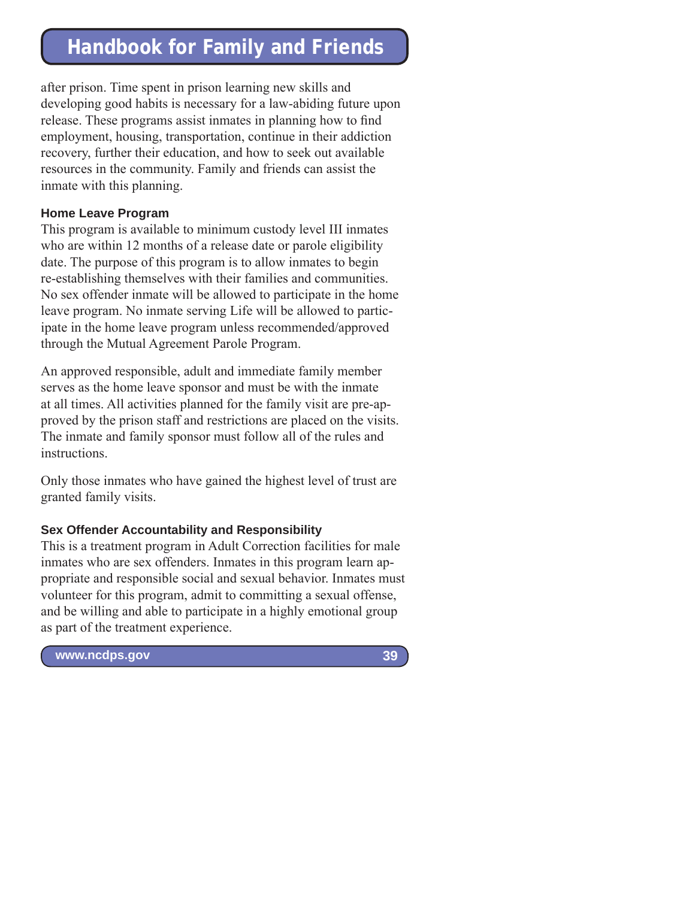after prison. Time spent in prison learning new skills and developing good habits is necessary for a law-abiding future upon release. These programs assist inmates in planning how to find employment, housing, transportation, continue in their addiction recovery, further their education, and how to seek out available resources in the community. Family and friends can assist the inmate with this planning.

### Home Leave Program

This program is available to minimum custody level III inmates who are within 12 months of a release date or parole eligibility date. The purpose of this program is to allow inmates to begin re-establishing themselves with their families and communities. No sex offender inmate will be allowed to participate in the home leave program. No inmate serving Life will be allowed to participate in the home leave program unless recommended/approved through the Mutual Agreement Parole Program.

An approved responsible, adult and immediate family member serves as the home leave sponsor and must be with the inmate at all times. All activities planned for the family visit are pre-approved by the prison staff and restrictions are placed on the visits. The inmate and family sponsor must follow all of the rules and instructions.

Only those inmates who have gained the highest level of trust are granted family visits.

### Sex Offender Accountability and Responsibility

This is a treatment program in Adult Correction facilities for male inmates who are sex offenders. Inmates in this program learn appropriate and responsible social and sexual behavior. Inmates must volunteer for this program, admit to committing a sexual offense, and be willing and able to participate in a highly emotional group as part of the treatment experience.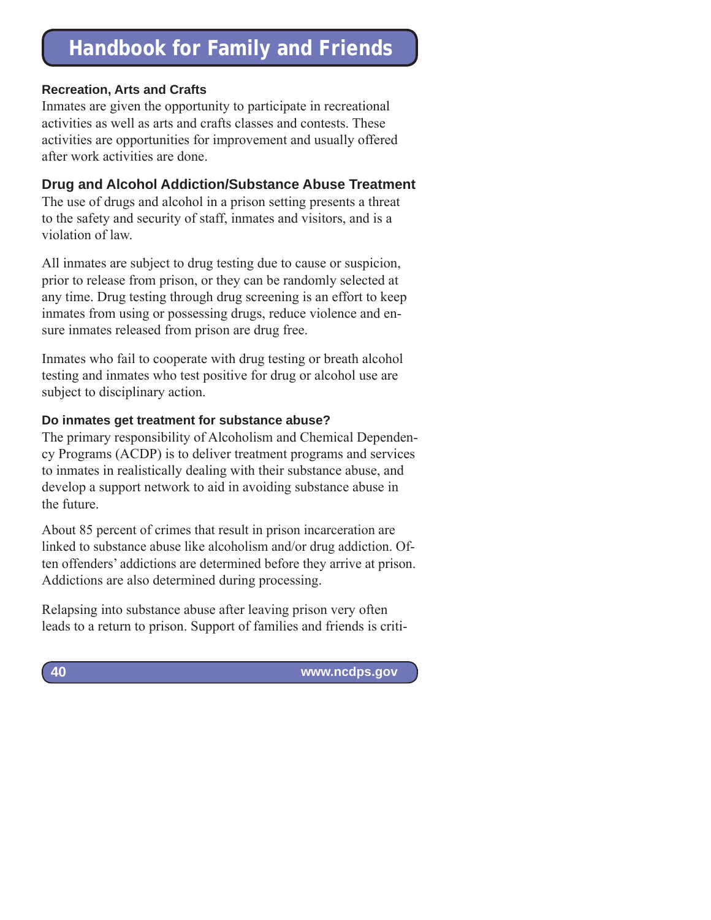### Recreation, Arts and Crafts

Inmates are given the opportunity to participate in recreational activities as well as arts and crafts classes and contests. These activities are opportunities for improvement and usually offered after work activities are done.

## Drug and Alcohol Addiction/Substance Abuse Treatment

The use of drugs and alcohol in a prison setting presents a threat to the safety and security of staff, inmates and visitors, and is a violation of law.

All inmates are subject to drug testing due to cause or suspicion, prior to release from prison, or they can be randomly selected at any time. Drug testing through drug screening is an effort to keep inmates from using or possessing drugs, reduce violence and ensure inmates released from prison are drug free.

Inmates who fail to cooperate with drug testing or breath alcohol testing and inmates who test positive for drug or alcohol use are subject to disciplinary action.

### Do inmates get treatment for substance abuse?

The primary responsibility of Alcoholism and Chemical Dependency Programs (ACDP) is to deliver treatment programs and services to inmates in realistically dealing with their substance abuse, and develop a support network to aid in avoiding substance abuse in the future.

About 85 percent of crimes that result in prison incarceration are linked to substance abuse like alcoholism and/or drug addiction. Often offenders' addictions are determined before they arrive at prison. Addictions are also determined during processing.

Relapsing into substance abuse after leaving prison very often leads to a return to prison. Support of families and friends is criti-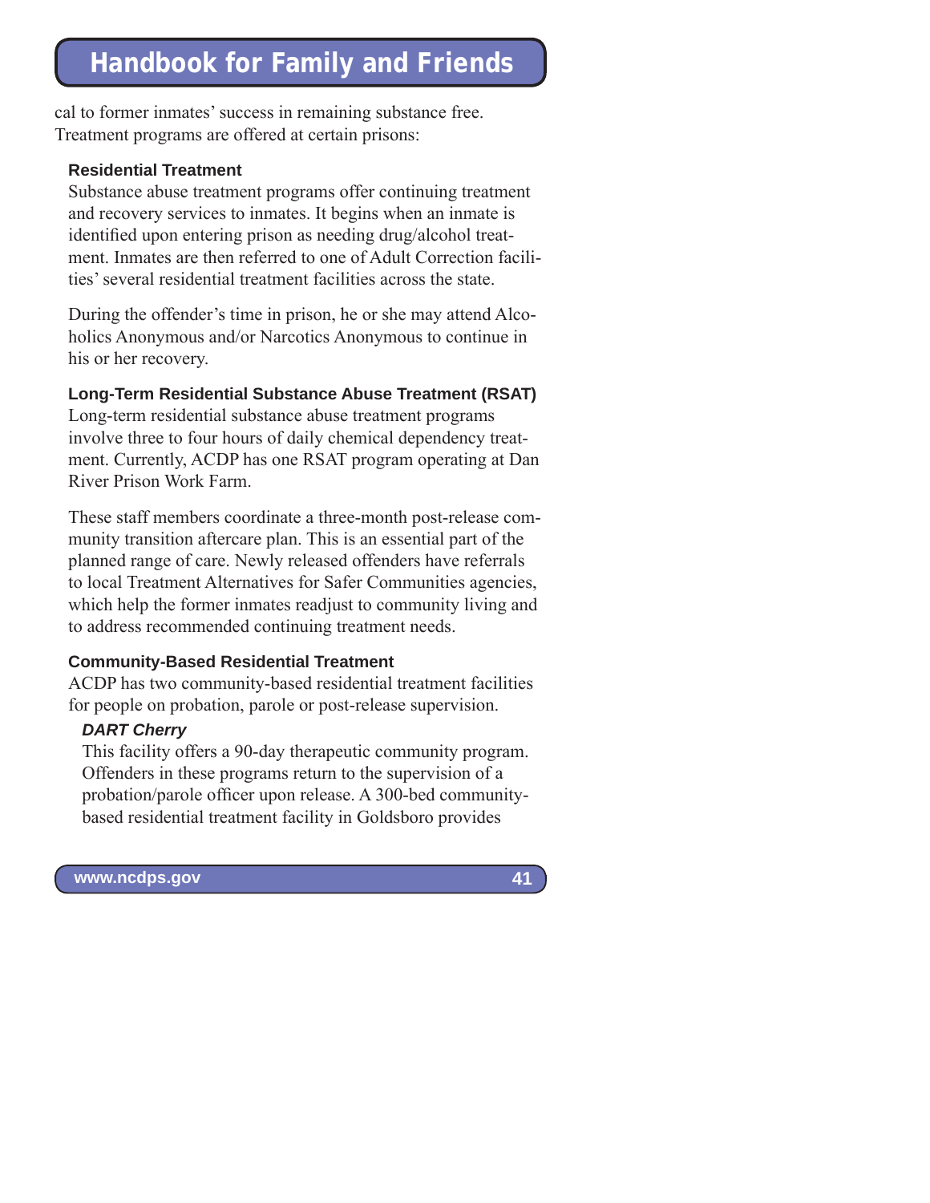cal to former inmates' success in remaining substance free. Treatment programs are offered at certain prisons:

### Residential Treatment

Substance abuse treatment programs offer continuing treatment and recovery services to inmates. It begins when an inmate is identified upon entering prison as needing drug/alcohol treatment. Inmates are then referred to one of Adult Correction facilities' several residential treatment facilities across the state.

During the offender's time in prison, he or she may attend Alcoholics Anonymous and/or Narcotics Anonymous to continue in his or her recovery.

### Long-Term Residential Substance Abuse Treatment (RSAT)

Long-term residential substance abuse treatment programs involve three to four hours of daily chemical dependency treatment. Currently, ACDP has one RSAT program operating at Dan River Prison Work Farm.

These staff members coordinate a three-month post-release community transition aftercare plan. This is an essential part of the planned range of care. Newly released offenders have referrals to local Treatment Alternatives for Safer Communities agencies, which help the former inmates readjust to community living and to address recommended continuing treatment needs.

### Community-Based Residential Treatment

ACDP has two community-based residential treatment facilities for people on probation, parole or post-release supervision.

#### *DART Cherry*

This facility offers a 90-day therapeutic community program. Offenders in these programs return to the supervision of a probation/parole officer upon release. A 300-bed community-based residential treatment facility in Goldsboro provides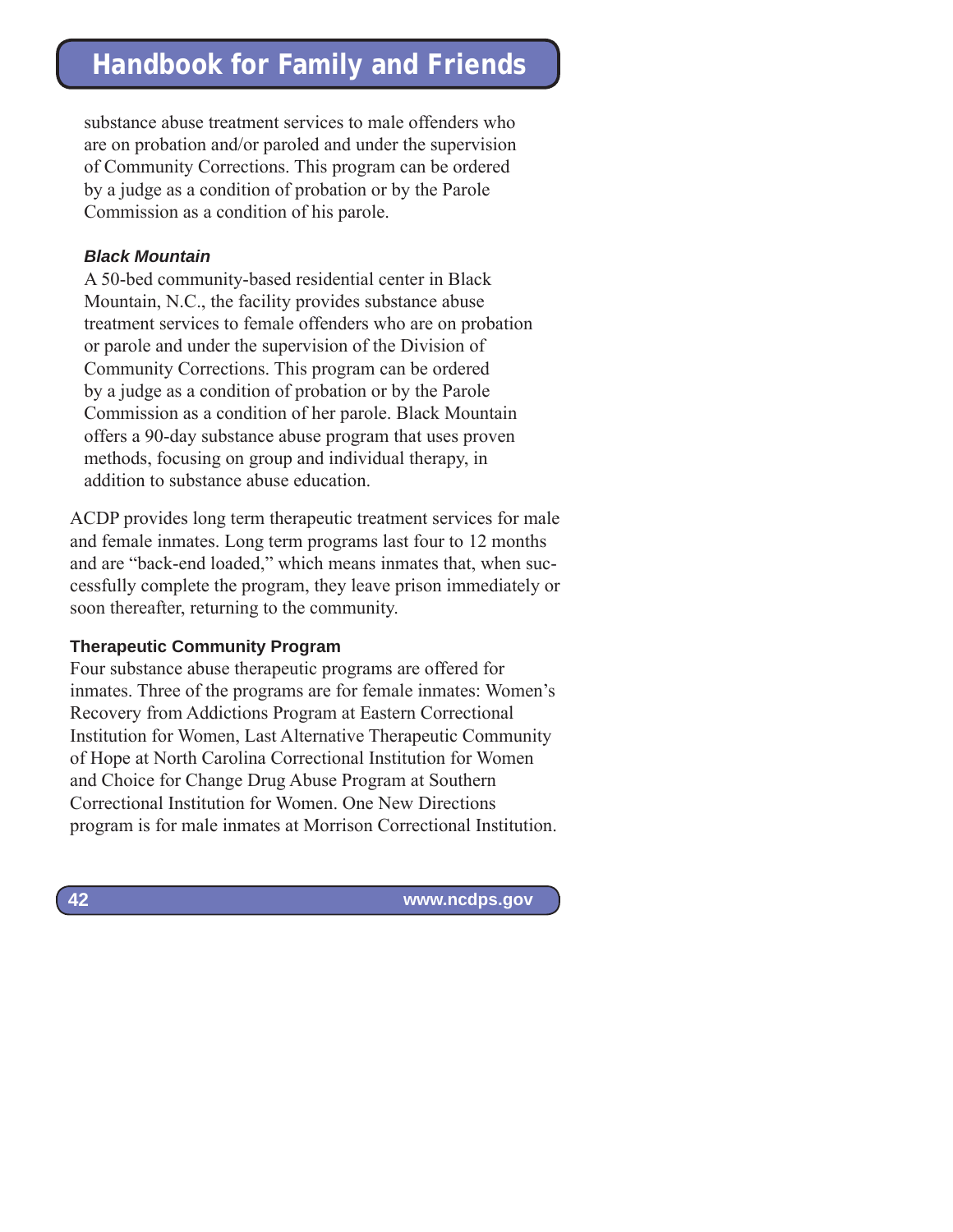substance abuse treatment services to male offenders who are on probation and/or paroled and under the supervision of Community Corrections. This program can be ordered by a judge as a condition of probation or by the Parole Commission as a condition of his parole.

#### *Black Mountain*

A 50-bed community-based residential center in Black Mountain, N.C., the facility provides substance abuse treatment services to female offenders who are on probation or parole and under the supervision of the Division of Community Corrections. This program can be ordered by a judge as a condition of probation or by the Parole Commission as a condition of her parole. Black Mountain offers a 90-day substance abuse program that uses proven methods, focusing on group and individual therapy, in addition to substance abuse education.

ACDP provides long term therapeutic treatment services for male and female inmates. Long term programs last four to 12 months and are "back-end loaded," which means inmates that, when successfully complete the program, they leave prison immediately or soon thereafter, returning to the community.

### Therapeutic Community Program

Four substance abuse therapeutic programs are offered for inmates. Three of the programs are for female inmates: Women's Recovery from Addictions Program at Eastern Correctional Institution for Women, Last Alternative Therapeutic Community of Hope at North Carolina Correctional Institution for Women and Choice for Change Drug Abuse Program at Southern Correctional Institution for Women. One New Directions program is for male inmates at Morrison Correctional Institution.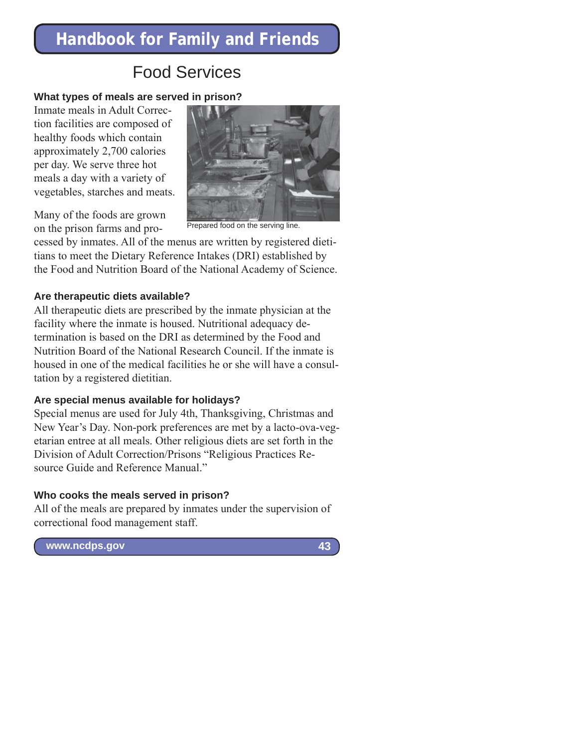## Food Services

### What types of meals are served in prison?

Inmate meals in Adult Correction facilities are composed of healthy foods which contain approximately 2,700 calories per day. We serve three hot meals a day with a variety of vegetables, starches and meats.

Prepared food on the serving line.

Many of the foods are grown on the prison farms and processed by inmates. All of the menus are written by registered dietitians to meet the Dietary Reference Intakes (DRI) established by the Food and Nutrition Board of the National Academy of Science.

### Are therapeutic diets available?

All therapeutic diets are prescribed by the inmate physician at the facility where the inmate is housed. Nutritional adequacy determination is based on the DRI as determined by the Food and Nutrition Board of the National Research Council. If the inmate is housed in one of the medical facilities he or she will have a consultation by a registered dietitian.

### Are special menus available for holidays?

Special menus are used for July 4th, Thanksgiving, Christmas and New Year's Day. Non-pork preferences are met by a lacto-ova-vegetarian entree at all meals. Other religious diets are set forth in the Division of Adult Correction/Prisons "Religious Practices Resource Guide and Reference Manual."

### Who cooks the meals served in prison?

All of the meals are prepared by inmates under the supervision of correctional food management staff.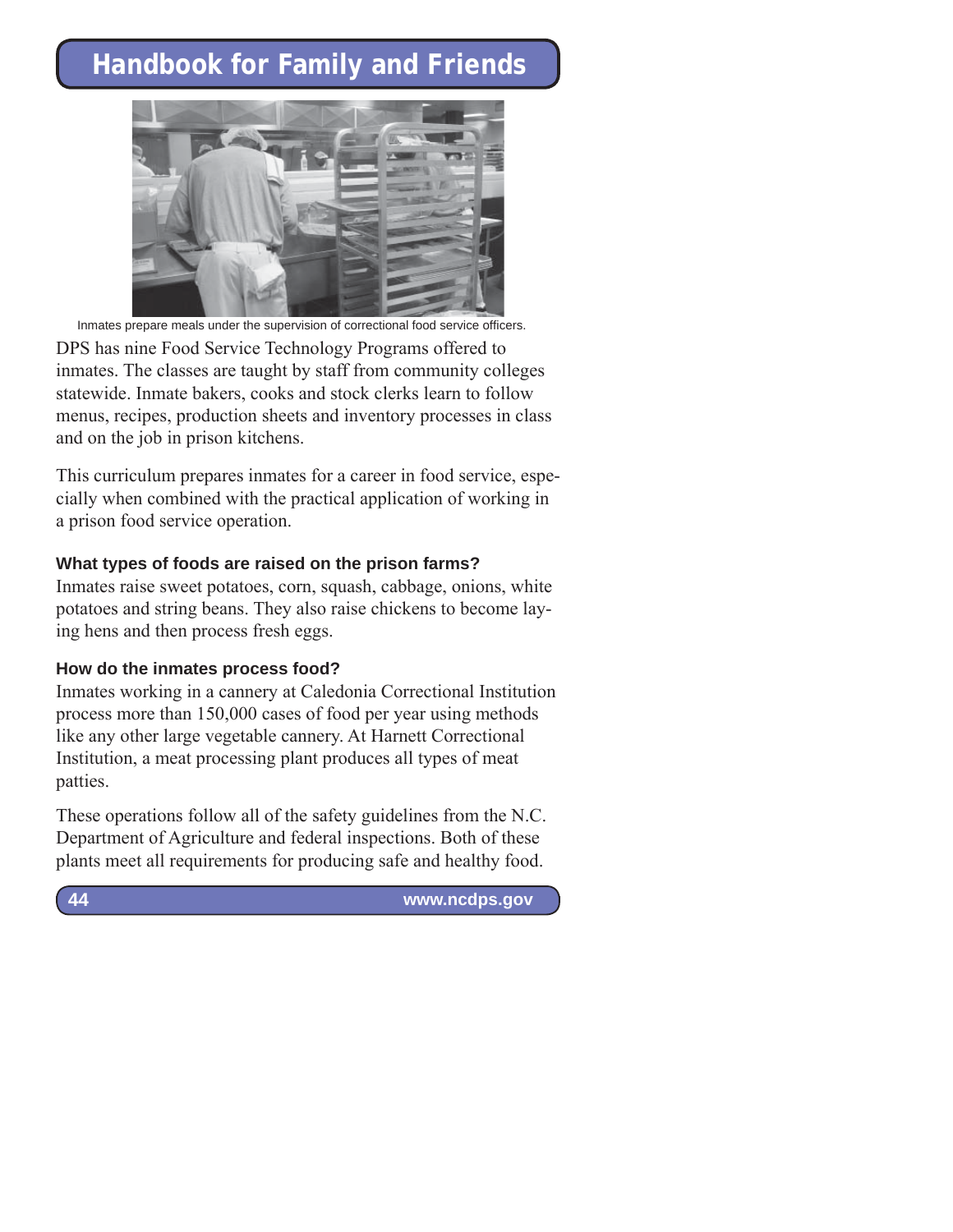Inmates prepare meals under the supervision of correctional food service officers.

DPS has nine Food Service Technology Programs offered to inmates. The classes are taught by staff from community colleges statewide. Inmate bakers, cooks and stock clerks learn to follow menus, recipes, production sheets and inventory processes in class and on the job in prison kitchens.

This curriculum prepares inmates for a career in food service, especially when combined with the practical application of working in a prison food service operation.

**What types of foods are raised on the prison farms?**

Inmates raise sweet potatoes, corn, squash, cabbage, onions, white potatoes and string beans. They also raise chickens to become laying hens and then process fresh eggs.

**How do the inmates process food?**

Inmates working in a cannery at Caledonia Correctional Institution process more than 150,000 cases of food per year using methods like any other large vegetable cannery. At Harnett Correctional Institution, a meat processing plant produces all types of meat patties.

These operations follow all of the safety guidelines from the N.C. Department of Agriculture and federal inspections. Both of these plants meet all requirements for producing safe and healthy food.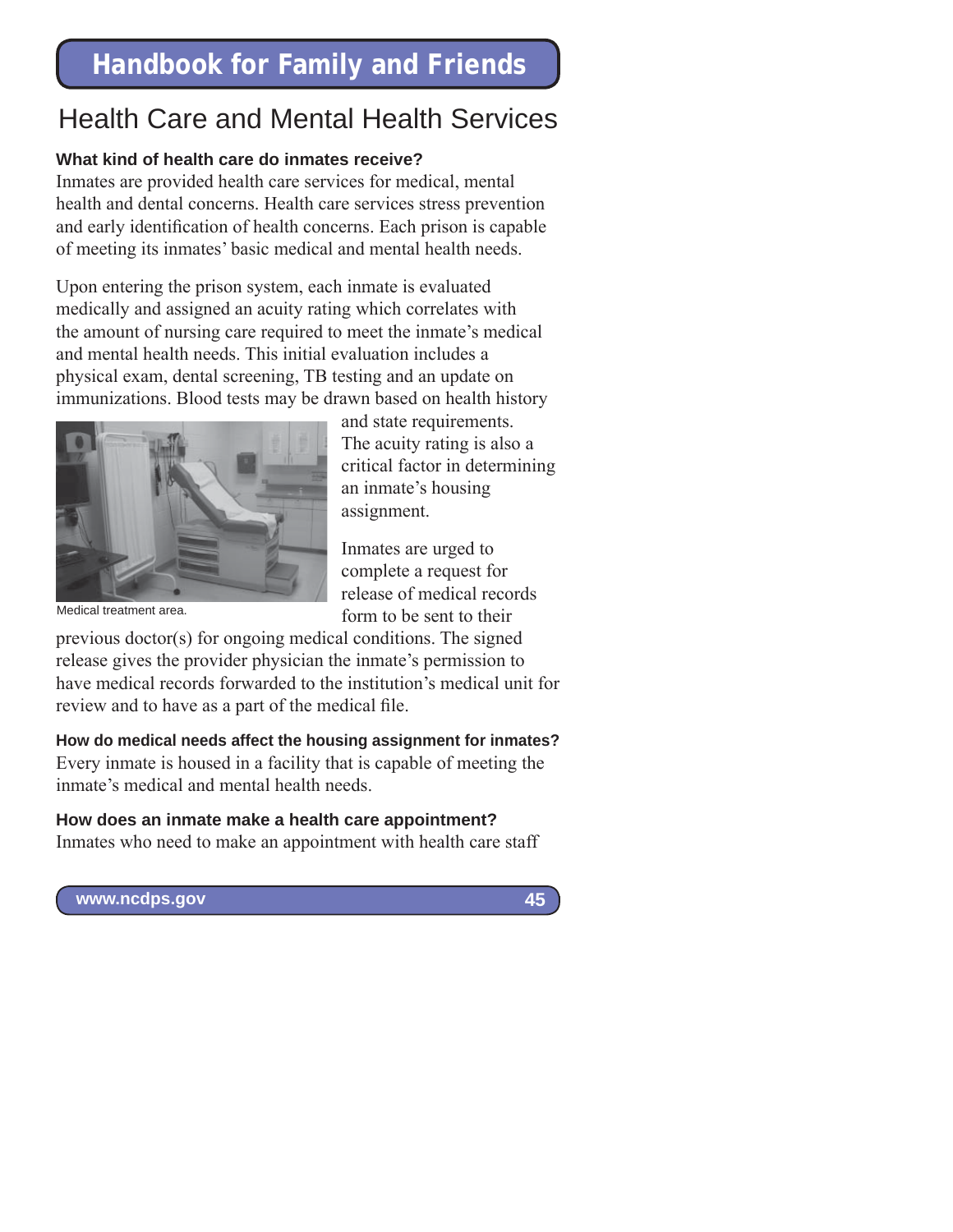## Health Care and Mental Health Services

**What kind of health care do inmates receive?**

Inmates are provided health care services for medical, mental health and dental concerns. Health care services stress prevention and early identification of health concerns. Each prison is capable of meeting its inmates' basic medical and mental health needs.

Upon entering the prison system, each inmate is evaluated medically and assigned an acuity rating which correlates with the amount of nursing care required to meet the inmate's medical and mental health needs. This initial evaluation includes a physical exam, dental screening, TB testing and an update on immunizations. Blood tests may be drawn based on health history and state requirements. The acuity rating is also a critical factor in determining an inmate's housing assignment.

Medical treatment area.

Inmates are urged to complete a request for release of medical records form to be sent to their previous doctor(s) for ongoing medical conditions. The signed release gives the provider physician the inmate's permission to have medical records forwarded to the institution's medical unit for review and to have as a part of the medical file.

**How do medical needs affect the housing assignment for inmates?**

Every inmate is housed in a facility that is capable of meeting the inmate's medical and mental health needs.

**How does an inmate make a health care appointment?**

Inmates who need to make an appointment with health care staff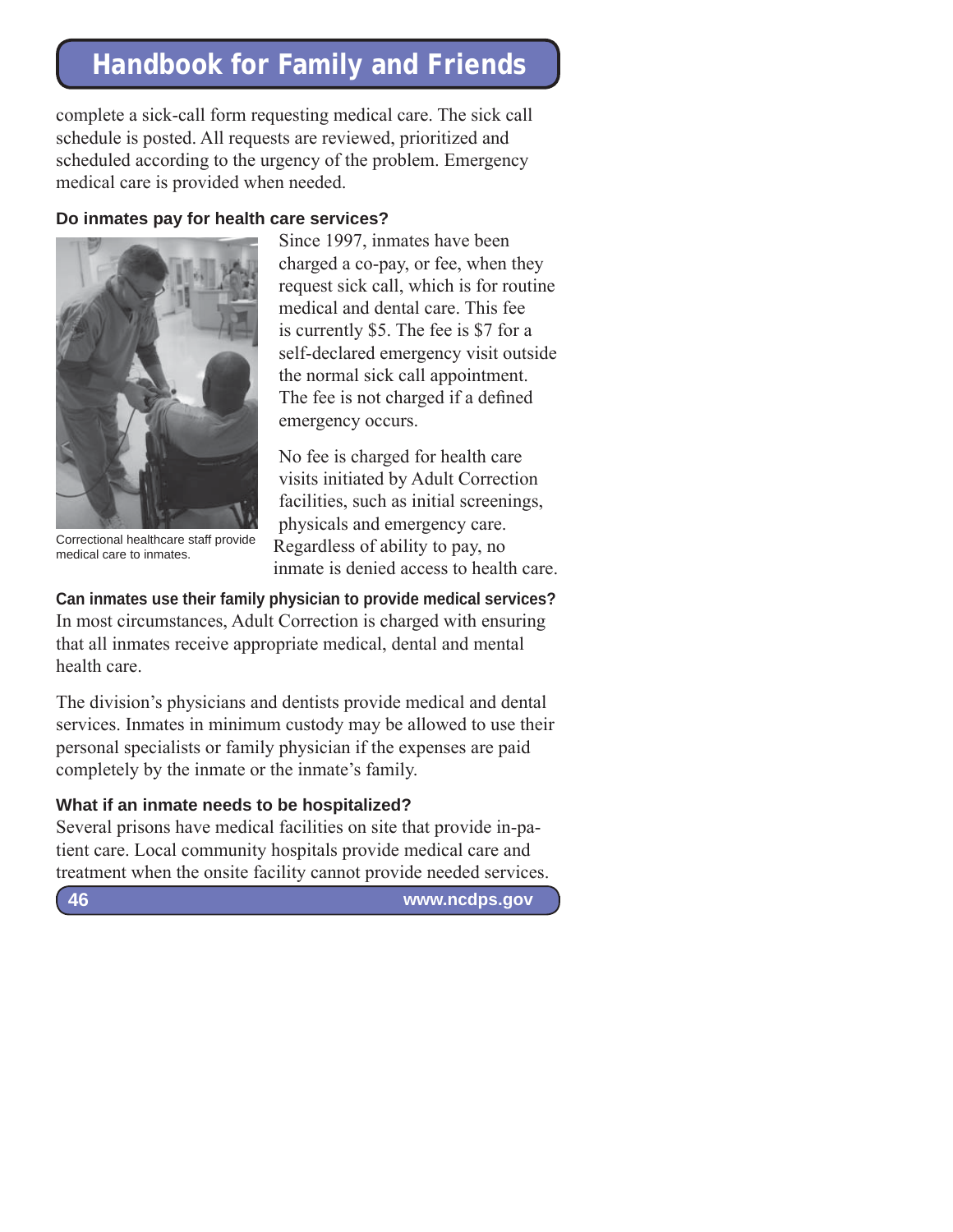complete a sick-call form requesting medical care. The sick call schedule is posted. All requests are reviewed, prioritized and scheduled according to the urgency of the problem. Emergency medical care is provided when needed.

### Do inmates pay for health care services?

Since 1997, inmates have been charged a co-pay, or fee, when they request sick call, which is for routine medical and dental care. This fee is currently $5. The fee is $7 for a self-declared emergency visit outside the normal sick call appointment. The fee is not charged if a defined emergency occurs.

No fee is charged for health care visits initiated by Adult Correction facilities, such as initial screenings, physicals and emergency care. Regardless of ability to pay, no inmate is denied access to health care.

Correctional healthcare staff provide medical care to inmates.

### Can inmates use their family physician to provide medical services?

In most circumstances, Adult Correction is charged with ensuring that all inmates receive appropriate medical, dental and mental health care.

The division's physicians and dentists provide medical and dental services. Inmates in minimum custody may be allowed to use their personal specialists or family physician if the expenses are paid completely by the inmate or the inmate's family.

### What if an inmate needs to be hospitalized?

Several prisons have medical facilities on site that provide in-patient care. Local community hospitals provide medical care and treatment when the onsite facility cannot provide needed services.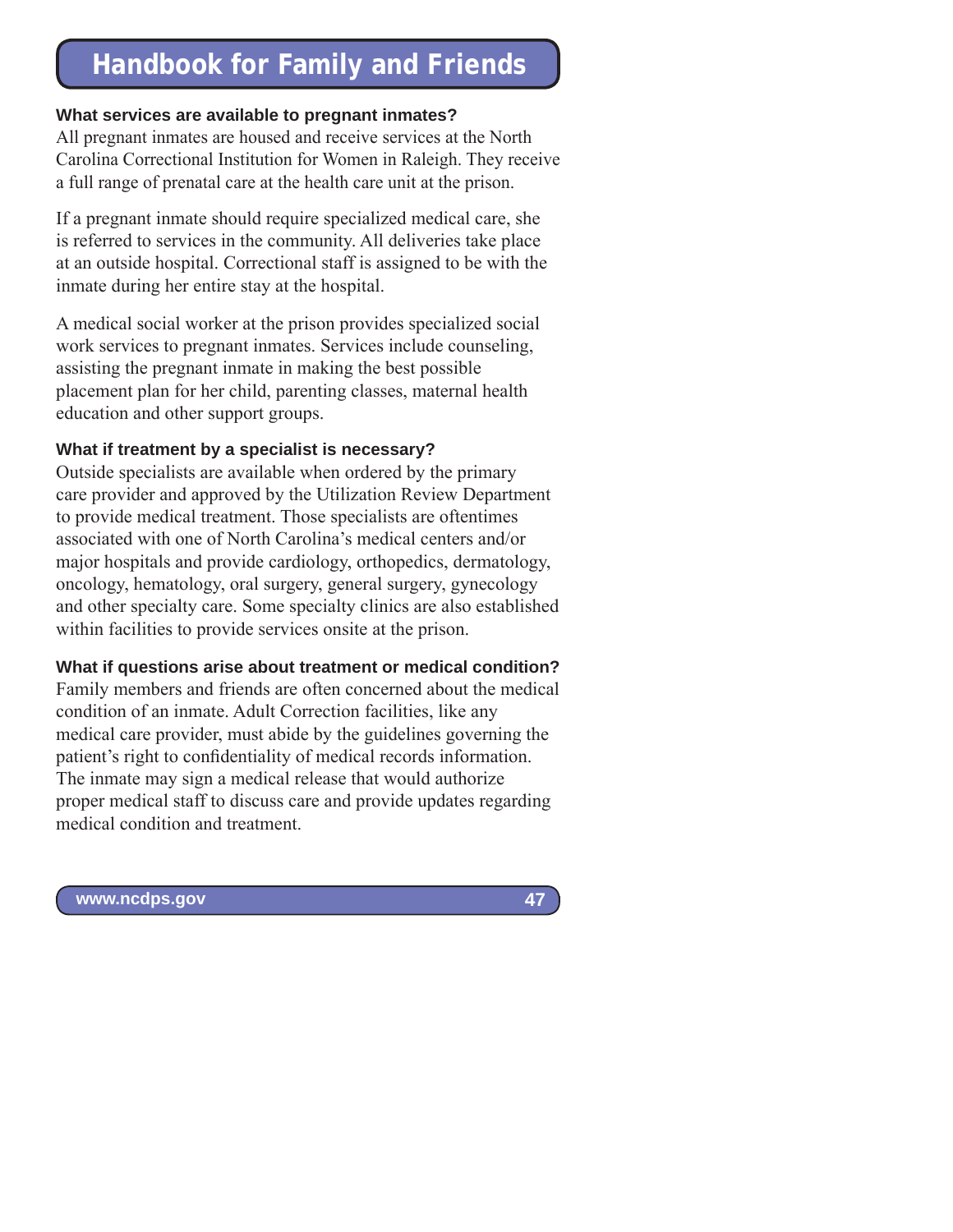### What services are available to pregnant inmates?

All pregnant inmates are housed and receive services at the North Carolina Correctional Institution for Women in Raleigh. They receive a full range of prenatal care at the health care unit at the prison.

If a pregnant inmate should require specialized medical care, she is referred to services in the community. All deliveries take place at an outside hospital. Correctional staff is assigned to be with the inmate during her entire stay at the hospital.

A medical social worker at the prison provides specialized social work services to pregnant inmates. Services include counseling, assisting the pregnant inmate in making the best possible placement plan for her child, parenting classes, maternal health education and other support groups.

### What if treatment by a specialist is necessary?

Outside specialists are available when ordered by the primary care provider and approved by the Utilization Review Department to provide medical treatment. Those specialists are oftentimes associated with one of North Carolina's medical centers and/or major hospitals and provide cardiology, orthopedics, dermatology, oncology, hematology, oral surgery, general surgery, gynecology and other specialty care. Some specialty clinics are also established within facilities to provide services onsite at the prison.

### What if questions arise about treatment or medical condition?

Family members and friends are often concerned about the medical condition of an inmate. Adult Correction facilities, like any medical care provider, must abide by the guidelines governing the patient's right to confidentiality of medical records information. The inmate may sign a medical release that would authorize proper medical staff to discuss care and provide updates regarding medical condition and treatment.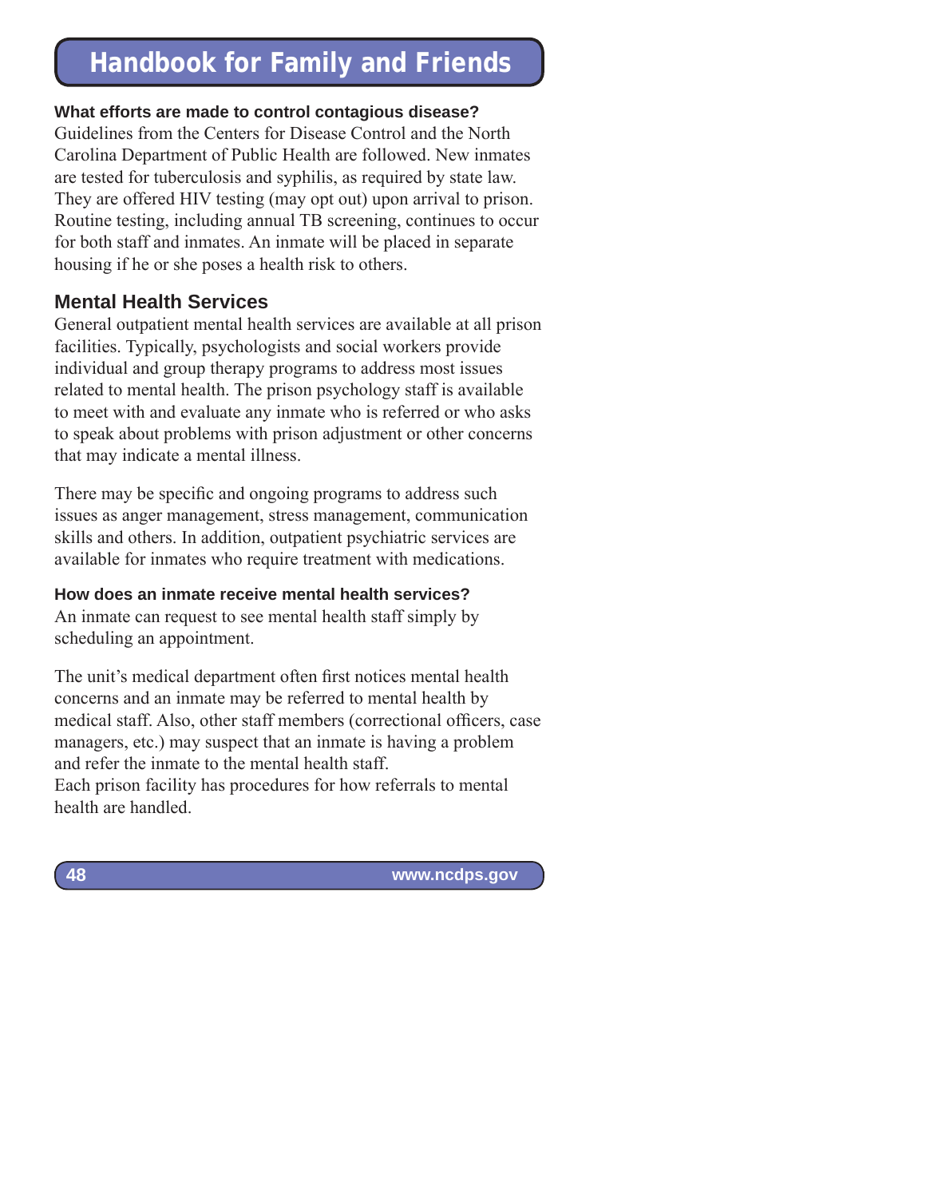**What efforts are made to control contagious disease?**
Guidelines from the Centers for Disease Control and the North Carolina Department of Public Health are followed. New inmates are tested for tuberculosis and syphilis, as required by state law. They are offered HIV testing (may opt out) upon arrival to prison. Routine testing, including annual TB screening, continues to occur for both staff and inmates. An inmate will be placed in separate housing if he or she poses a health risk to others.

## Mental Health Services

General outpatient mental health services are available at all prison facilities. Typically, psychologists and social workers provide individual and group therapy programs to address most issues related to mental health. The prison psychology staff is available to meet with and evaluate any inmate who is referred or who asks to speak about problems with prison adjustment or other concerns that may indicate a mental illness.

There may be specific and ongoing programs to address such issues as anger management, stress management, communication skills and others. In addition, outpatient psychiatric services are available for inmates who require treatment with medications.

**How does an inmate receive mental health services?**
An inmate can request to see mental health staff simply by scheduling an appointment.

The unit's medical department often first notices mental health concerns and an inmate may be referred to mental health by medical staff. Also, other staff members (correctional officers, case managers, etc.) may suspect that an inmate is having a problem and refer the inmate to the mental health staff.
Each prison facility has procedures for how referrals to mental health are handled.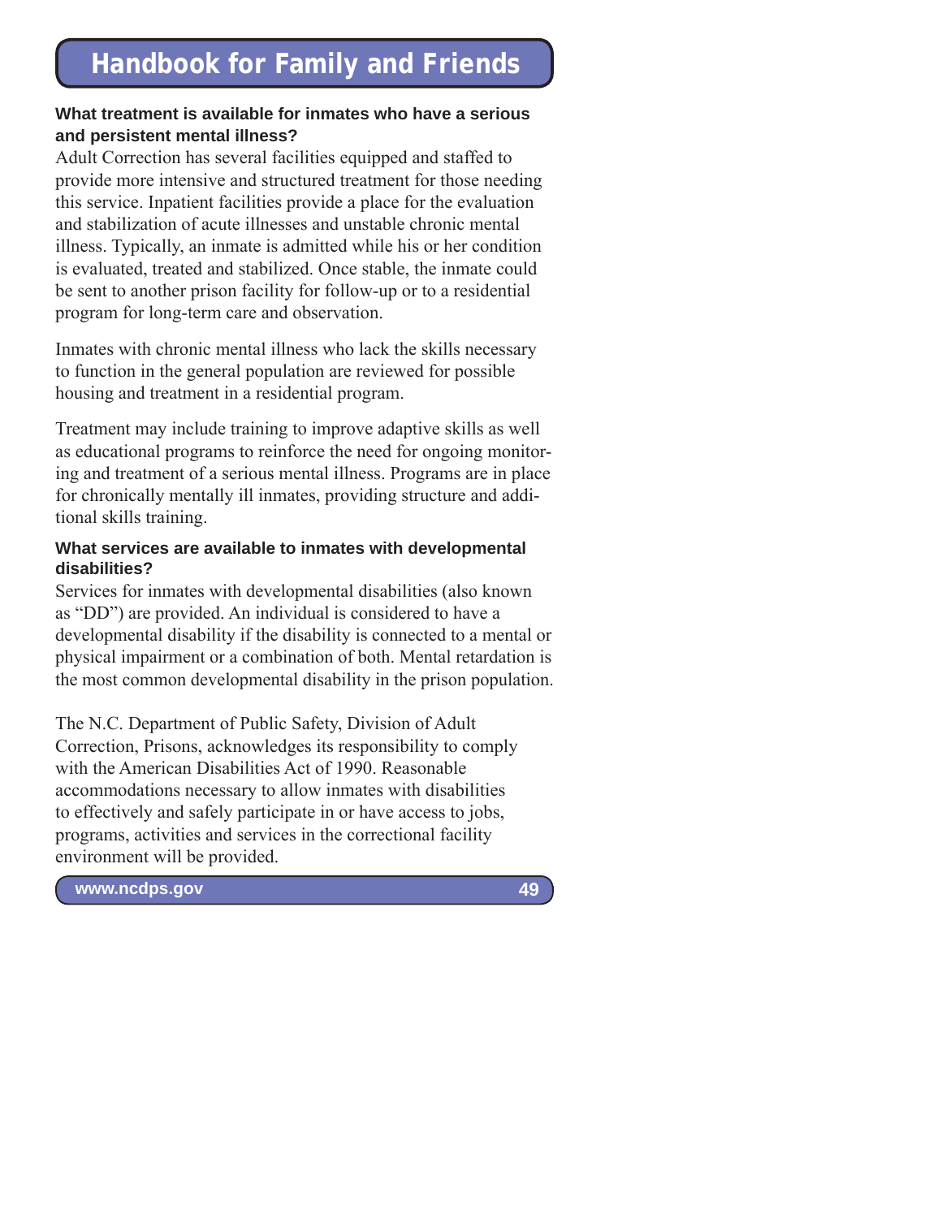### What treatment is available for inmates who have a serious and persistent mental illness?

Adult Correction has several facilities equipped and staffed to provide more intensive and structured treatment for those needing this service. Inpatient facilities provide a place for the evaluation and stabilization of acute illnesses and unstable chronic mental illness. Typically, an inmate is admitted while his or her condition is evaluated, treated and stabilized. Once stable, the inmate could be sent to another prison facility for follow-up or to a residential program for long-term care and observation.

Inmates with chronic mental illness who lack the skills necessary to function in the general population are reviewed for possible housing and treatment in a residential program.

Treatment may include training to improve adaptive skills as well as educational programs to reinforce the need for ongoing monitoring and treatment of a serious mental illness. Programs are in place for chronically mentally ill inmates, providing structure and additional skills training.

### What services are available to inmates with developmental disabilities?

Services for inmates with developmental disabilities (also known as "DD") are provided. An individual is considered to have a developmental disability if the disability is connected to a mental or physical impairment or a combination of both. Mental retardation is the most common developmental disability in the prison population.

The N.C. Department of Public Safety, Division of Adult Correction, Prisons, acknowledges its responsibility to comply with the American Disabilities Act of 1990. Reasonable accommodations necessary to allow inmates with disabilities to effectively and safely participate in or have access to jobs, programs, activities and services in the correctional facility environment will be provided.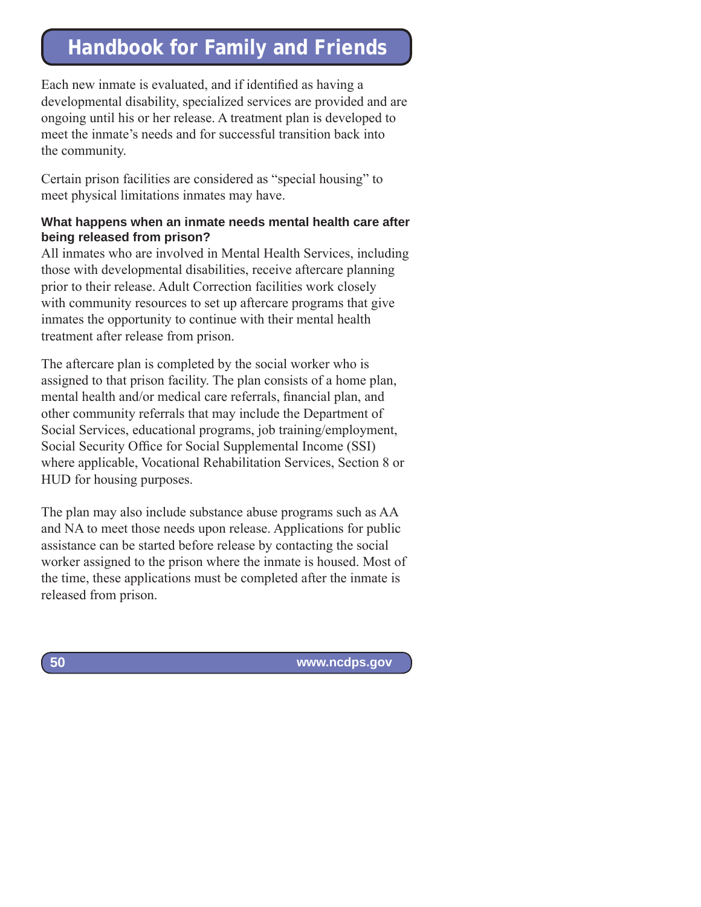Each new inmate is evaluated, and if identified as having a developmental disability, specialized services are provided and are ongoing until his or her release. A treatment plan is developed to meet the inmate's needs and for successful transition back into the community.

Certain prison facilities are considered as "special housing" to meet physical limitations inmates may have.

**What happens when an inmate needs mental health care after being released from prison?**

All inmates who are involved in Mental Health Services, including those with developmental disabilities, receive aftercare planning prior to their release. Adult Correction facilities work closely with community resources to set up aftercare programs that give inmates the opportunity to continue with their mental health treatment after release from prison.

The aftercare plan is completed by the social worker who is assigned to that prison facility. The plan consists of a home plan, mental health and/or medical care referrals, financial plan, and other community referrals that may include the Department of Social Services, educational programs, job training/employment, Social Security Office for Social Supplemental Income (SSI) where applicable, Vocational Rehabilitation Services, Section 8 or HUD for housing purposes.

The plan may also include substance abuse programs such as AA and NA to meet those needs upon release. Applications for public assistance can be started before release by contacting the social worker assigned to the prison where the inmate is housed. Most of the time, these applications must be completed after the inmate is released from prison.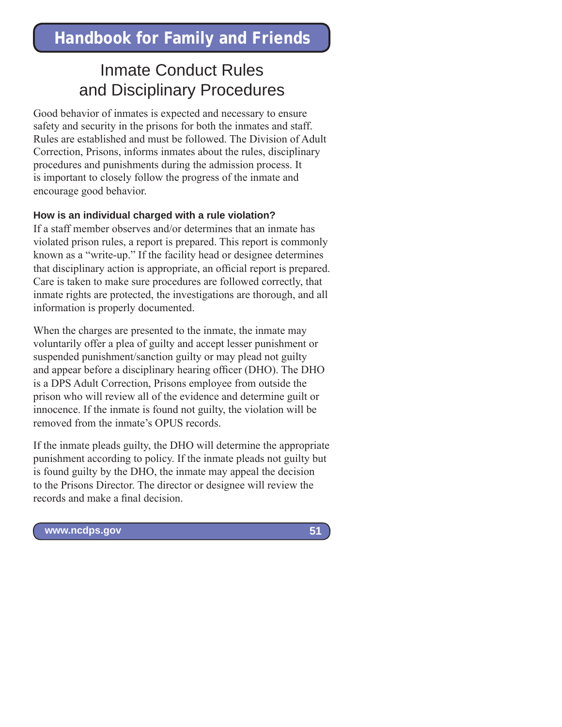# Inmate Conduct Rules and Disciplinary Procedures

Good behavior of inmates is expected and necessary to ensure safety and security in the prisons for both the inmates and staff. Rules are established and must be followed. The Division of Adult Correction, Prisons, informs inmates about the rules, disciplinary procedures and punishments during the admission process. It is important to closely follow the progress of the inmate and encourage good behavior.

### How is an individual charged with a rule violation?

If a staff member observes and/or determines that an inmate has violated prison rules, a report is prepared. This report is commonly known as a "write-up." If the facility head or designee determines that disciplinary action is appropriate, an official report is prepared. Care is taken to make sure procedures are followed correctly, that inmate rights are protected, the investigations are thorough, and all information is properly documented.

When the charges are presented to the inmate, the inmate may voluntarily offer a plea of guilty and accept lesser punishment or suspended punishment/sanction guilty or may plead not guilty and appear before a disciplinary hearing officer (DHO). The DHO is a DPS Adult Correction, Prisons employee from outside the prison who will review all of the evidence and determine guilt or innocence. If the inmate is found not guilty, the violation will be removed from the inmate's OPUS records.

If the inmate pleads guilty, the DHO will determine the appropriate punishment according to policy. If the inmate pleads not guilty but is found guilty by the DHO, the inmate may appeal the decision to the Prisons Director. The director or designee will review the records and make a final decision.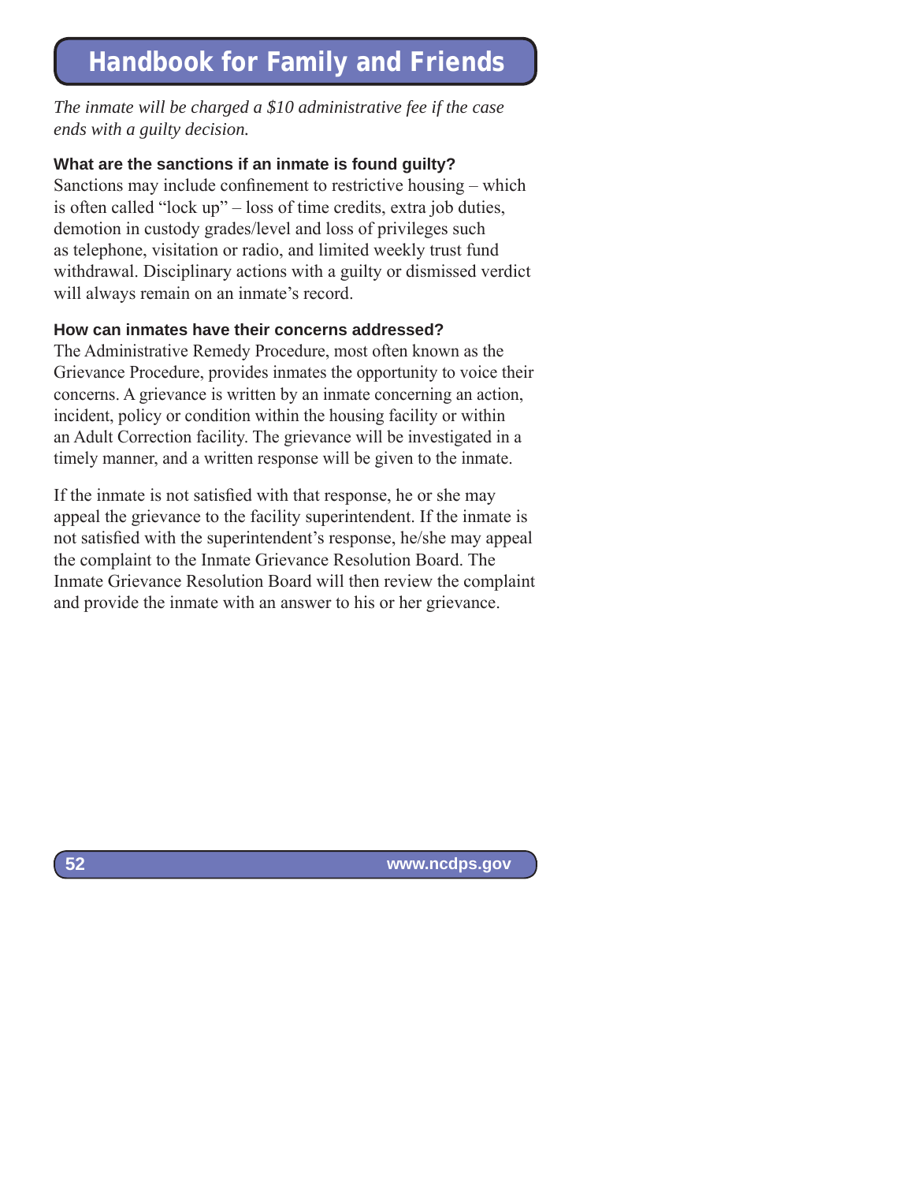*The inmate will be charged a $10 administrative fee if the case ends with a guilty decision.*

**What are the sanctions if an inmate is found guilty?**

Sanctions may include confinement to restrictive housing – which is often called "lock up" – loss of time credits, extra job duties, demotion in custody grades/level and loss of privileges such as telephone, visitation or radio, and limited weekly trust fund withdrawal. Disciplinary actions with a guilty or dismissed verdict will always remain on an inmate's record.

**How can inmates have their concerns addressed?**

The Administrative Remedy Procedure, most often known as the Grievance Procedure, provides inmates the opportunity to voice their concerns. A grievance is written by an inmate concerning an action, incident, policy or condition within the housing facility or within an Adult Correction facility. The grievance will be investigated in a timely manner, and a written response will be given to the inmate.

If the inmate is not satisfied with that response, he or she may appeal the grievance to the facility superintendent. If the inmate is not satisfied with the superintendent's response, he/she may appeal the complaint to the Inmate Grievance Resolution Board. The Inmate Grievance Resolution Board will then review the complaint and provide the inmate with an answer to his or her grievance.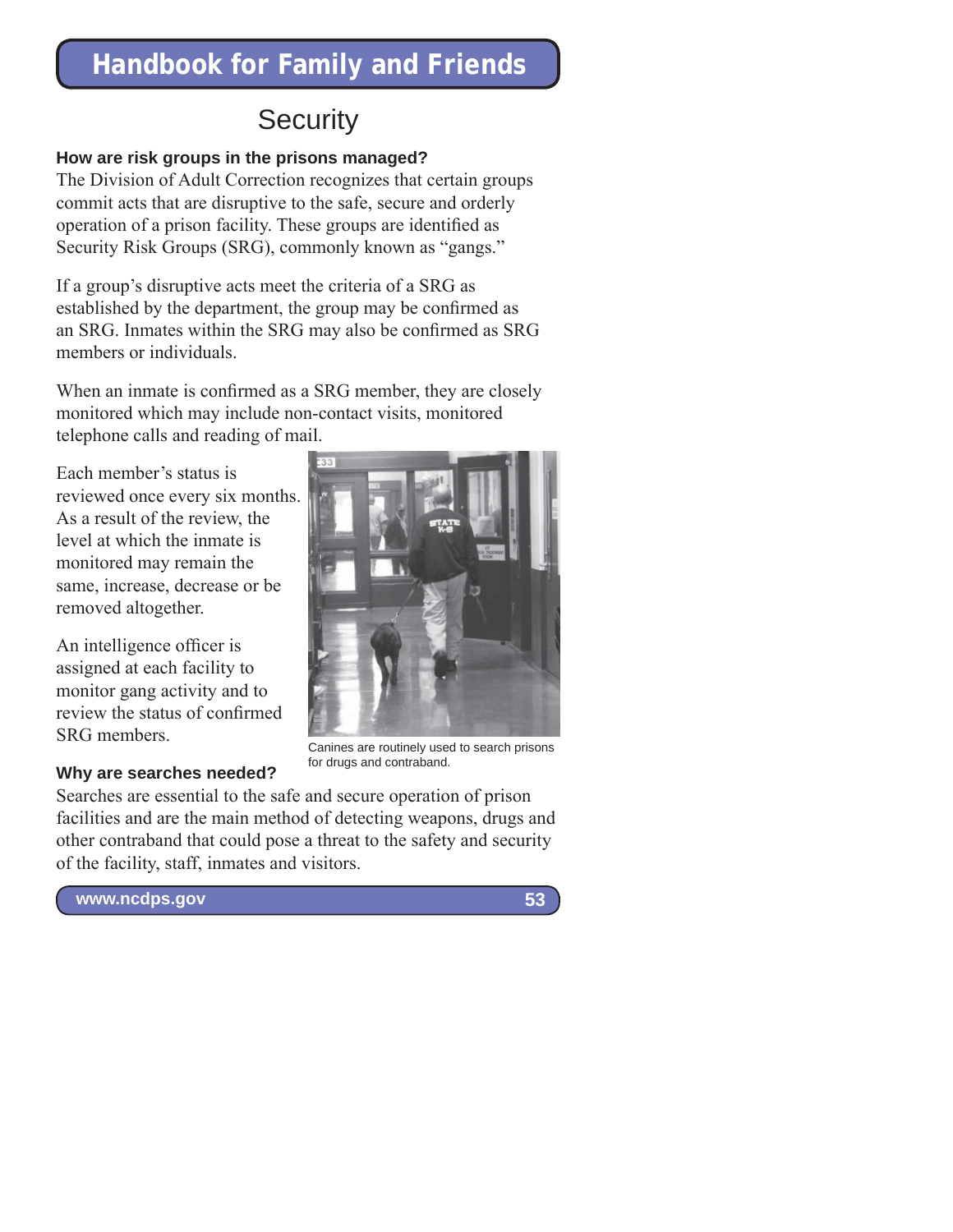# Security

**How are risk groups in the prisons managed?**

The Division of Adult Correction recognizes that certain groups commit acts that are disruptive to the safe, secure and orderly operation of a prison facility. These groups are identified as Security Risk Groups (SRG), commonly known as "gangs."

If a group's disruptive acts meet the criteria of a SRG as established by the department, the group may be confirmed as an SRG. Inmates within the SRG may also be confirmed as SRG members or individuals.

When an inmate is confirmed as a SRG member, they are closely monitored which may include non-contact visits, monitored telephone calls and reading of mail.

Each member's status is reviewed once every six months. As a result of the review, the level at which the inmate is monitored may remain the same, increase, decrease or be removed altogether.

An intelligence officer is assigned at each facility to monitor gang activity and to review the status of confirmed SRG members.

Canines are routinely used to search prisons for drugs and contraband.

**Why are searches needed?**

Searches are essential to the safe and secure operation of prison facilities and are the main method of detecting weapons, drugs and other contraband that could pose a threat to the safety and security of the facility, staff, inmates and visitors.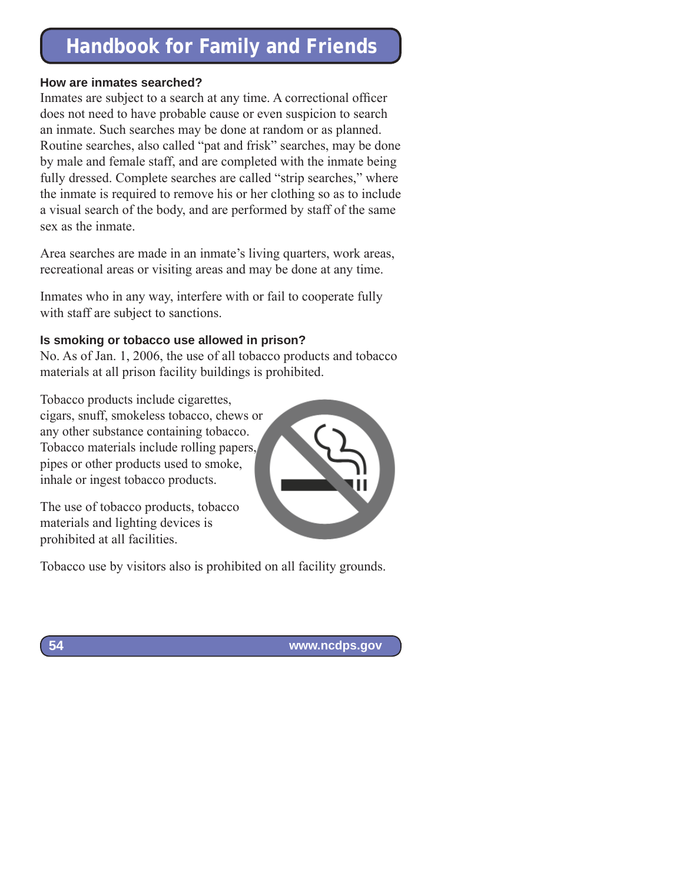### How are inmates searched?

Inmates are subject to a search at any time. A correctional officer does not need to have probable cause or even suspicion to search an inmate. Such searches may be done at random or as planned. Routine searches, also called "pat and frisk" searches, may be done by male and female staff, and are completed with the inmate being fully dressed. Complete searches are called "strip searches," where the inmate is required to remove his or her clothing so as to include a visual search of the body, and are performed by staff of the same sex as the inmate.

Area searches are made in an inmate's living quarters, work areas, recreational areas or visiting areas and may be done at any time.

Inmates who in any way, interfere with or fail to cooperate fully with staff are subject to sanctions.

### Is smoking or tobacco use allowed in prison?

No. As of Jan. 1, 2006, the use of all tobacco products and tobacco materials at all prison facility buildings is prohibited.

Tobacco products include cigarettes, cigars, snuff, smokeless tobacco, chews or any other substance containing tobacco. Tobacco materials include rolling papers, pipes or other products used to smoke, inhale or ingest tobacco products.

The use of tobacco products, tobacco materials and lighting devices is prohibited at all facilities.

Tobacco use by visitors also is prohibited on all facility grounds.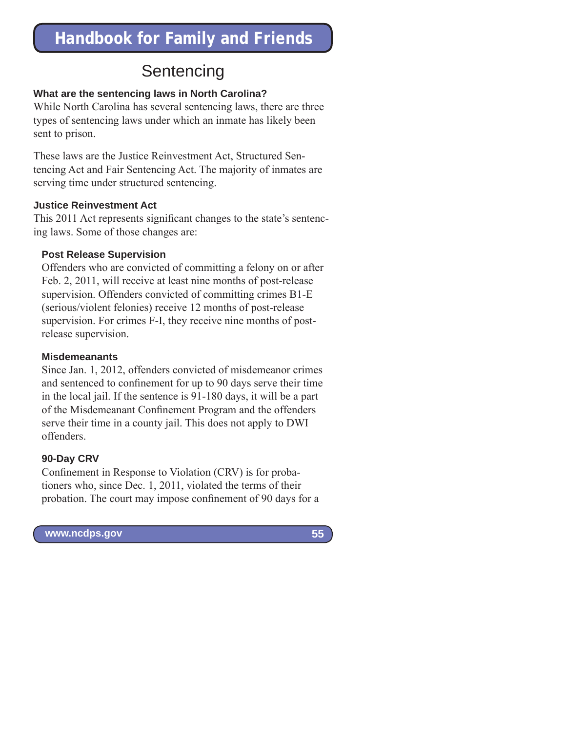# Sentencing

### What are the sentencing laws in North Carolina?

While North Carolina has several sentencing laws, there are three types of sentencing laws under which an inmate has likely been sent to prison.

These laws are the Justice Reinvestment Act, Structured Sentencing Act and Fair Sentencing Act. The majority of inmates are serving time under structured sentencing.

### Justice Reinvestment Act

This 2011 Act represents significant changes to the state's sentencing laws. Some of those changes are:

#### Post Release Supervision

Offenders who are convicted of committing a felony on or after Feb. 2, 2011, will receive at least nine months of post-release supervision. Offenders convicted of committing crimes B1-E (serious/violent felonies) receive 12 months of post-release supervision. For crimes F-I, they receive nine months of post-release supervision.

#### Misdemeanants

Since Jan. 1, 2012, offenders convicted of misdemeanor crimes and sentenced to confinement for up to 90 days serve their time in the local jail. If the sentence is 91-180 days, it will be a part of the Misdemeanant Confinement Program and the offenders serve their time in a county jail. This does not apply to DWI offenders.

#### 90-Day CRV

Confinement in Response to Violation (CRV) is for probationers who, since Dec. 1, 2011, violated the terms of their probation. The court may impose confinement of 90 days for a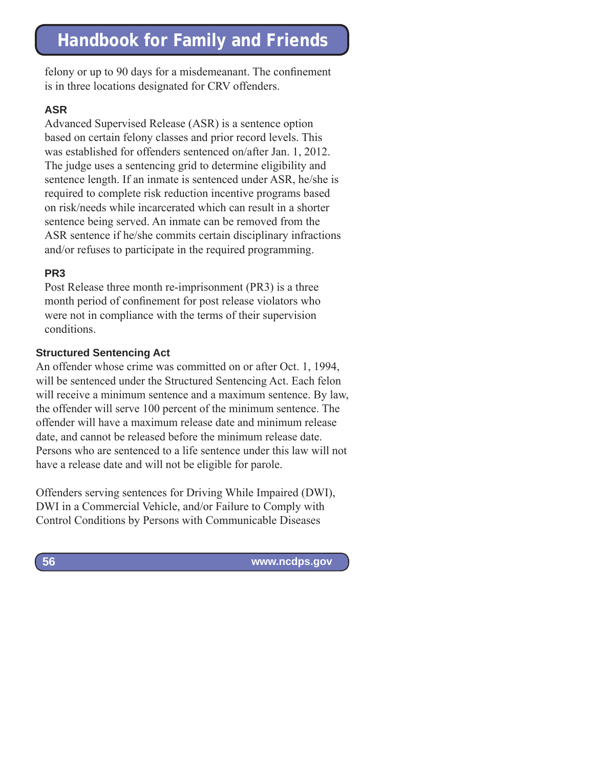felony or up to 90 days for a misdemeanant. The confinement is in three locations designated for CRV offenders.

#### ASR

Advanced Supervised Release (ASR) is a sentence option based on certain felony classes and prior record levels. This was established for offenders sentenced on/after Jan. 1, 2012. The judge uses a sentencing grid to determine eligibility and sentence length. If an inmate is sentenced under ASR, he/she is required to complete risk reduction incentive programs based on risk/needs while incarcerated which can result in a shorter sentence being served. An inmate can be removed from the ASR sentence if he/she commits certain disciplinary infractions and/or refuses to participate in the required programming.

#### PR3

Post Release three month re-imprisonment (PR3) is a three month period of confinement for post release violators who were not in compliance with the terms of their supervision conditions.

### Structured Sentencing Act

An offender whose crime was committed on or after Oct. 1, 1994, will be sentenced under the Structured Sentencing Act. Each felon will receive a minimum sentence and a maximum sentence. By law, the offender will serve 100 percent of the minimum sentence. The offender will have a maximum release date and minimum release date, and cannot be released before the minimum release date. Persons who are sentenced to a life sentence under this law will not have a release date and will not be eligible for parole.

Offenders serving sentences for Driving While Impaired (DWI), DWI in a Commercial Vehicle, and/or Failure to Comply with Control Conditions by Persons with Communicable Diseases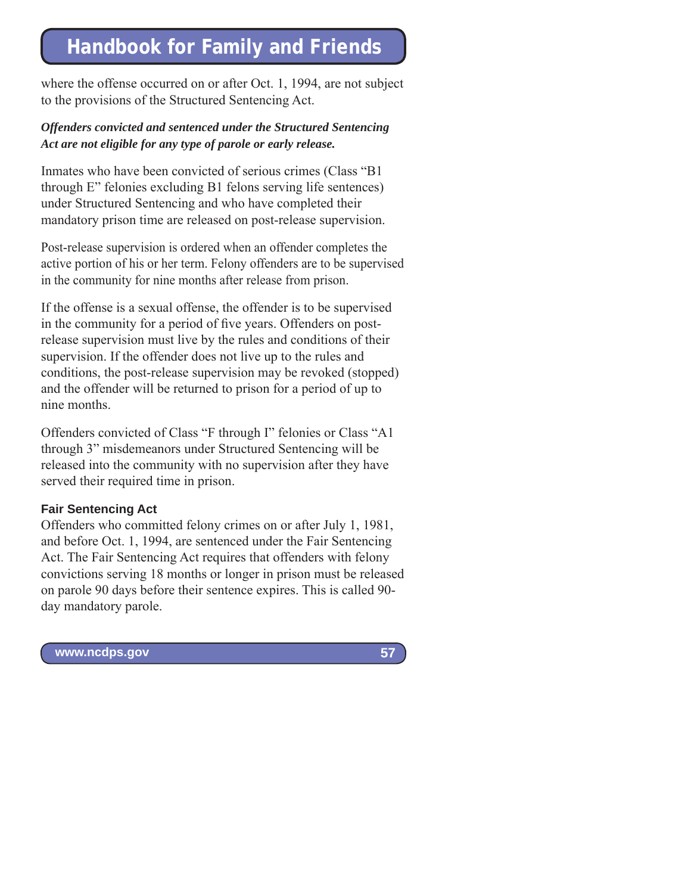where the offense occurred on or after Oct. 1, 1994, are not subject to the provisions of the Structured Sentencing Act.

***Offenders convicted and sentenced under the Structured Sentencing Act are not eligible for any type of parole or early release.***

Inmates who have been convicted of serious crimes (Class "B1 through E" felonies excluding B1 felons serving life sentences) under Structured Sentencing and who have completed their mandatory prison time are released on post-release supervision.

Post-release supervision is ordered when an offender completes the active portion of his or her term. Felony offenders are to be supervised in the community for nine months after release from prison.

If the offense is a sexual offense, the offender is to be supervised in the community for a period of five years. Offenders on post-release supervision must live by the rules and conditions of their supervision. If the offender does not live up to the rules and conditions, the post-release supervision may be revoked (stopped) and the offender will be returned to prison for a period of up to nine months.

Offenders convicted of Class "F through I" felonies or Class "A1 through 3" misdemeanors under Structured Sentencing will be released into the community with no supervision after they have served their required time in prison.

**Fair Sentencing Act**

Offenders who committed felony crimes on or after July 1, 1981, and before Oct. 1, 1994, are sentenced under the Fair Sentencing Act. The Fair Sentencing Act requires that offenders with felony convictions serving 18 months or longer in prison must be released on parole 90 days before their sentence expires. This is called 90-day mandatory parole.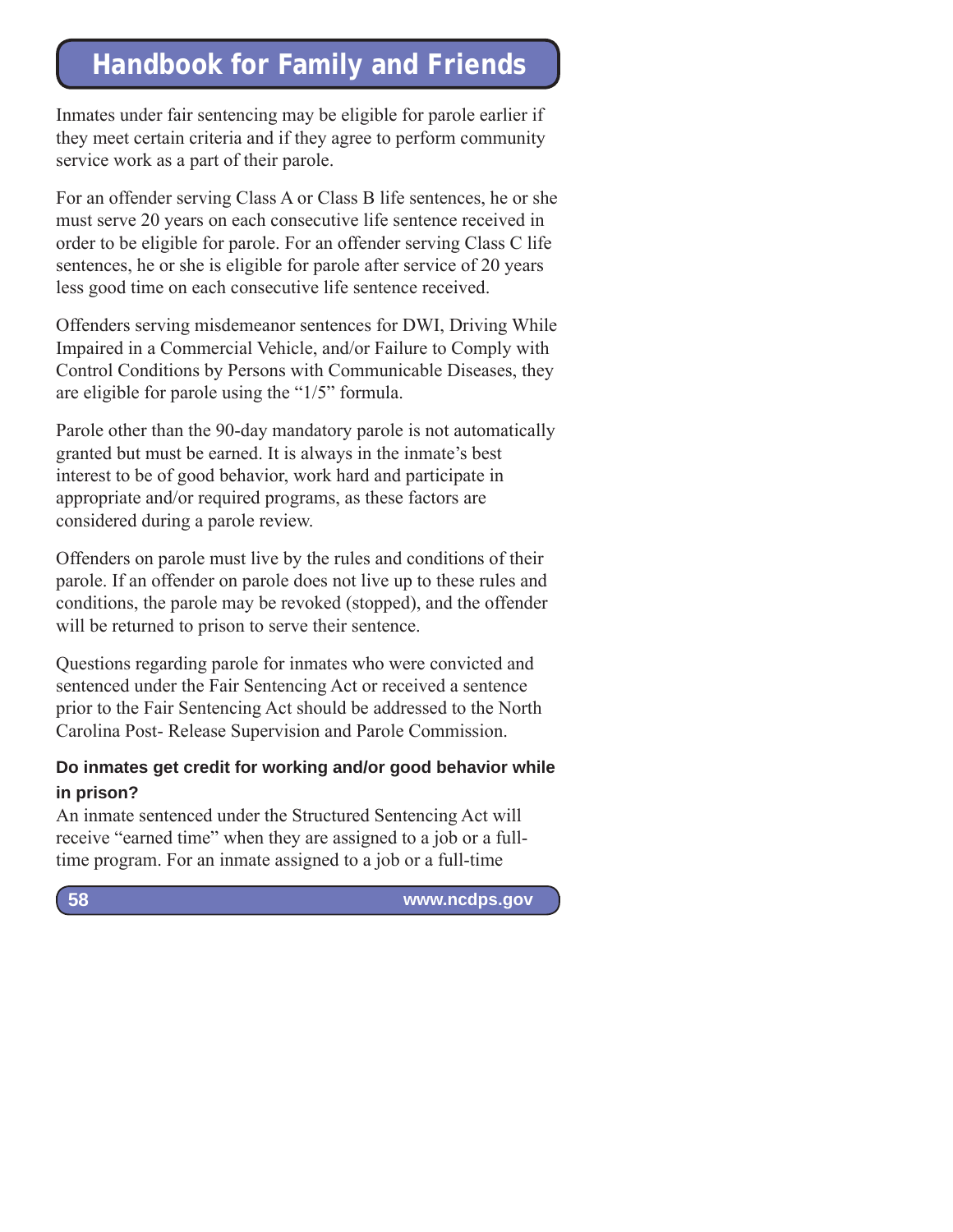Inmates under fair sentencing may be eligible for parole earlier if they meet certain criteria and if they agree to perform community service work as a part of their parole.

For an offender serving Class A or Class B life sentences, he or she must serve 20 years on each consecutive life sentence received in order to be eligible for parole. For an offender serving Class C life sentences, he or she is eligible for parole after service of 20 years less good time on each consecutive life sentence received.

Offenders serving misdemeanor sentences for DWI, Driving While Impaired in a Commercial Vehicle, and/or Failure to Comply with Control Conditions by Persons with Communicable Diseases, they are eligible for parole using the "1/5" formula.

Parole other than the 90-day mandatory parole is not automatically granted but must be earned. It is always in the inmate's best interest to be of good behavior, work hard and participate in appropriate and/or required programs, as these factors are considered during a parole review.

Offenders on parole must live by the rules and conditions of their parole. If an offender on parole does not live up to these rules and conditions, the parole may be revoked (stopped), and the offender will be returned to prison to serve their sentence.

Questions regarding parole for inmates who were convicted and sentenced under the Fair Sentencing Act or received a sentence prior to the Fair Sentencing Act should be addressed to the North Carolina Post- Release Supervision and Parole Commission.

### Do inmates get credit for working and/or good behavior while in prison?

An inmate sentenced under the Structured Sentencing Act will receive "earned time" when they are assigned to a job or a full-time program. For an inmate assigned to a job or a full-time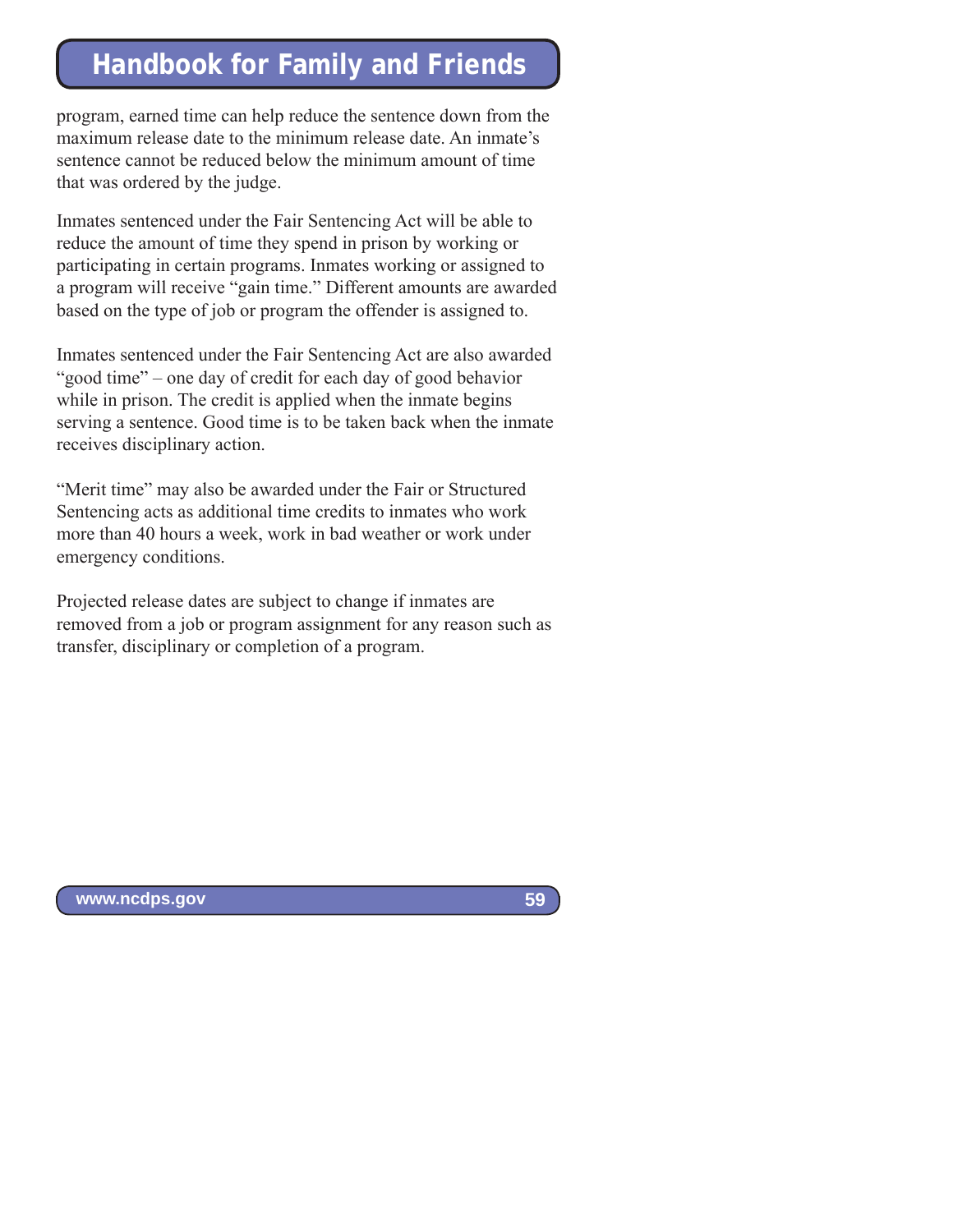program, earned time can help reduce the sentence down from the maximum release date to the minimum release date. An inmate's sentence cannot be reduced below the minimum amount of time that was ordered by the judge.

Inmates sentenced under the Fair Sentencing Act will be able to reduce the amount of time they spend in prison by working or participating in certain programs. Inmates working or assigned to a program will receive "gain time." Different amounts are awarded based on the type of job or program the offender is assigned to.

Inmates sentenced under the Fair Sentencing Act are also awarded "good time" – one day of credit for each day of good behavior while in prison. The credit is applied when the inmate begins serving a sentence. Good time is to be taken back when the inmate receives disciplinary action.

"Merit time" may also be awarded under the Fair or Structured Sentencing acts as additional time credits to inmates who work more than 40 hours a week, work in bad weather or work under emergency conditions.

Projected release dates are subject to change if inmates are removed from a job or program assignment for any reason such as transfer, disciplinary or completion of a program.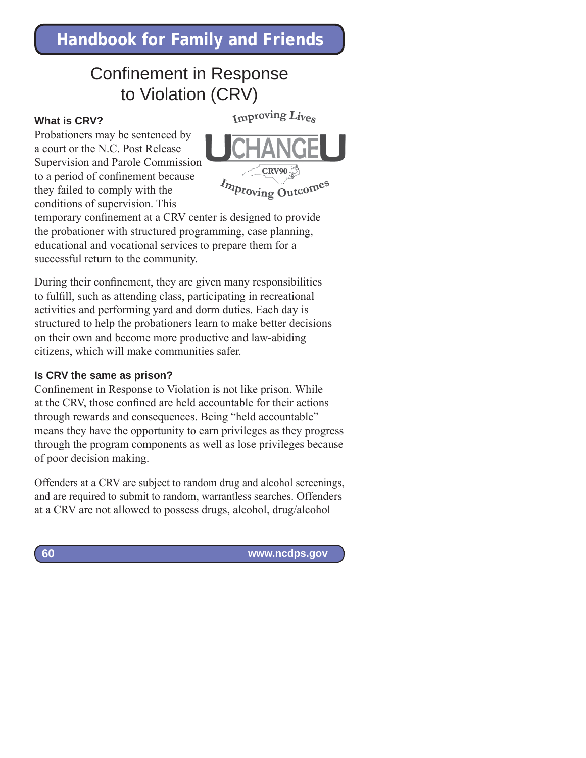# Confinement in Response to Violation (CRV)

### What is CRV?

Probationers may be sentenced by a court or the N.C. Post Release Supervision and Parole Commission to a period of confinement because they failed to comply with the conditions of supervision. This temporary confinement at a CRV center is designed to provide the probationer with structured programming, case planning, educational and vocational services to prepare them for a successful return to the community.

During their confinement, they are given many responsibilities to fulfill, such as attending class, participating in recreational activities and performing yard and dorm duties. Each day is structured to help the probationers learn to make better decisions on their own and become more productive and law-abiding citizens, which will make communities safer.

### Is CRV the same as prison?

Confinement in Response to Violation is not like prison. While at the CRV, those confined are held accountable for their actions through rewards and consequences. Being "held accountable" means they have the opportunity to earn privileges as they progress through the program components as well as lose privileges because of poor decision making.

Offenders at a CRV are subject to random drug and alcohol screenings, and are required to submit to random, warrantless searches. Offenders at a CRV are not allowed to possess drugs, alcohol, drug/alcohol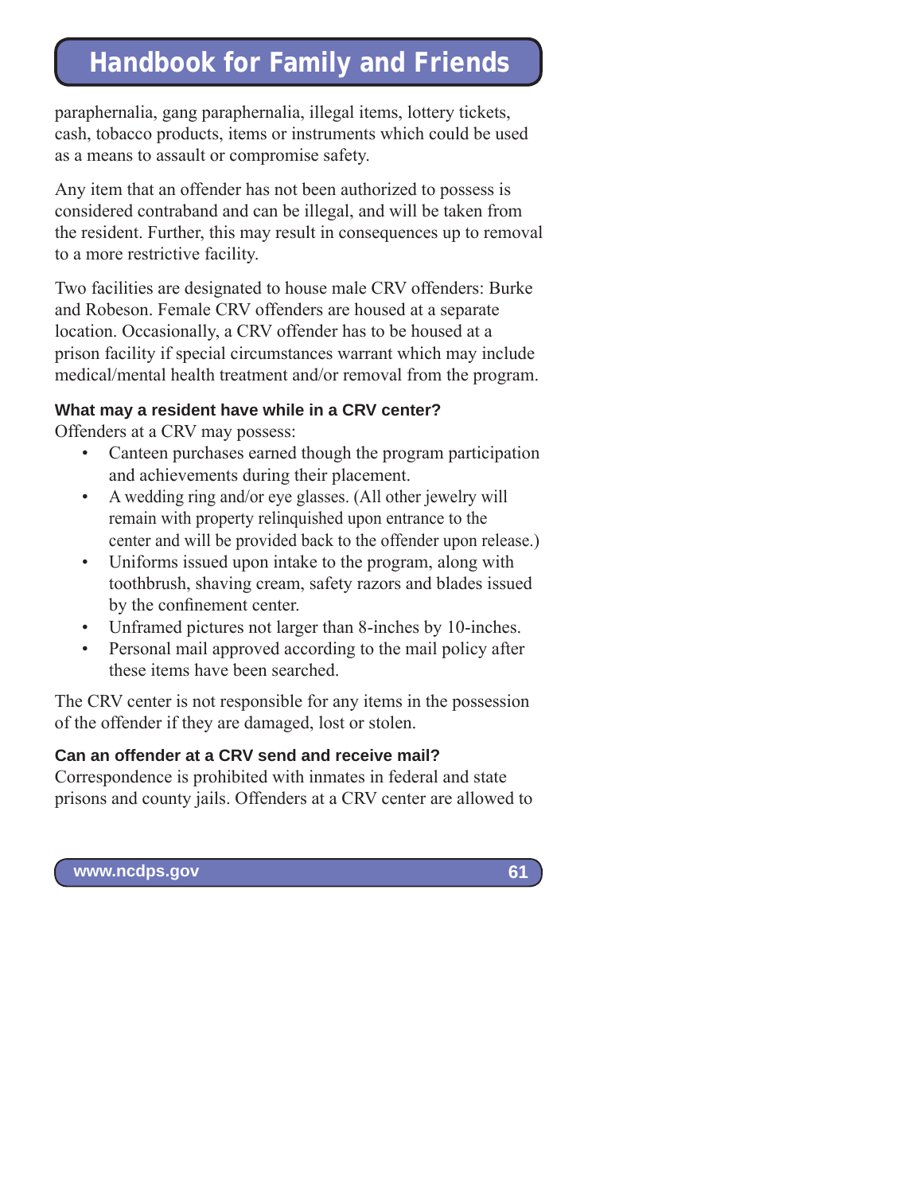paraphernalia, gang paraphernalia, illegal items, lottery tickets, cash, tobacco products, items or instruments which could be used as a means to assault or compromise safety.

Any item that an offender has not been authorized to possess is considered contraband and can be illegal, and will be taken from the resident. Further, this may result in consequences up to removal to a more restrictive facility.

Two facilities are designated to house male CRV offenders: Burke and Robeson. Female CRV offenders are housed at a separate location. Occasionally, a CRV offender has to be housed at a prison facility if special circumstances warrant which may include medical/mental health treatment and/or removal from the program.

**What may a resident have while in a CRV center?**

Offenders at a CRV may possess:

- Canteen purchases earned though the program participation and achievements during their placement.
- A wedding ring and/or eye glasses. (All other jewelry will remain with property relinquished upon entrance to the center and will be provided back to the offender upon release.)
- Uniforms issued upon intake to the program, along with toothbrush, shaving cream, safety razors and blades issued by the confinement center.
- Unframed pictures not larger than 8-inches by 10-inches.
- Personal mail approved according to the mail policy after these items have been searched.

The CRV center is not responsible for any items in the possession of the offender if they are damaged, lost or stolen.

**Can an offender at a CRV send and receive mail?**

Correspondence is prohibited with inmates in federal and state prisons and county jails. Offenders at a CRV center are allowed to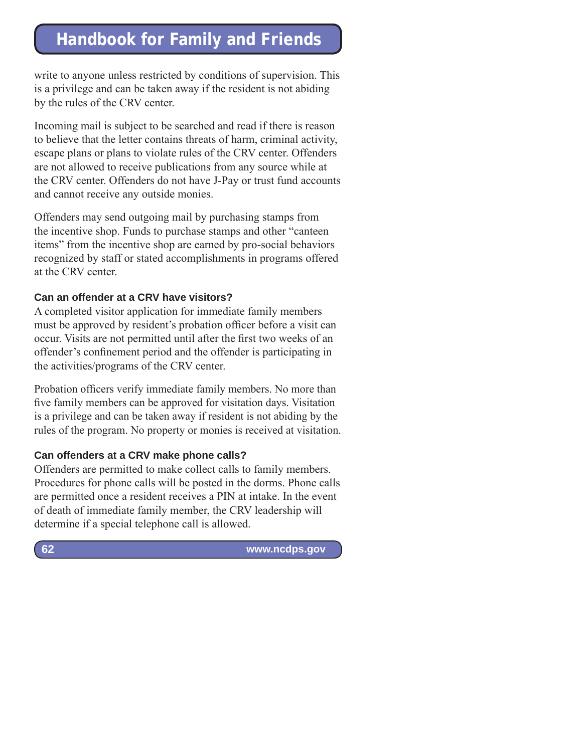write to anyone unless restricted by conditions of supervision. This is a privilege and can be taken away if the resident is not abiding by the rules of the CRV center.

Incoming mail is subject to be searched and read if there is reason to believe that the letter contains threats of harm, criminal activity, escape plans or plans to violate rules of the CRV center. Offenders are not allowed to receive publications from any source while at the CRV center. Offenders do not have J-Pay or trust fund accounts and cannot receive any outside monies.

Offenders may send outgoing mail by purchasing stamps from the incentive shop. Funds to purchase stamps and other "canteen items" from the incentive shop are earned by pro-social behaviors recognized by staff or stated accomplishments in programs offered at the CRV center.

### Can an offender at a CRV have visitors?

A completed visitor application for immediate family members must be approved by resident's probation officer before a visit can occur. Visits are not permitted until after the first two weeks of an offender's confinement period and the offender is participating in the activities/programs of the CRV center.

Probation officers verify immediate family members. No more than five family members can be approved for visitation days. Visitation is a privilege and can be taken away if resident is not abiding by the rules of the program. No property or monies is received at visitation.

### Can offenders at a CRV make phone calls?

Offenders are permitted to make collect calls to family members. Procedures for phone calls will be posted in the dorms. Phone calls are permitted once a resident receives a PIN at intake. In the event of death of immediate family member, the CRV leadership will determine if a special telephone call is allowed.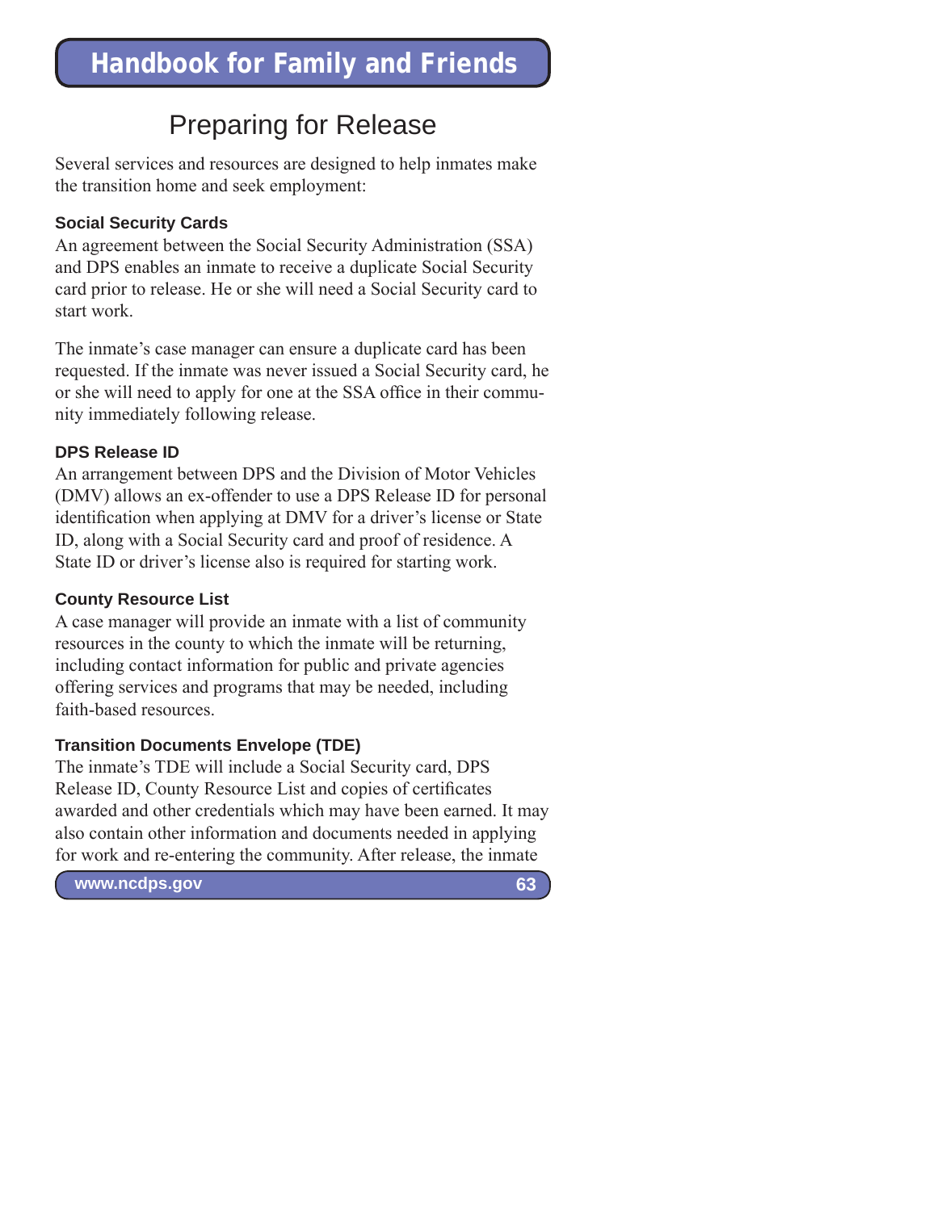## Preparing for Release

Several services and resources are designed to help inmates make the transition home and seek employment:

### Social Security Cards

An agreement between the Social Security Administration (SSA) and DPS enables an inmate to receive a duplicate Social Security card prior to release. He or she will need a Social Security card to start work.

The inmate's case manager can ensure a duplicate card has been requested. If the inmate was never issued a Social Security card, he or she will need to apply for one at the SSA office in their community immediately following release.

### DPS Release ID

An arrangement between DPS and the Division of Motor Vehicles (DMV) allows an ex-offender to use a DPS Release ID for personal identification when applying at DMV for a driver's license or State ID, along with a Social Security card and proof of residence. A State ID or driver's license also is required for starting work.

### County Resource List

A case manager will provide an inmate with a list of community resources in the county to which the inmate will be returning, including contact information for public and private agencies offering services and programs that may be needed, including faith-based resources.

### Transition Documents Envelope (TDE)

The inmate's TDE will include a Social Security card, DPS Release ID, County Resource List and copies of certificates awarded and other credentials which may have been earned. It may also contain other information and documents needed in applying for work and re-entering the community. After release, the inmate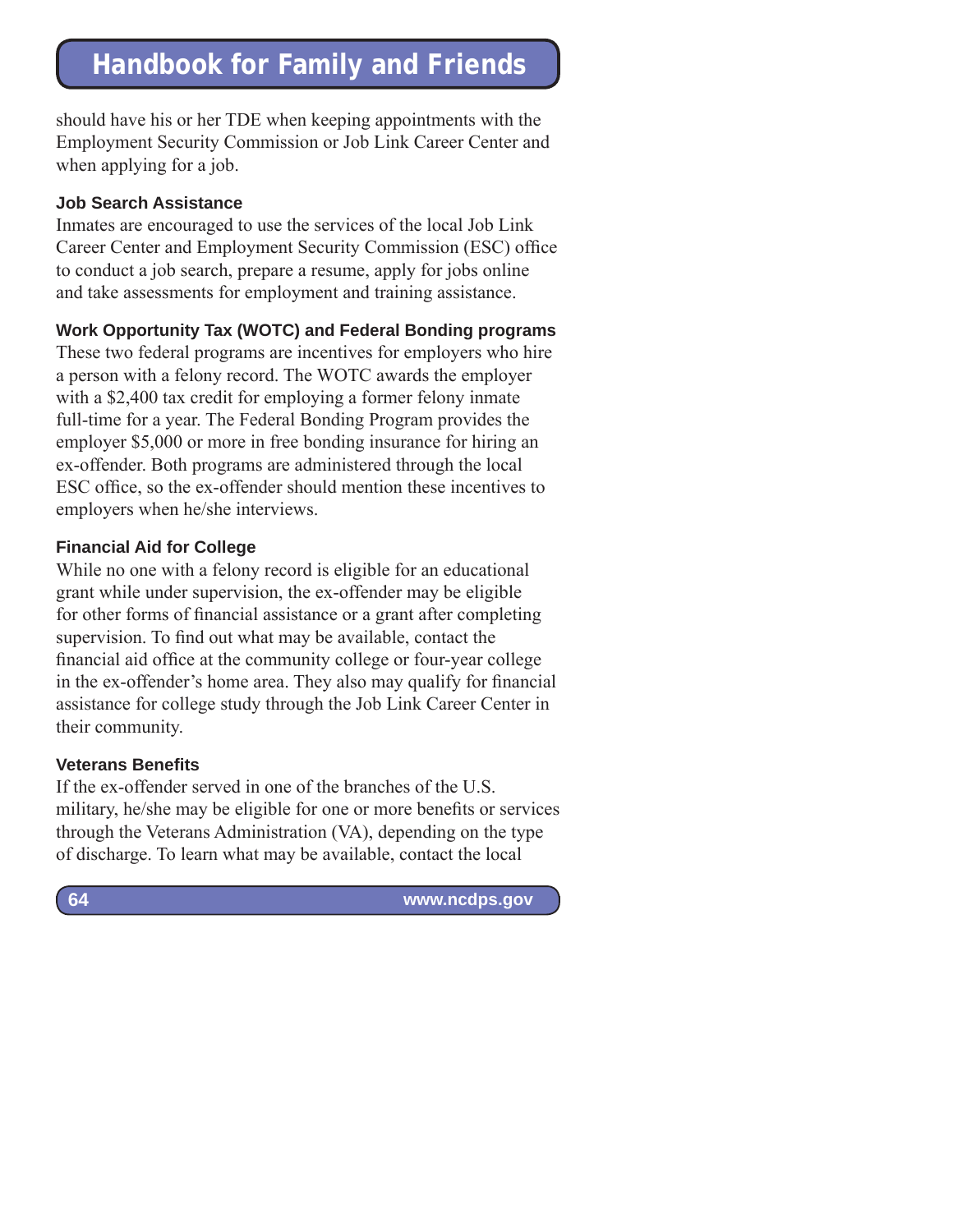should have his or her TDE when keeping appointments with the Employment Security Commission or Job Link Career Center and when applying for a job.

### Job Search Assistance

Inmates are encouraged to use the services of the local Job Link Career Center and Employment Security Commission (ESC) office to conduct a job search, prepare a resume, apply for jobs online and take assessments for employment and training assistance.

### Work Opportunity Tax (WOTC) and Federal Bonding programs

These two federal programs are incentives for employers who hire a person with a felony record. The WOTC awards the employer with a $2,400 tax credit for employing a former felony inmate full-time for a year. The Federal Bonding Program provides the employer $5,000 or more in free bonding insurance for hiring an ex-offender. Both programs are administered through the local ESC office, so the ex-offender should mention these incentives to employers when he/she interviews.

### Financial Aid for College

While no one with a felony record is eligible for an educational grant while under supervision, the ex-offender may be eligible for other forms of financial assistance or a grant after completing supervision. To find out what may be available, contact the financial aid office at the community college or four-year college in the ex-offender's home area. They also may qualify for financial assistance for college study through the Job Link Career Center in their community.

### Veterans Benefits

If the ex-offender served in one of the branches of the U.S. military, he/she may be eligible for one or more benefits or services through the Veterans Administration (VA), depending on the type of discharge. To learn what may be available, contact the local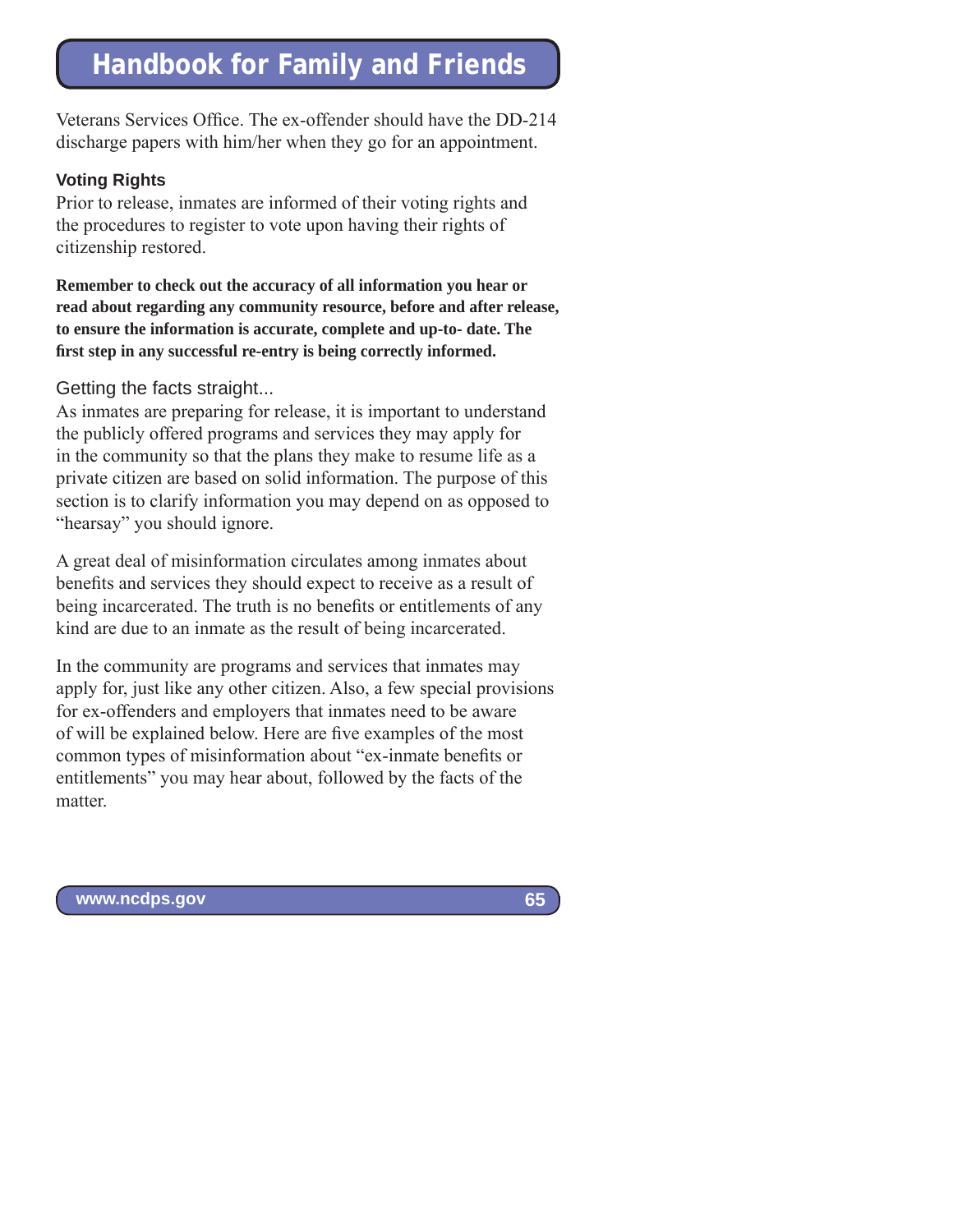Veterans Services Office. The ex-offender should have the DD-214 discharge papers with him/her when they go for an appointment.

### Voting Rights

Prior to release, inmates are informed of their voting rights and the procedures to register to vote upon having their rights of citizenship restored.

**Remember to check out the accuracy of all information you hear or read about regarding any community resource, before and after release, to ensure the information is accurate, complete and up-to- date. The first step in any successful re-entry is being correctly informed.**

### Getting the facts straight...

As inmates are preparing for release, it is important to understand the publicly offered programs and services they may apply for in the community so that the plans they make to resume life as a private citizen are based on solid information. The purpose of this section is to clarify information you may depend on as opposed to "hearsay" you should ignore.

A great deal of misinformation circulates among inmates about benefits and services they should expect to receive as a result of being incarcerated. The truth is no benefits or entitlements of any kind are due to an inmate as the result of being incarcerated.

In the community are programs and services that inmates may apply for, just like any other citizen. Also, a few special provisions for ex-offenders and employers that inmates need to be aware of will be explained below. Here are five examples of the most common types of misinformation about "ex-inmate benefits or entitlements" you may hear about, followed by the facts of the matter.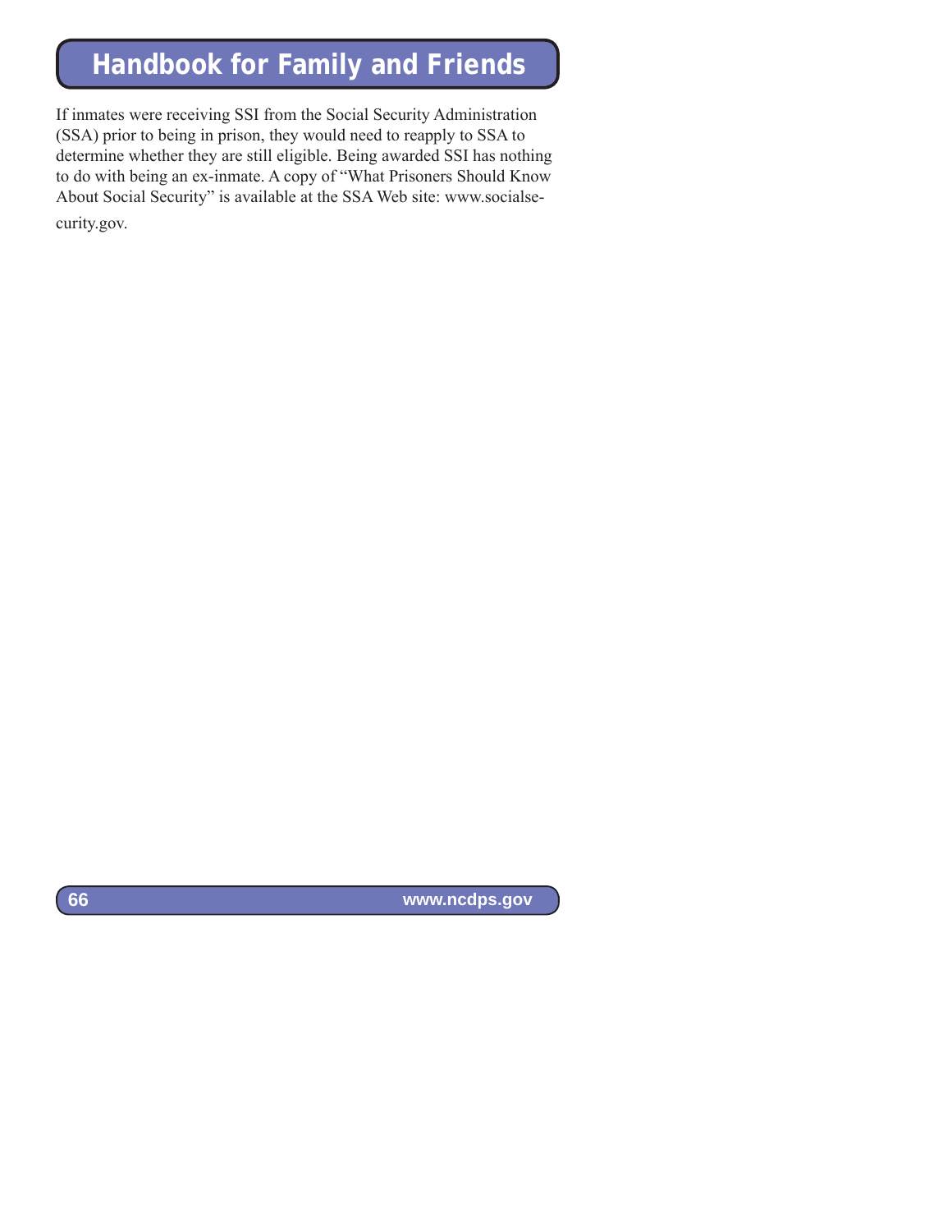If inmates were receiving SSI from the Social Security Administration (SSA) prior to being in prison, they would need to reapply to SSA to determine whether they are still eligible. Being awarded SSI has nothing to do with being an ex-inmate. A copy of "What Prisoners Should Know About Social Security" is available at the SSA Web site: www.socialsecurity.gov.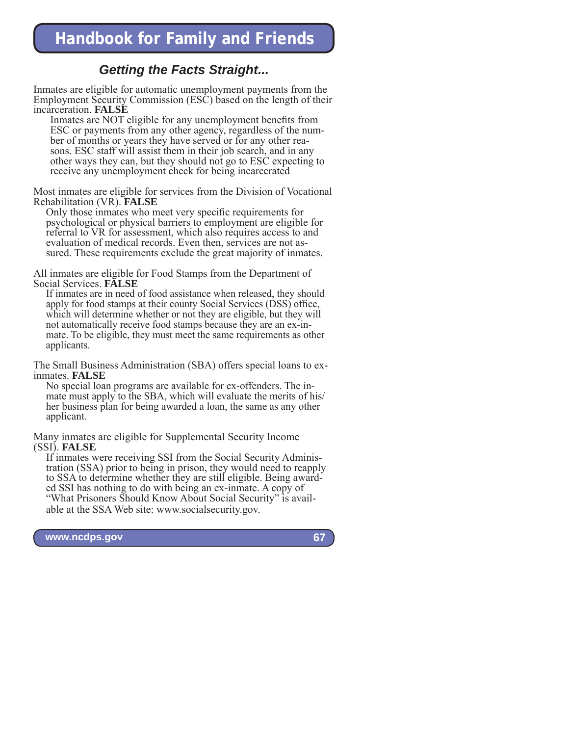## *Getting the Facts Straight...*

Inmates are eligible for automatic unemployment payments from the Employment Security Commission (ESC) based on the length of their incarceration. **FALSE**

Inmates are NOT eligible for any unemployment benefits from ESC or payments from any other agency, regardless of the number of months or years they have served or for any other reasons. ESC staff will assist them in their job search, and in any other ways they can, but they should not go to ESC expecting to receive any unemployment check for being incarcerated

Most inmates are eligible for services from the Division of Vocational Rehabilitation (VR). **FALSE**

Only those inmates who meet very specific requirements for psychological or physical barriers to employment are eligible for referral to VR for assessment, which also requires access to and evaluation of medical records. Even then, services are not assured. These requirements exclude the great majority of inmates.

All inmates are eligible for Food Stamps from the Department of Social Services. **FALSE**

If inmates are in need of food assistance when released, they should apply for food stamps at their county Social Services (DSS) office, which will determine whether or not they are eligible, but they will not automatically receive food stamps because they are an ex-inmate. To be eligible, they must meet the same requirements as other applicants.

The Small Business Administration (SBA) offers special loans to ex-inmates. **FALSE**

No special loan programs are available for ex-offenders. The inmate must apply to the SBA, which will evaluate the merits of his/her business plan for being awarded a loan, the same as any other applicant.

Many inmates are eligible for Supplemental Security Income (SSI). **FALSE**

If inmates were receiving SSI from the Social Security Administration (SSA) prior to being in prison, they would need to reapply to SSA to determine whether they are still eligible. Being awarded SSI has nothing to do with being an ex-inmate. A copy of "What Prisoners Should Know About Social Security" is available at the SSA Web site: www.socialsecurity.gov.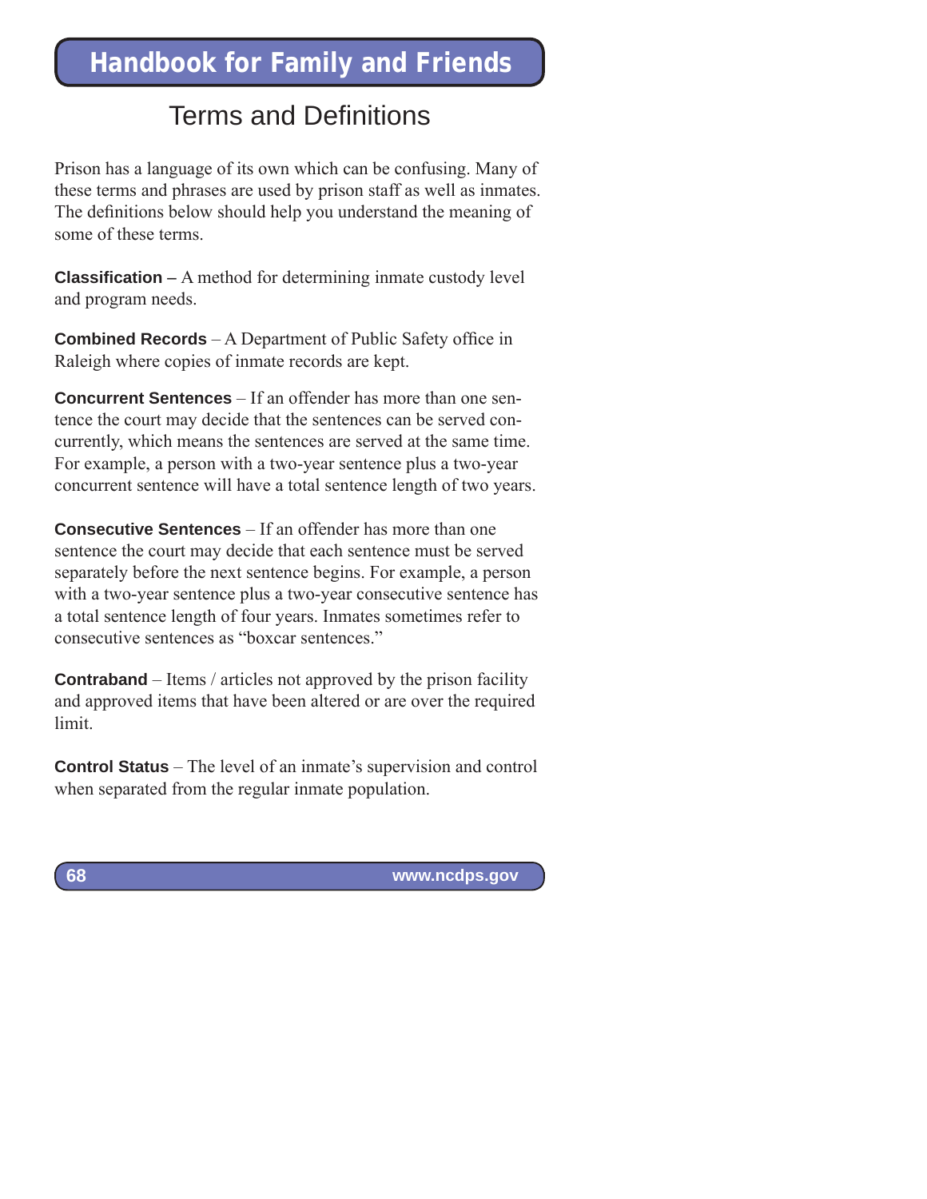## Terms and Definitions

Prison has a language of its own which can be confusing. Many of these terms and phrases are used by prison staff as well as inmates. The definitions below should help you understand the meaning of some of these terms.

**Classification –** A method for determining inmate custody level and program needs.

**Combined Records** – A Department of Public Safety office in Raleigh where copies of inmate records are kept.

**Concurrent Sentences** – If an offender has more than one sentence the court may decide that the sentences can be served concurrently, which means the sentences are served at the same time. For example, a person with a two-year sentence plus a two-year concurrent sentence will have a total sentence length of two years.

**Consecutive Sentences** – If an offender has more than one sentence the court may decide that each sentence must be served separately before the next sentence begins. For example, a person with a two-year sentence plus a two-year consecutive sentence has a total sentence length of four years. Inmates sometimes refer to consecutive sentences as "boxcar sentences."

**Contraband** – Items / articles not approved by the prison facility and approved items that have been altered or are over the required limit.

**Control Status** – The level of an inmate's supervision and control when separated from the regular inmate population.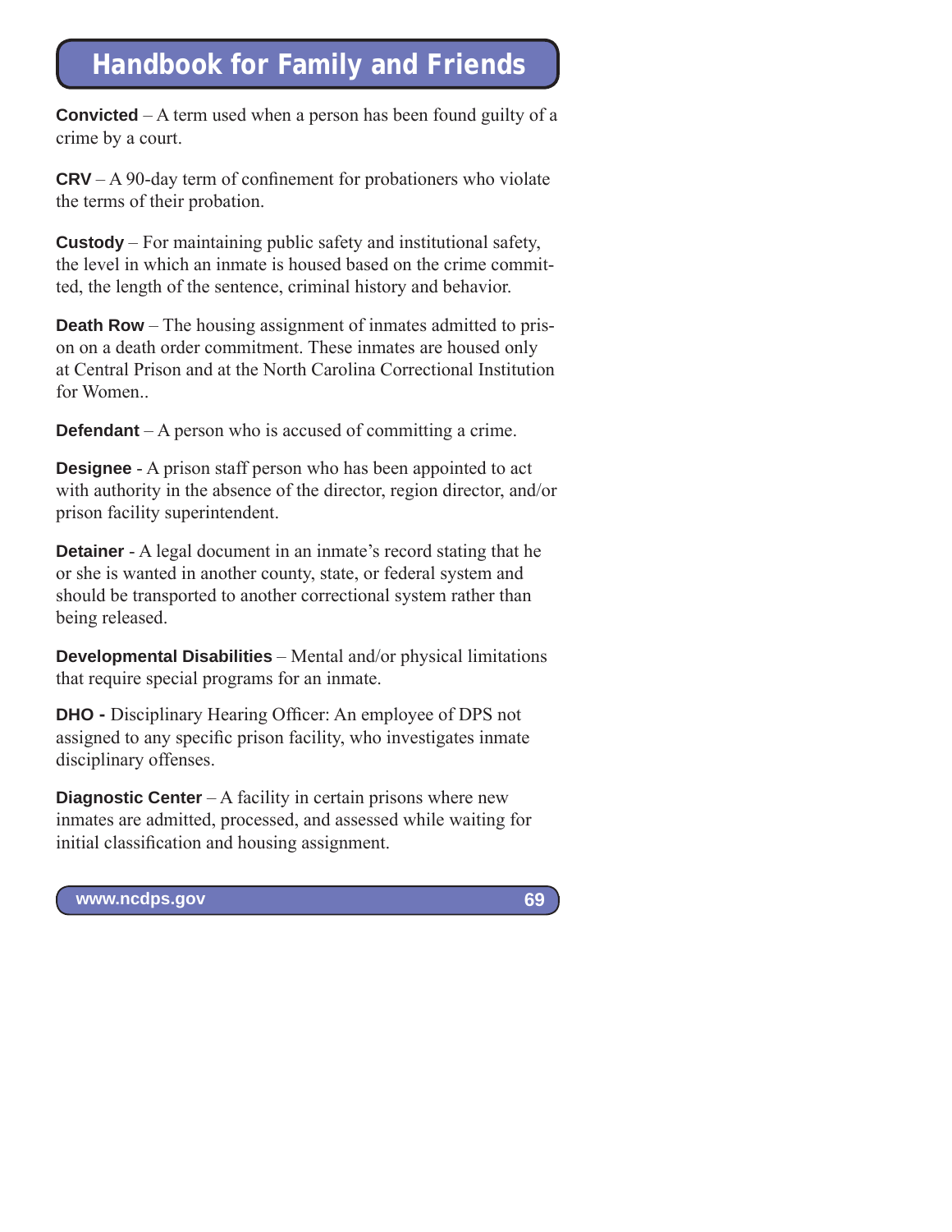**Convicted** – A term used when a person has been found guilty of a crime by a court.

**CRV** – A 90-day term of confinement for probationers who violate the terms of their probation.

**Custody** – For maintaining public safety and institutional safety, the level in which an inmate is housed based on the crime committed, the length of the sentence, criminal history and behavior.

**Death Row** – The housing assignment of inmates admitted to prison on a death order commitment. These inmates are housed only at Central Prison and at the North Carolina Correctional Institution for Women..

**Defendant** – A person who is accused of committing a crime.

**Designee** - A prison staff person who has been appointed to act with authority in the absence of the director, region director, and/or prison facility superintendent.

**Detainer** - A legal document in an inmate's record stating that he or she is wanted in another county, state, or federal system and should be transported to another correctional system rather than being released.

**Developmental Disabilities** – Mental and/or physical limitations that require special programs for an inmate.

**DHO -** Disciplinary Hearing Officer: An employee of DPS not assigned to any specific prison facility, who investigates inmate disciplinary offenses.

**Diagnostic Center** – A facility in certain prisons where new inmates are admitted, processed, and assessed while waiting for initial classification and housing assignment.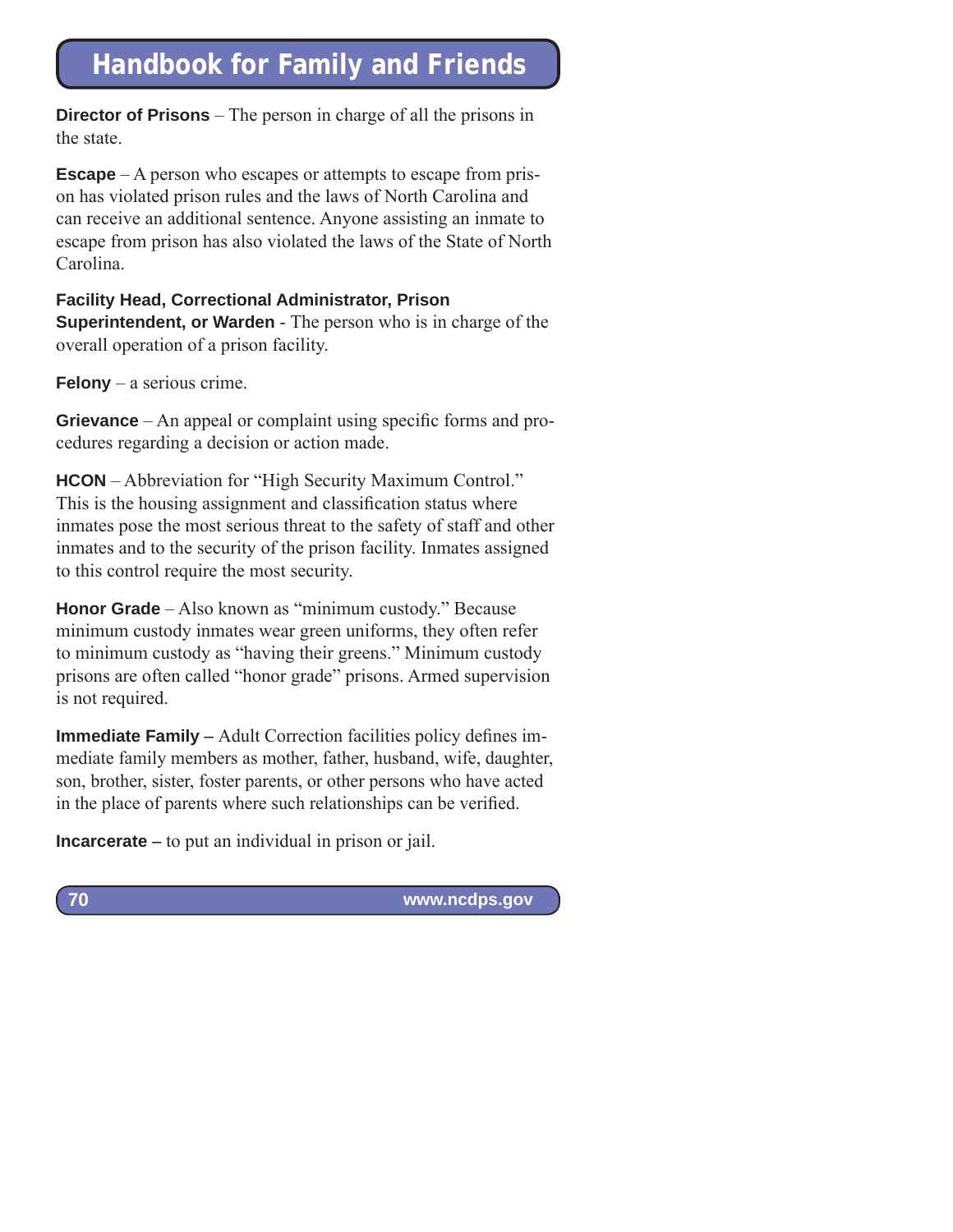**Director of Prisons** – The person in charge of all the prisons in the state.

**Escape** – A person who escapes or attempts to escape from prison has violated prison rules and the laws of North Carolina and can receive an additional sentence. Anyone assisting an inmate to escape from prison has also violated the laws of the State of North Carolina.

**Facility Head, Correctional Administrator, Prison Superintendent, or Warden** - The person who is in charge of the overall operation of a prison facility.

**Felony** – a serious crime.

**Grievance** – An appeal or complaint using specific forms and procedures regarding a decision or action made.

**HCON** – Abbreviation for "High Security Maximum Control." This is the housing assignment and classification status where inmates pose the most serious threat to the safety of staff and other inmates and to the security of the prison facility. Inmates assigned to this control require the most security.

**Honor Grade** – Also known as "minimum custody." Because minimum custody inmates wear green uniforms, they often refer to minimum custody as "having their greens." Minimum custody prisons are often called "honor grade" prisons. Armed supervision is not required.

**Immediate Family –** Adult Correction facilities policy defines immediate family members as mother, father, husband, wife, daughter, son, brother, sister, foster parents, or other persons who have acted in the place of parents where such relationships can be verified.

**Incarcerate –** to put an individual in prison or jail.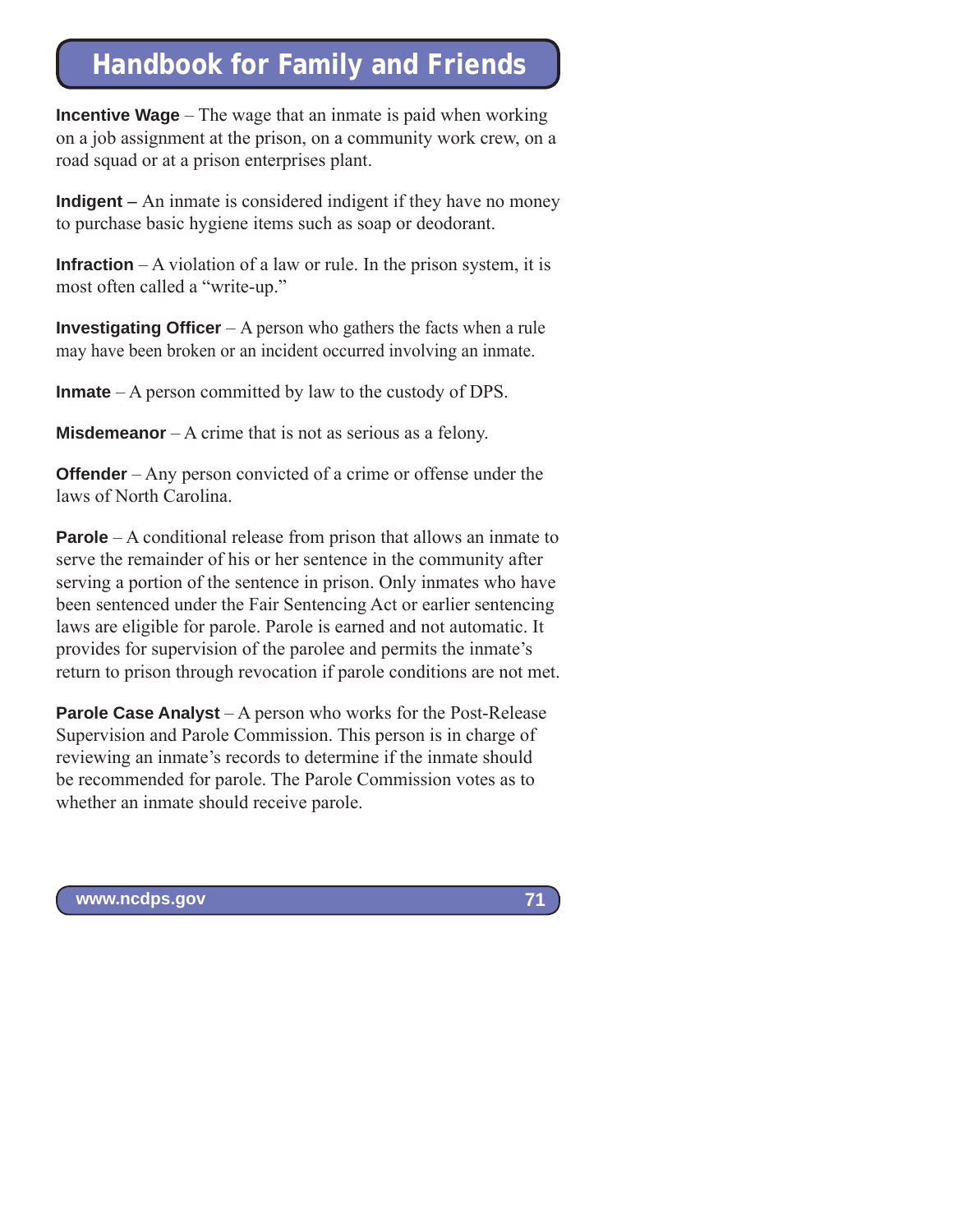**Incentive Wage** – The wage that an inmate is paid when working on a job assignment at the prison, on a community work crew, on a road squad or at a prison enterprises plant.

**Indigent –** An inmate is considered indigent if they have no money to purchase basic hygiene items such as soap or deodorant.

**Infraction** – A violation of a law or rule. In the prison system, it is most often called a "write-up."

**Investigating Officer** – A person who gathers the facts when a rule may have been broken or an incident occurred involving an inmate.

**Inmate** – A person committed by law to the custody of DPS.

**Misdemeanor** – A crime that is not as serious as a felony.

**Offender** – Any person convicted of a crime or offense under the laws of North Carolina.

**Parole** – A conditional release from prison that allows an inmate to serve the remainder of his or her sentence in the community after serving a portion of the sentence in prison. Only inmates who have been sentenced under the Fair Sentencing Act or earlier sentencing laws are eligible for parole. Parole is earned and not automatic. It provides for supervision of the parolee and permits the inmate's return to prison through revocation if parole conditions are not met.

**Parole Case Analyst** – A person who works for the Post-Release Supervision and Parole Commission. This person is in charge of reviewing an inmate's records to determine if the inmate should be recommended for parole. The Parole Commission votes as to whether an inmate should receive parole.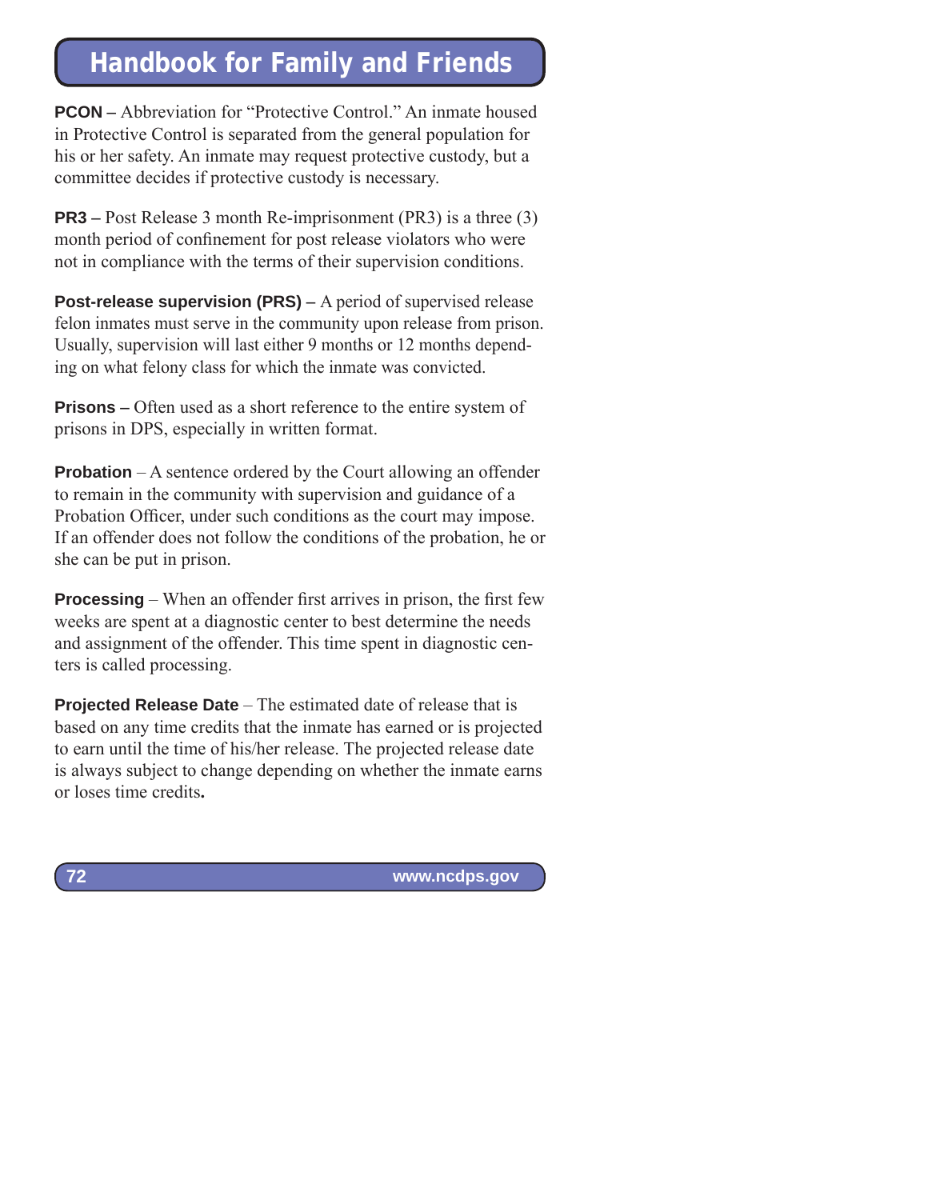**PCON –** Abbreviation for "Protective Control." An inmate housed in Protective Control is separated from the general population for his or her safety. An inmate may request protective custody, but a committee decides if protective custody is necessary.

**PR3 –** Post Release 3 month Re-imprisonment (PR3) is a three (3) month period of confinement for post release violators who were not in compliance with the terms of their supervision conditions.

**Post-release supervision (PRS) –** A period of supervised release felon inmates must serve in the community upon release from prison. Usually, supervision will last either 9 months or 12 months depending on what felony class for which the inmate was convicted.

**Prisons –** Often used as a short reference to the entire system of prisons in DPS, especially in written format.

**Probation** – A sentence ordered by the Court allowing an offender to remain in the community with supervision and guidance of a Probation Officer, under such conditions as the court may impose. If an offender does not follow the conditions of the probation, he or she can be put in prison.

**Processing** – When an offender first arrives in prison, the first few weeks are spent at a diagnostic center to best determine the needs and assignment of the offender. This time spent in diagnostic centers is called processing.

**Projected Release Date** – The estimated date of release that is based on any time credits that the inmate has earned or is projected to earn until the time of his/her release. The projected release date is always subject to change depending on whether the inmate earns or loses time credits**.**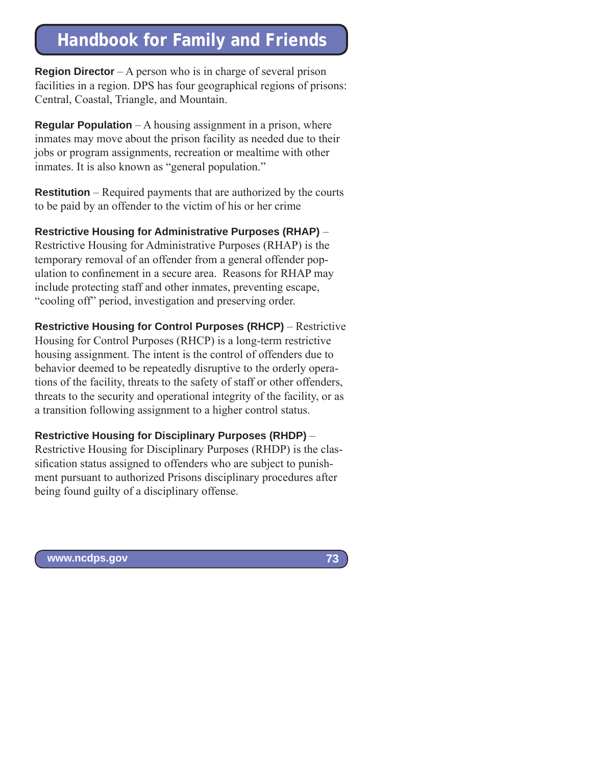**Region Director** – A person who is in charge of several prison facilities in a region. DPS has four geographical regions of prisons: Central, Coastal, Triangle, and Mountain.

**Regular Population** – A housing assignment in a prison, where inmates may move about the prison facility as needed due to their jobs or program assignments, recreation or mealtime with other inmates. It is also known as "general population."

**Restitution** – Required payments that are authorized by the courts to be paid by an offender to the victim of his or her crime

**Restrictive Housing for Administrative Purposes (RHAP)** – Restrictive Housing for Administrative Purposes (RHAP) is the temporary removal of an offender from a general offender population to confinement in a secure area. Reasons for RHAP may include protecting staff and other inmates, preventing escape, "cooling off" period, investigation and preserving order.

**Restrictive Housing for Control Purposes (RHCP)** – Restrictive Housing for Control Purposes (RHCP) is a long-term restrictive housing assignment. The intent is the control of offenders due to behavior deemed to be repeatedly disruptive to the orderly operations of the facility, threats to the safety of staff or other offenders, threats to the security and operational integrity of the facility, or as a transition following assignment to a higher control status.

**Restrictive Housing for Disciplinary Purposes (RHDP)** – Restrictive Housing for Disciplinary Purposes (RHDP) is the classification status assigned to offenders who are subject to punishment pursuant to authorized Prisons disciplinary procedures after being found guilty of a disciplinary offense.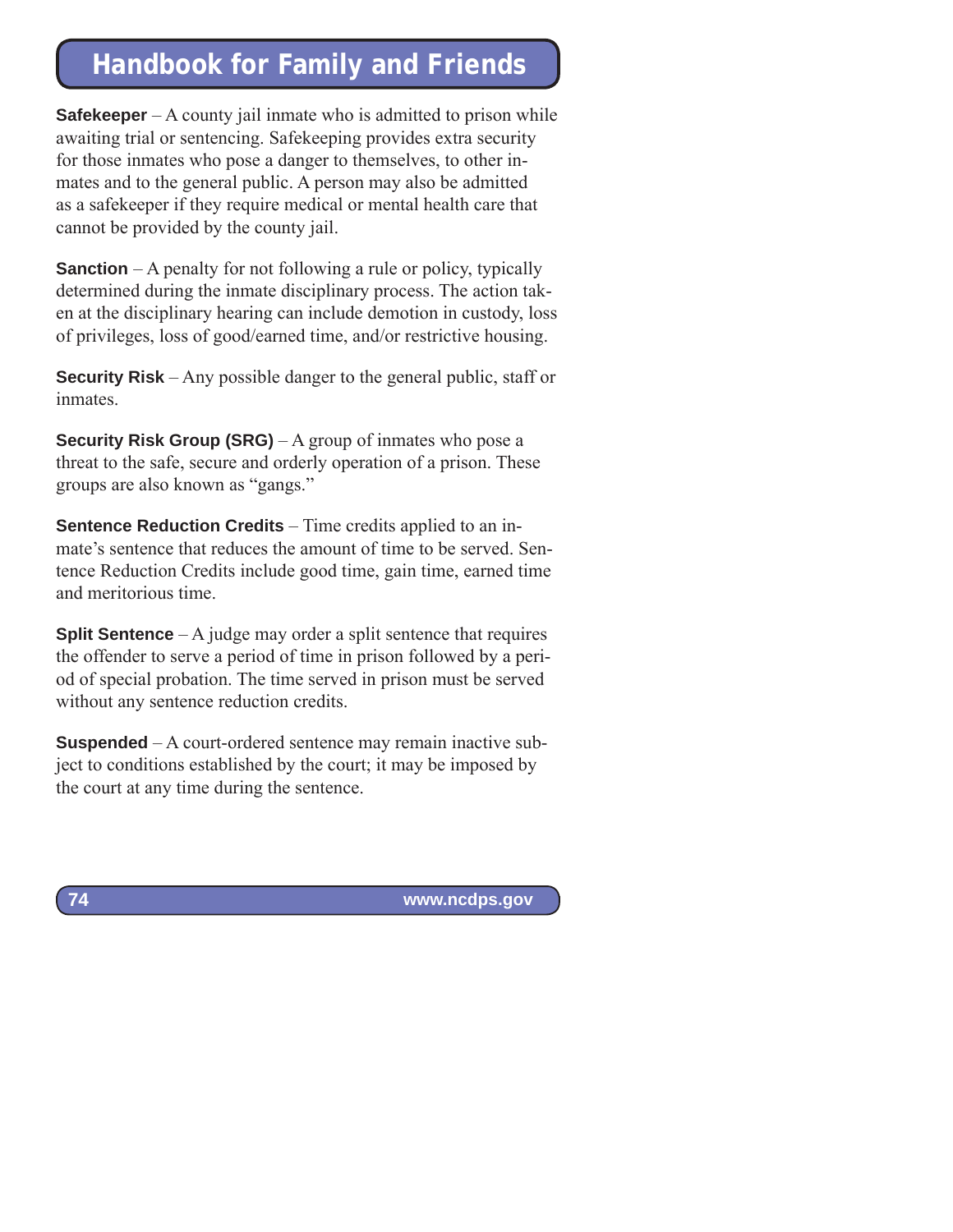**Safekeeper** – A county jail inmate who is admitted to prison while awaiting trial or sentencing. Safekeeping provides extra security for those inmates who pose a danger to themselves, to other inmates and to the general public. A person may also be admitted as a safekeeper if they require medical or mental health care that cannot be provided by the county jail.

**Sanction** – A penalty for not following a rule or policy, typically determined during the inmate disciplinary process. The action taken at the disciplinary hearing can include demotion in custody, loss of privileges, loss of good/earned time, and/or restrictive housing.

**Security Risk** – Any possible danger to the general public, staff or inmates.

**Security Risk Group (SRG)** – A group of inmates who pose a threat to the safe, secure and orderly operation of a prison. These groups are also known as "gangs."

**Sentence Reduction Credits** – Time credits applied to an inmate's sentence that reduces the amount of time to be served. Sentence Reduction Credits include good time, gain time, earned time and meritorious time.

**Split Sentence** – A judge may order a split sentence that requires the offender to serve a period of time in prison followed by a period of special probation. The time served in prison must be served without any sentence reduction credits.

**Suspended** – A court-ordered sentence may remain inactive subject to conditions established by the court; it may be imposed by the court at any time during the sentence.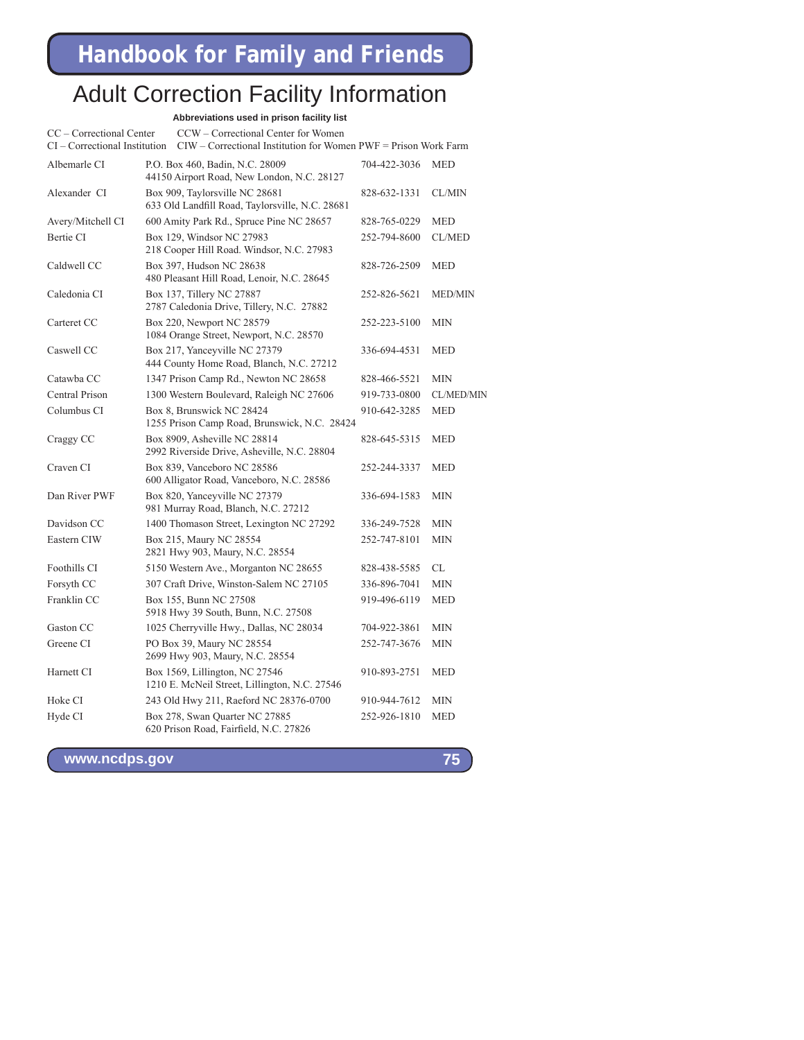# Adult Correction Facility Information

**Abbreviations used in prison facility list**

CC – Correctional Center   CCW – Correctional Center for Women
CI – Correctional Institution   CIW – Correctional Institution for Women PWF = Prison Work Farm

| Facility | Address | Phone | Custody |
|---|---|---|---|
| Albemarle CI | P.O. Box 460, Badin, N.C. 28009<br>44150 Airport Road, New London, N.C. 28127 | 704-422-3036 | MED |
| Alexander CI | Box 909, Taylorsville NC 28681<br>633 Old Landfill Road, Taylorsville, N.C. 28681 | 828-632-1331 | CL/MIN |
| Avery/Mitchell CI | 600 Amity Park Rd., Spruce Pine NC 28657 | 828-765-0229 | MED |
| Bertie CI | Box 129, Windsor NC 27983<br>218 Cooper Hill Road. Windsor, N.C. 27983 | 252-794-8600 | CL/MED |
| Caldwell CC | Box 397, Hudson NC 28638<br>480 Pleasant Hill Road, Lenoir, N.C. 28645 | 828-726-2509 | MED |
| Caledonia CI | Box 137, Tillery NC 27887<br>2787 Caledonia Drive, Tillery, N.C. 27882 | 252-826-5621 | MED/MIN |
| Carteret CC | Box 220, Newport NC 28579<br>1084 Orange Street, Newport, N.C. 28570 | 252-223-5100 | MIN |
| Caswell CC | Box 217, Yanceyville NC 27379<br>444 County Home Road, Blanch, N.C. 27212 | 336-694-4531 | MED |
| Catawba CC | 1347 Prison Camp Rd., Newton NC 28658 | 828-466-5521 | MIN |
| Central Prison | 1300 Western Boulevard, Raleigh NC 27606 | 919-733-0800 | CL/MED/MIN |
| Columbus CI | Box 8, Brunswick NC 28424<br>1255 Prison Camp Road, Brunswick, N.C. 28424 | 910-642-3285 | MED |
| Craggy CC | Box 8909, Asheville NC 28814<br>2992 Riverside Drive, Asheville, N.C. 28804 | 828-645-5315 | MED |
| Craven CI | Box 839, Vanceboro NC 28586<br>600 Alligator Road, Vanceboro, N.C. 28586 | 252-244-3337 | MED |
| Dan River PWF | Box 820, Yanceyville NC 27379<br>981 Murray Road, Blanch, N.C. 27212 | 336-694-1583 | MIN |
| Davidson CC | 1400 Thomason Street, Lexington NC 27292 | 336-249-7528 | MIN |
| Eastern CIW | Box 215, Maury NC 28554<br>2821 Hwy 903, Maury, N.C. 28554 | 252-747-8101 | MIN |
| Foothills CI | 5150 Western Ave., Morganton NC 28655 | 828-438-5585 | CL |
| Forsyth CC | 307 Craft Drive, Winston-Salem NC 27105 | 336-896-7041 | MIN |
| Franklin CC | Box 155, Bunn NC 27508<br>5918 Hwy 39 South, Bunn, N.C. 27508 | 919-496-6119 | MED |
| Gaston CC | 1025 Cherryville Hwy., Dallas, NC 28034 | 704-922-3861 | MIN |
| Greene CI | PO Box 39, Maury NC 28554<br>2699 Hwy 903, Maury, N.C. 28554 | 252-747-3676 | MIN |
| Harnett CI | Box 1569, Lillington, NC 27546<br>1210 E. McNeil Street, Lillington, N.C. 27546 | 910-893-2751 | MED |
| Hoke CI | 243 Old Hwy 211, Raeford NC 28376-0700 | 910-944-7612 | MIN |
| Hyde CI | Box 278, Swan Quarter NC 27885<br>620 Prison Road, Fairfield, N.C. 27826 | 252-926-1810 | MED |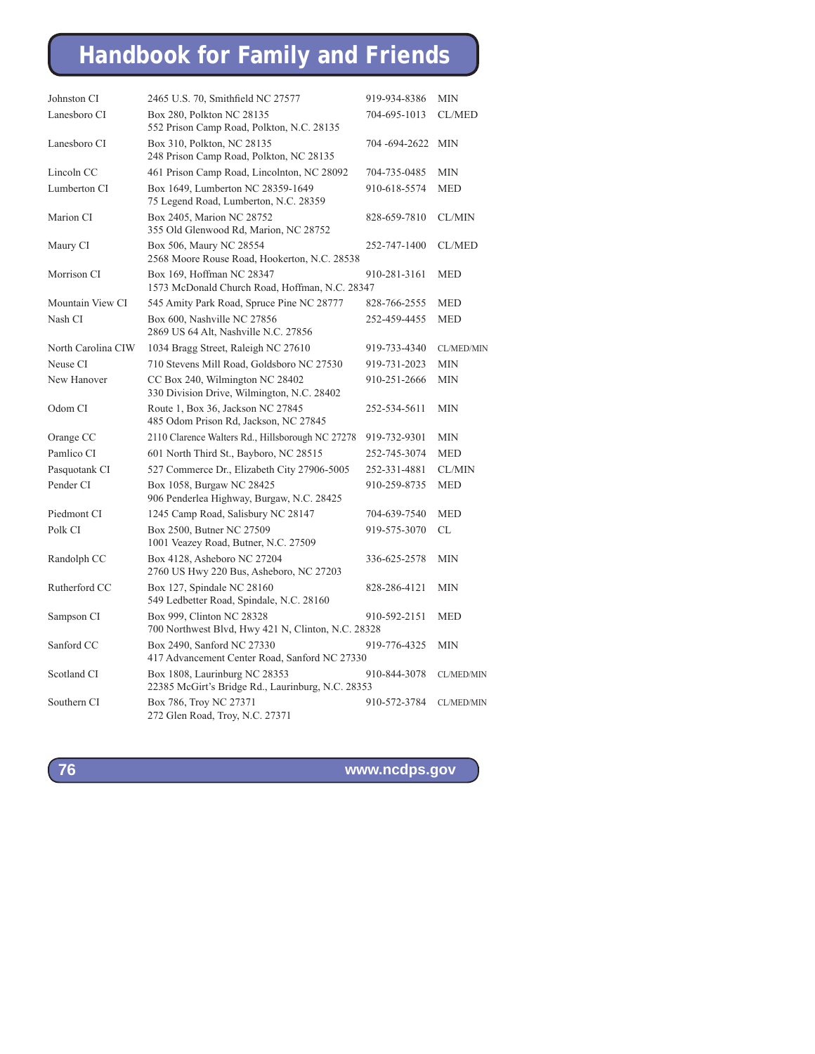| | | | |
|---|---|---|---|
| Johnston CI | 2465 U.S. 70, Smithfield NC 27577 | 919-934-8386 | MIN |
| Lanesboro CI | Box 280, Polkton NC 28135<br>552 Prison Camp Road, Polkton, N.C. 28135 | 704-695-1013 | CL/MED |
| Lanesboro CI | Box 310, Polkton, NC 28135<br>248 Prison Camp Road, Polkton, NC 28135 | 704 -694-2622 | MIN |
| Lincoln CC | 461 Prison Camp Road, Lincolnton, NC 28092 | 704-735-0485 | MIN |
| Lumberton CI | Box 1649, Lumberton NC 28359-1649<br>75 Legend Road, Lumberton, N.C. 28359 | 910-618-5574 | MED |
| Marion CI | Box 2405, Marion NC 28752<br>355 Old Glenwood Rd, Marion, NC 28752 | 828-659-7810 | CL/MIN |
| Maury CI | Box 506, Maury NC 28554<br>2568 Moore Rouse Road, Hookerton, N.C. 28538 | 252-747-1400 | CL/MED |
| Morrison CI | Box 169, Hoffman NC 28347<br>1573 McDonald Church Road, Hoffman, N.C. 28347 | 910-281-3161 | MED |
| Mountain View CI | 545 Amity Park Road, Spruce Pine NC 28777 | 828-766-2555 | MED |
| Nash CI | Box 600, Nashville NC 27856<br>2869 US 64 Alt, Nashville N.C. 27856 | 252-459-4455 | MED |
| North Carolina CIW | 1034 Bragg Street, Raleigh NC 27610 | 919-733-4340 | CL/MED/MIN |
| Neuse CI | 710 Stevens Mill Road, Goldsboro NC 27530 | 919-731-2023 | MIN |
| New Hanover | CC Box 240, Wilmington NC 28402<br>330 Division Drive, Wilmington, N.C. 28402 | 910-251-2666 | MIN |
| Odom CI | Route 1, Box 36, Jackson NC 27845<br>485 Odom Prison Rd, Jackson, NC 27845 | 252-534-5611 | MIN |
| Orange CC | 2110 Clarence Walters Rd., Hillsborough NC 27278 | 919-732-9301 | MIN |
| Pamlico CI | 601 North Third St., Bayboro, NC 28515 | 252-745-3074 | MED |
| Pasquotank CI | 527 Commerce Dr., Elizabeth City 27906-5005 | 252-331-4881 | CL/MIN |
| Pender CI | Box 1058, Burgaw NC 28425<br>906 Penderlea Highway, Burgaw, N.C. 28425 | 910-259-8735 | MED |
| Piedmont CI | 1245 Camp Road, Salisbury NC 28147 | 704-639-7540 | MED |
| Polk CI | Box 2500, Butner NC 27509<br>1001 Veazey Road, Butner, N.C. 27509 | 919-575-3070 | CL |
| Randolph CC | Box 4128, Asheboro NC 27204<br>2760 US Hwy 220 Bus, Asheboro, NC 27203 | 336-625-2578 | MIN |
| Rutherford CC | Box 127, Spindale NC 28160<br>549 Ledbetter Road, Spindale, N.C. 28160 | 828-286-4121 | MIN |
| Sampson CI | Box 999, Clinton NC 28328<br>700 Northwest Blvd, Hwy 421 N, Clinton, N.C. 28328 | 910-592-2151 | MED |
| Sanford CC | Box 2490, Sanford NC 27330<br>417 Advancement Center Road, Sanford NC 27330 | 919-776-4325 | MIN |
| Scotland CI | Box 1808, Laurinburg NC 28353<br>22385 McGirt's Bridge Rd., Laurinburg, N.C. 28353 | 910-844-3078 | CL/MED/MIN |
| Southern CI | Box 786, Troy NC 27371<br>272 Glen Road, Troy, N.C. 27371 | 910-572-3784 | CL/MED/MIN |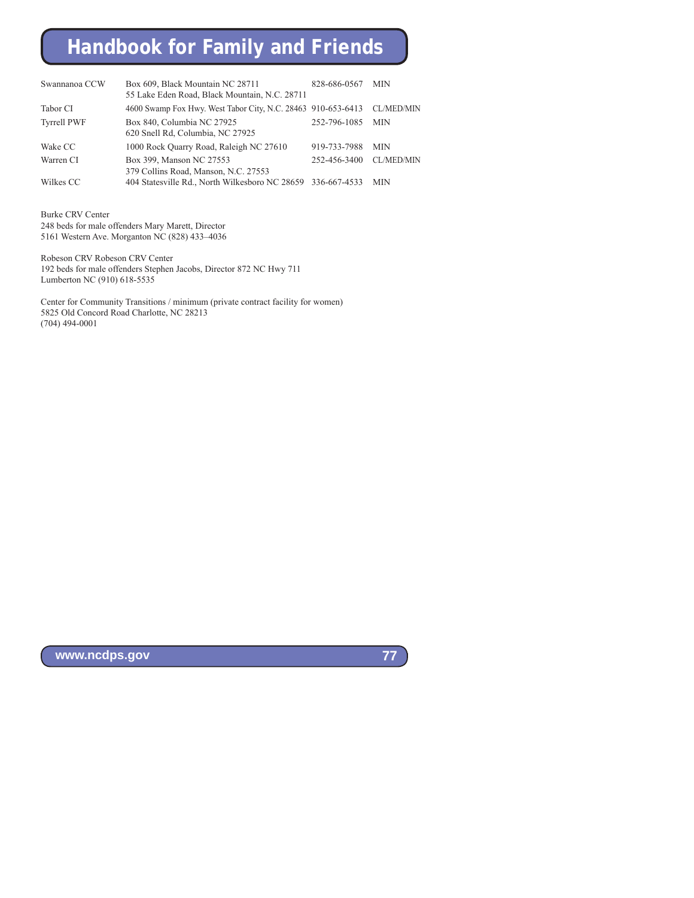| | | | |
|---|---|---|---|
| Swannanoa CCW | Box 609, Black Mountain NC 28711<br>55 Lake Eden Road, Black Mountain, N.C. 28711 | 828-686-0567 | MIN |
| Tabor CI | 4600 Swamp Fox Hwy. West Tabor City, N.C. 28463 | 910-653-6413 | CL/MED/MIN |
| Tyrrell PWF | Box 840, Columbia NC 27925<br>620 Snell Rd, Columbia, NC 27925 | 252-796-1085 | MIN |
| Wake CC | 1000 Rock Quarry Road, Raleigh NC 27610 | 919-733-7988 | MIN |
| Warren CI | Box 399, Manson NC 27553<br>379 Collins Road, Manson, N.C. 27553 | 252-456-3400 | CL/MED/MIN |
| Wilkes CC | 404 Statesville Rd., North Wilkesboro NC 28659 | 336-667-4533 | MIN |

Burke CRV Center
248 beds for male offenders Mary Marett, Director
5161 Western Ave. Morganton NC (828) 433–4036

Robeson CRV Robeson CRV Center
192 beds for male offenders Stephen Jacobs, Director 872 NC Hwy 711
Lumberton NC (910) 618-5535

Center for Community Transitions / minimum (private contract facility for women)
5825 Old Concord Road Charlotte, NC 28213
(704) 494-0001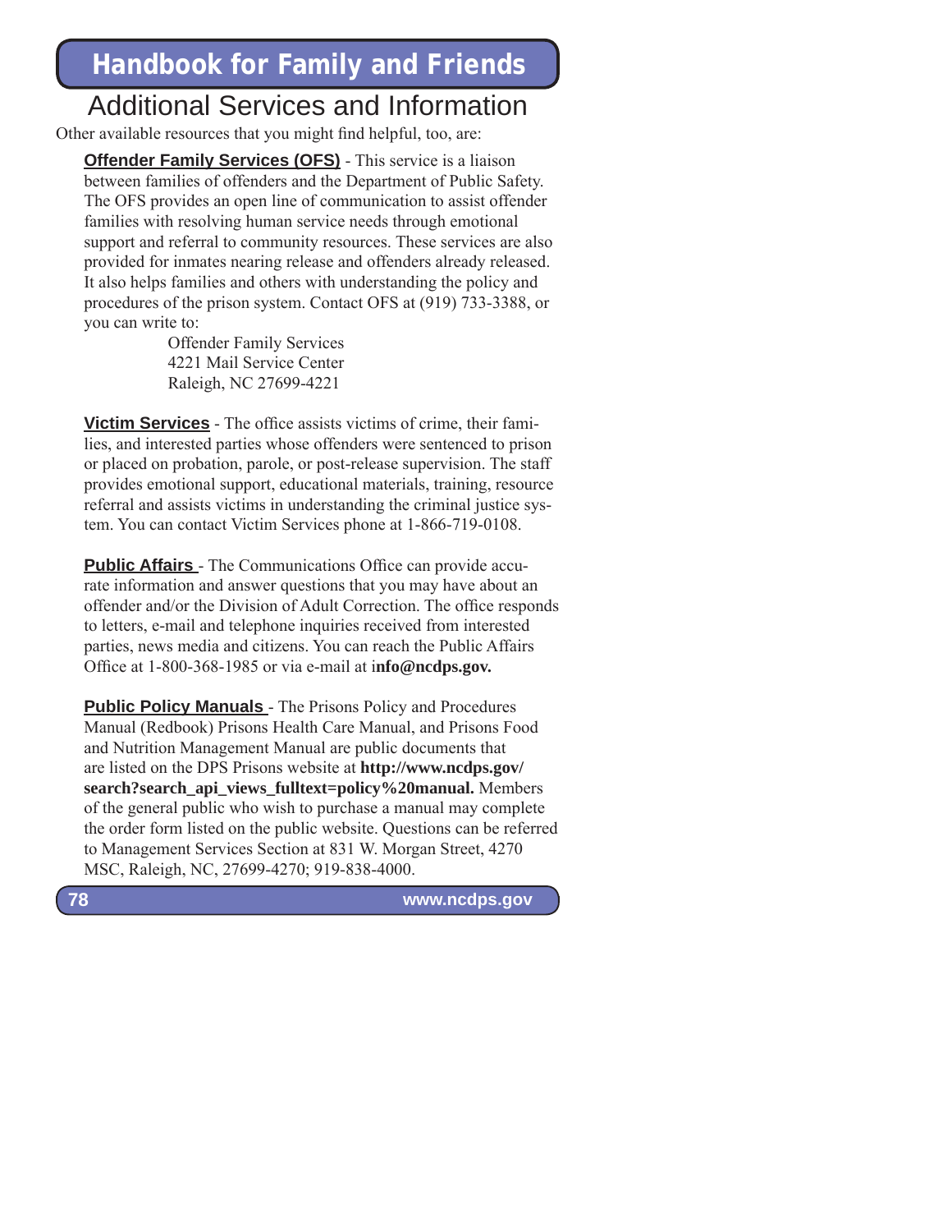## Additional Services and Information

Other available resources that you might find helpful, too, are:

**Offender Family Services (OFS)** - This service is a liaison between families of offenders and the Department of Public Safety. The OFS provides an open line of communication to assist offender families with resolving human service needs through emotional support and referral to community resources. These services are also provided for inmates nearing release and offenders already released. It also helps families and others with understanding the policy and procedures of the prison system. Contact OFS at (919) 733-3388, or you can write to:

Offender Family Services
4221 Mail Service Center
Raleigh, NC 27699-4221

**Victim Services** - The office assists victims of crime, their families, and interested parties whose offenders were sentenced to prison or placed on probation, parole, or post-release supervision. The staff provides emotional support, educational materials, training, resource referral and assists victims in understanding the criminal justice system. You can contact Victim Services phone at 1-866-719-0108.

**Public Affairs** - The Communications Office can provide accurate information and answer questions that you may have about an offender and/or the Division of Adult Correction. The office responds to letters, e-mail and telephone inquiries received from interested parties, news media and citizens. You can reach the Public Affairs Office at 1-800-368-1985 or via e-mail at **info@ncdps.gov.**

**Public Policy Manuals** - The Prisons Policy and Procedures Manual (Redbook) Prisons Health Care Manual, and Prisons Food and Nutrition Management Manual are public documents that are listed on the DPS Prisons website at **http://www.ncdps.gov/search?search_api_views_fulltext=policy%20manual.** Members of the general public who wish to purchase a manual may complete the order form listed on the public website. Questions can be referred to Management Services Section at 831 W. Morgan Street, 4270 MSC, Raleigh, NC, 27699-4270; 919-838-4000.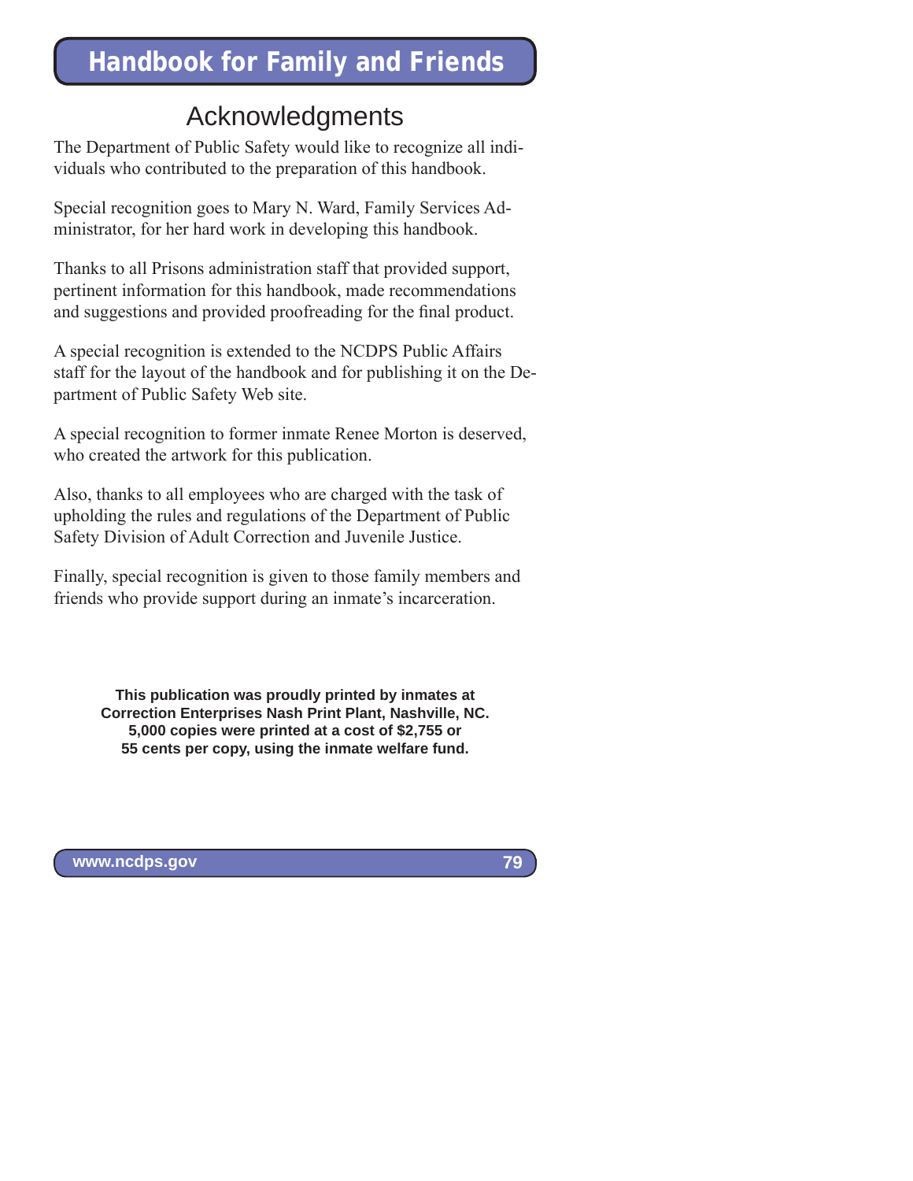# Acknowledgments

The Department of Public Safety would like to recognize all individuals who contributed to the preparation of this handbook.

Special recognition goes to Mary N. Ward, Family Services Administrator, for her hard work in developing this handbook.

Thanks to all Prisons administration staff that provided support, pertinent information for this handbook, made recommendations and suggestions and provided proofreading for the final product.

A special recognition is extended to the NCDPS Public Affairs staff for the layout of the handbook and for publishing it on the Department of Public Safety Web site.

A special recognition to former inmate Renee Morton is deserved, who created the artwork for this publication.

Also, thanks to all employees who are charged with the task of upholding the rules and regulations of the Department of Public Safety Division of Adult Correction and Juvenile Justice.

Finally, special recognition is given to those family members and friends who provide support during an inmate's incarceration.

**This publication was proudly printed by inmates at Correction Enterprises Nash Print Plant, Nashville, NC. 5,000 copies were printed at a cost of $2,755 or 55 cents per copy, using the inmate welfare fund.**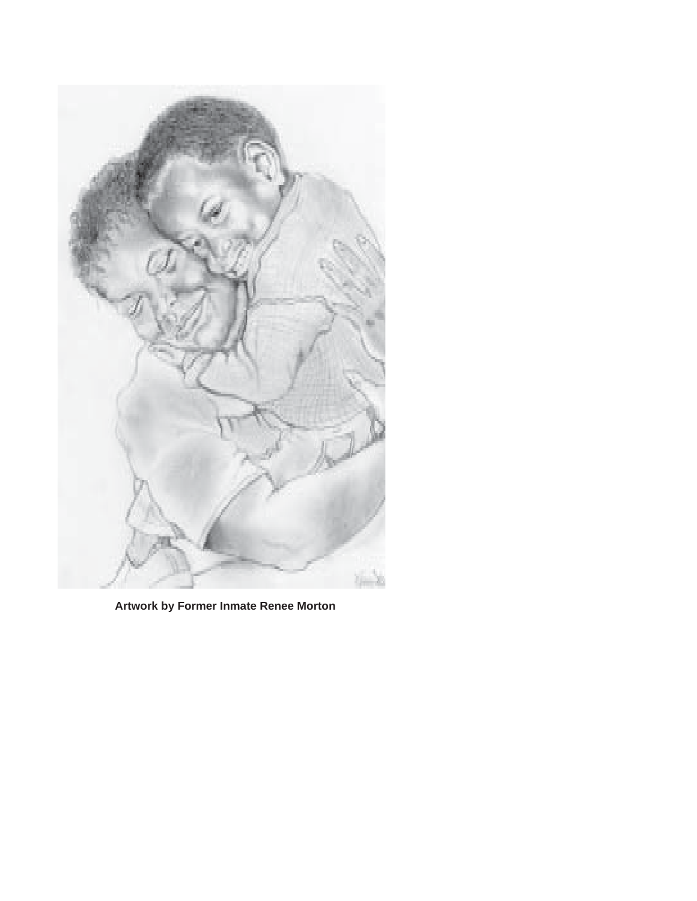**Artwork by Former Inmate Renee Morton**